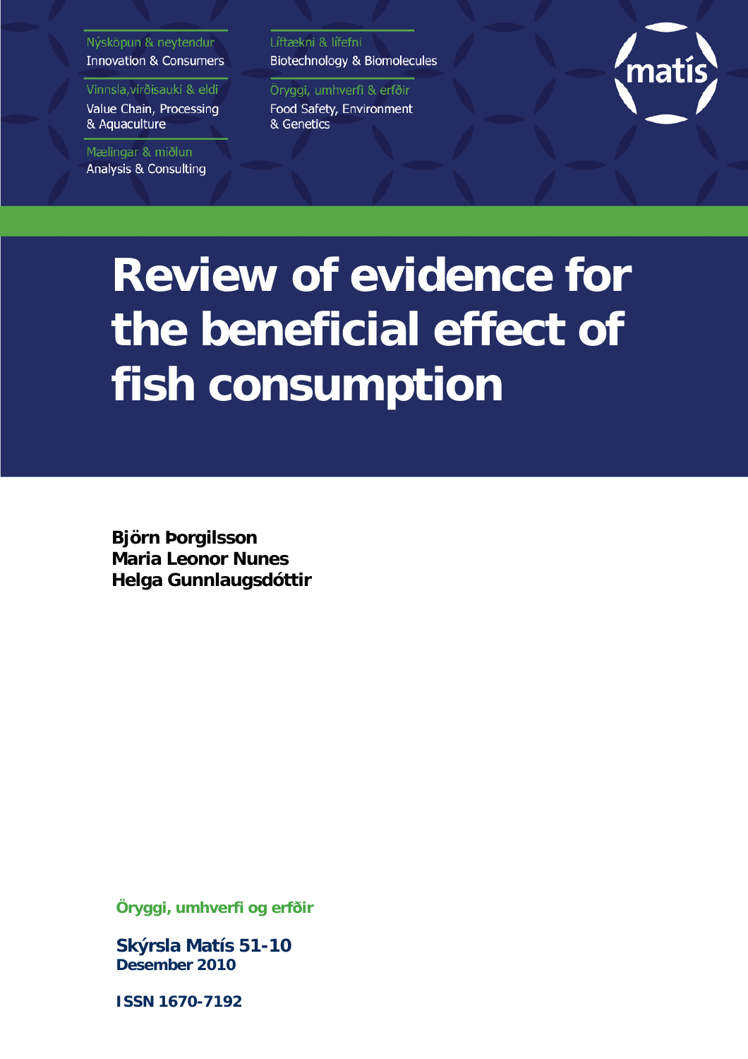Nýsköpun & neytendur
Innovation & Consumers

Vinnsla,virðisauki & eldi
Value Chain, Processing & Aquaculture

Mælingar & miðlun
Analysis & Consulting

Líftækni & lífefni
Biotechnology & Biomolecules

Öryggi, umhverfi & erfðir
Food Safety, Environment & Genetics

matís

# Review of evidence for the beneficial effect of fish consumption

**Björn Þorgilsson**
**Maria Leonor Nunes**
**Helga Gunnlaugsdóttir**

**Öryggi, umhverfi og erfðir**

**Skýrsla Matís 51-10**
**Desember 2010**

**ISSN 1670-7192**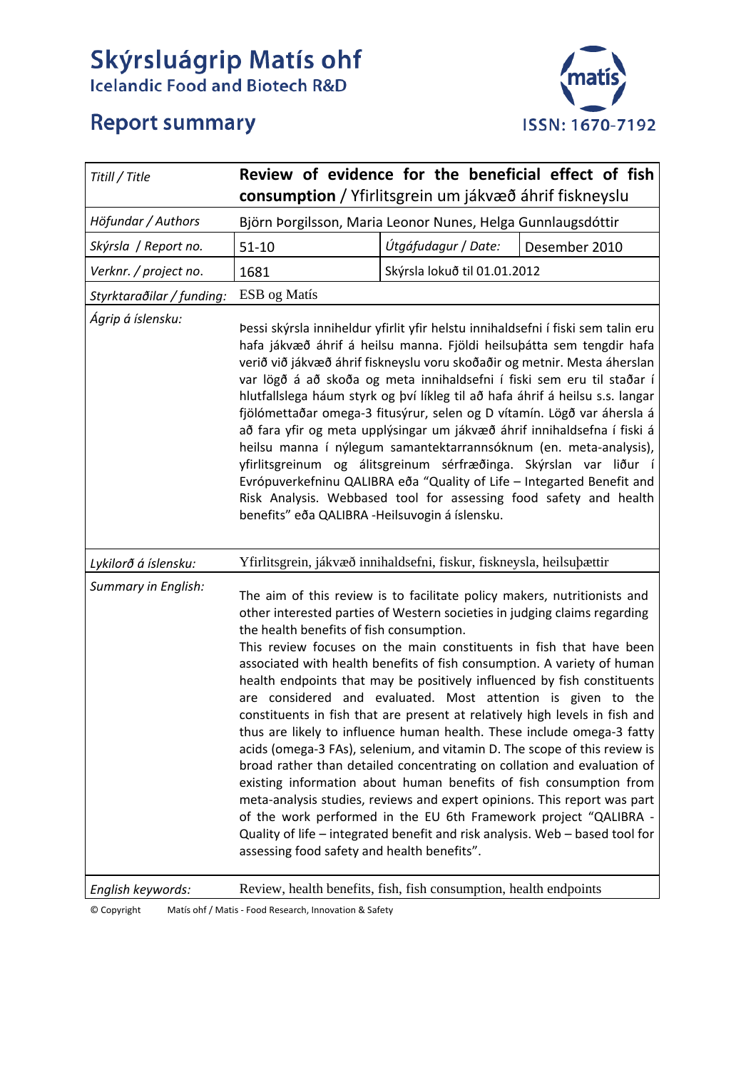# Skýrsluágrip Matís ohf

Icelandic Food and Biotech R&D

## Report summary

ISSN: 1670-7192

| Titill / Title | **Review of evidence for the beneficial effect of fish consumption** / Yfirlitsgrein um jákvæð áhrif fiskneyslu | | |
|---|---|---|---|
| Höfundar / Authors | Björn Þorgilsson, Maria Leonor Nunes, Helga Gunnlaugsdóttir | | |
| Skýrsla / Report no. | 51-10 | Útgáfudagur / Date: | Desember 2010 |
| Verknr. / project no. | 1681 | Skýrsla lokuð til 01.01.2012 | |
| Styrktaraðilar / funding: | ESB og Matís | | |
| Ágrip á íslensku: | Þessi skýrsla inniheldur yfirlit yfir helstu innihaldsefni í fiski sem talin eru hafa jákvæð áhrif á heilsu manna. Fjöldi heilsuþátta sem tengdir hafa verið við jákvæð áhrif fiskneyslu voru skoðaðir og metnir. Mesta áherslan var lögð á að skoða og meta innihaldsefni í fiski sem eru til staðar í hlutfallslega háum styrk og því líkleg til að hafa áhrif á heilsu s.s. langar fjölómettaðar omega-3 fitusýrur, selen og D vítamín. Lögð var áhersla á að fara yfir og meta upplýsingar um jákvæð áhrif innihaldsefna í fiski á heilsu manna í nýlegum samantektarrannsóknum (en. meta-analysis), yfirlitsgreinum og álitsgreinum sérfræðinga. Skýrslan var liður í Evrópuverkefninu QALIBRA eða "Quality of Life – Integarted Benefit and Risk Analysis. Webbased tool for assessing food safety and health benefits" eða QALIBRA -Heilsuvogin á íslensku. | | |
| Lykilorð á íslensku: | Yfirlitsgrein, jákvæð innihaldsefni, fiskur, fiskneysla, heilsuþættir | | |
| Summary in English: | The aim of this review is to facilitate policy makers, nutritionists and other interested parties of Western societies in judging claims regarding the health benefits of fish consumption.<br>This review focuses on the main constituents in fish that have been associated with health benefits of fish consumption. A variety of human health endpoints that may be positively influenced by fish constituents are considered and evaluated. Most attention is given to the constituents in fish that are present at relatively high levels in fish and thus are likely to influence human health. These include omega-3 fatty acids (omega-3 FAs), selenium, and vitamin D. The scope of this review is broad rather than detailed concentrating on collation and evaluation of existing information about human benefits of fish consumption from meta-analysis studies, reviews and expert opinions. This report was part of the work performed in the EU 6th Framework project "QALIBRA - Quality of life – integrated benefit and risk analysis. Web – based tool for assessing food safety and health benefits". | | |
| English keywords: | Review, health benefits, fish, fish consumption, health endpoints | | |

© Copyright Matís ohf / Matis - Food Research, Innovation & Safety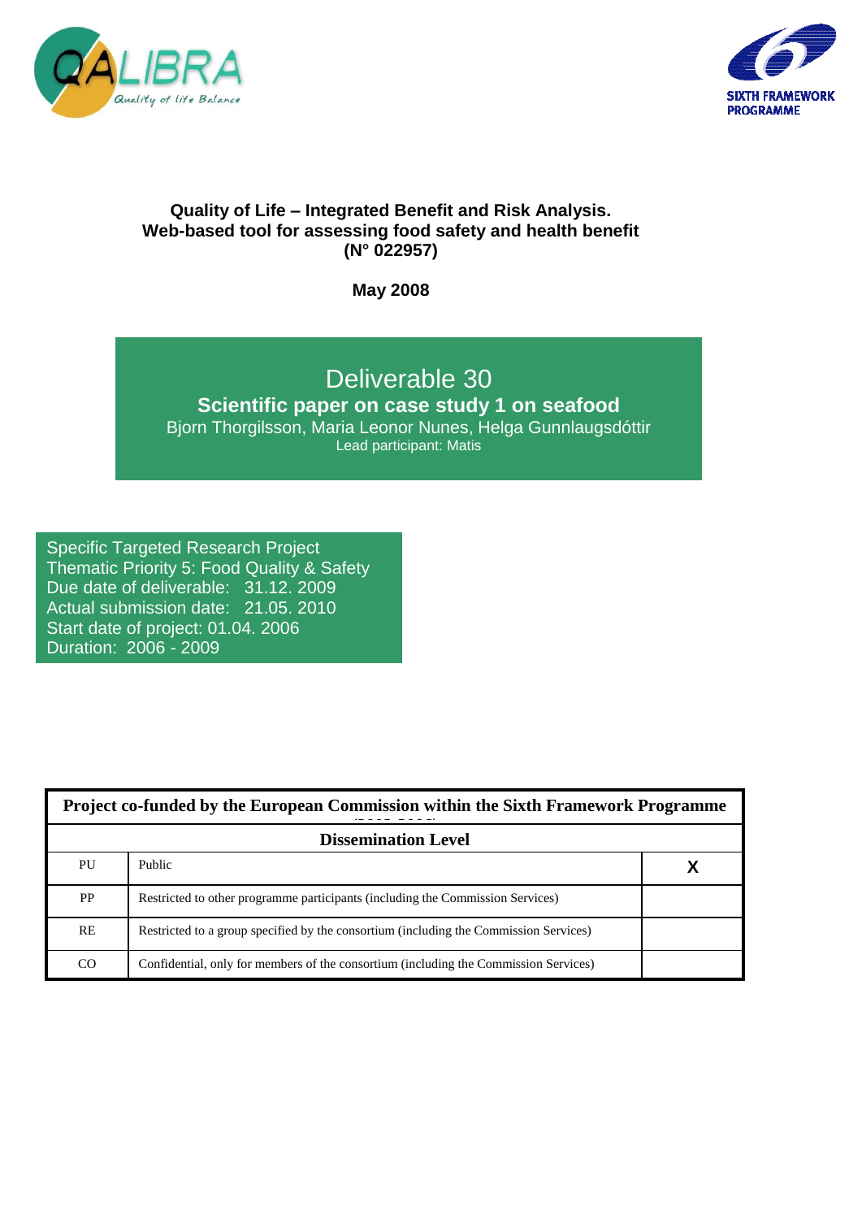**Quality of Life – Integrated Benefit and Risk Analysis.**
**Web-based tool for assessing food safety and health benefit**
**(N° 022957)**

**May 2008**

# Deliverable 30

## Scientific paper on case study 1 on seafood

Bjorn Thorgilsson, Maria Leonor Nunes, Helga Gunnlaugsdóttir

Lead participant: Matis

Specific Targeted Research Project
Thematic Priority 5: Food Quality & Safety
Due date of deliverable: 31.12. 2009
Actual submission date: 21.05. 2010
Start date of project: 01.04. 2006
Duration: 2006 - 2009

| Project co-funded by the European Commission within the Sixth Framework Programme (2002-2006) | | |
|---|---|---|
| **Dissemination Level** | | |
| PU | Public | X |
| PP | Restricted to other programme participants (including the Commission Services) | |
| RE | Restricted to a group specified by the consortium (including the Commission Services) | |
| CO | Confidential, only for members of the consortium (including the Commission Services) | |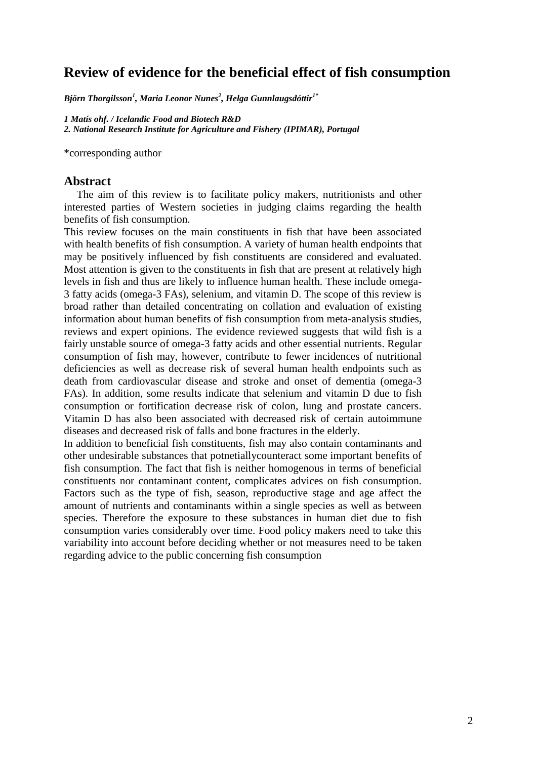# Review of evidence for the beneficial effect of fish consumption

***Björn Thorgilsson[1], Maria Leonor Nunes[2], Helga Gunnlaugsdóttir[1*]***

***1 Matís ohf. / Icelandic Food and Biotech R&D***
***2. National Research Institute for Agriculture and Fishery (IPIMAR), Portugal***

*corresponding author

## Abstract

The aim of this review is to facilitate policy makers, nutritionists and other interested parties of Western societies in judging claims regarding the health benefits of fish consumption.

This review focuses on the main constituents in fish that have been associated with health benefits of fish consumption. A variety of human health endpoints that may be positively influenced by fish constituents are considered and evaluated. Most attention is given to the constituents in fish that are present at relatively high levels in fish and thus are likely to influence human health. These include omega-3 fatty acids (omega-3 FAs), selenium, and vitamin D. The scope of this review is broad rather than detailed concentrating on collation and evaluation of existing information about human benefits of fish consumption from meta-analysis studies, reviews and expert opinions. The evidence reviewed suggests that wild fish is a fairly unstable source of omega-3 fatty acids and other essential nutrients. Regular consumption of fish may, however, contribute to fewer incidences of nutritional deficiencies as well as decrease risk of several human health endpoints such as death from cardiovascular disease and stroke and onset of dementia (omega-3 FAs). In addition, some results indicate that selenium and vitamin D due to fish consumption or fortification decrease risk of colon, lung and prostate cancers. Vitamin D has also been associated with decreased risk of certain autoimmune diseases and decreased risk of falls and bone fractures in the elderly.

In addition to beneficial fish constituents, fish may also contain contaminants and other undesirable substances that potnetiallycounteract some important benefits of fish consumption. The fact that fish is neither homogenous in terms of beneficial constituents nor contaminant content, complicates advices on fish consumption. Factors such as the type of fish, season, reproductive stage and age affect the amount of nutrients and contaminants within a single species as well as between species. Therefore the exposure to these substances in human diet due to fish consumption varies considerably over time. Food policy makers need to take this variability into account before deciding whether or not measures need to be taken regarding advice to the public concerning fish consumption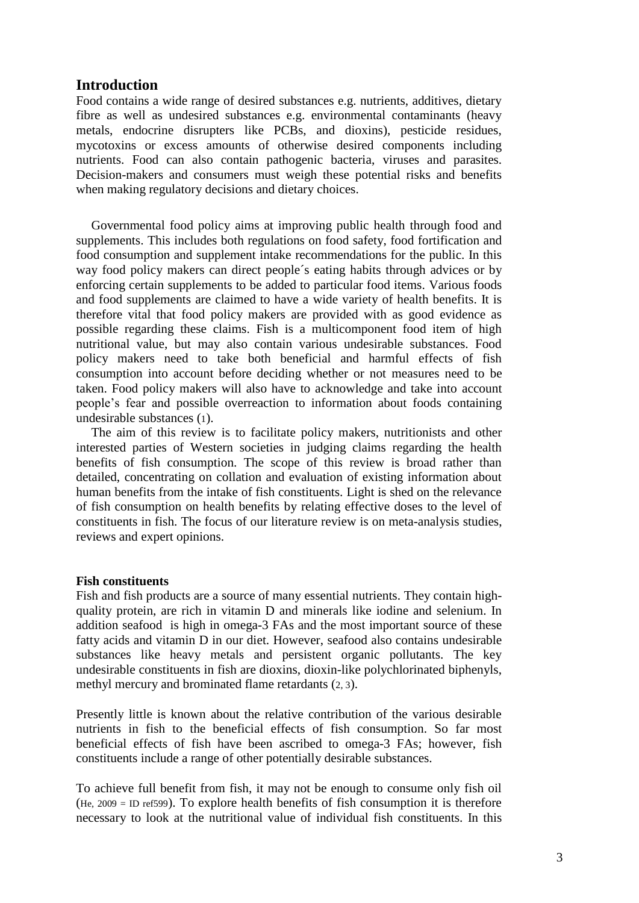## Introduction

Food contains a wide range of desired substances e.g. nutrients, additives, dietary fibre as well as undesired substances e.g. environmental contaminants (heavy metals, endocrine disrupters like PCBs, and dioxins), pesticide residues, mycotoxins or excess amounts of otherwise desired components including nutrients. Food can also contain pathogenic bacteria, viruses and parasites. Decision-makers and consumers must weigh these potential risks and benefits when making regulatory decisions and dietary choices.

Governmental food policy aims at improving public health through food and supplements. This includes both regulations on food safety, food fortification and food consumption and supplement intake recommendations for the public. In this way food policy makers can direct people´s eating habits through advices or by enforcing certain supplements to be added to particular food items. Various foods and food supplements are claimed to have a wide variety of health benefits. It is therefore vital that food policy makers are provided with as good evidence as possible regarding these claims. Fish is a multicomponent food item of high nutritional value, but may also contain various undesirable substances. Food policy makers need to take both beneficial and harmful effects of fish consumption into account before deciding whether or not measures need to be taken. Food policy makers will also have to acknowledge and take into account people's fear and possible overreaction to information about foods containing undesirable substances (1).

The aim of this review is to facilitate policy makers, nutritionists and other interested parties of Western societies in judging claims regarding the health benefits of fish consumption. The scope of this review is broad rather than detailed, concentrating on collation and evaluation of existing information about human benefits from the intake of fish constituents. Light is shed on the relevance of fish consumption on health benefits by relating effective doses to the level of constituents in fish. The focus of our literature review is on meta-analysis studies, reviews and expert opinions.

**Fish constituents**

Fish and fish products are a source of many essential nutrients. They contain high-quality protein, are rich in vitamin D and minerals like iodine and selenium. In addition seafood is high in omega-3 FAs and the most important source of these fatty acids and vitamin D in our diet. However, seafood also contains undesirable substances like heavy metals and persistent organic pollutants. The key undesirable constituents in fish are dioxins, dioxin-like polychlorinated biphenyls, methyl mercury and brominated flame retardants (2, 3).

Presently little is known about the relative contribution of the various desirable nutrients in fish to the beneficial effects of fish consumption. So far most beneficial effects of fish have been ascribed to omega-3 FAs; however, fish constituents include a range of other potentially desirable substances.

To achieve full benefit from fish, it may not be enough to consume only fish oil (He, 2009 = ID ref599). To explore health benefits of fish consumption it is therefore necessary to look at the nutritional value of individual fish constituents. In this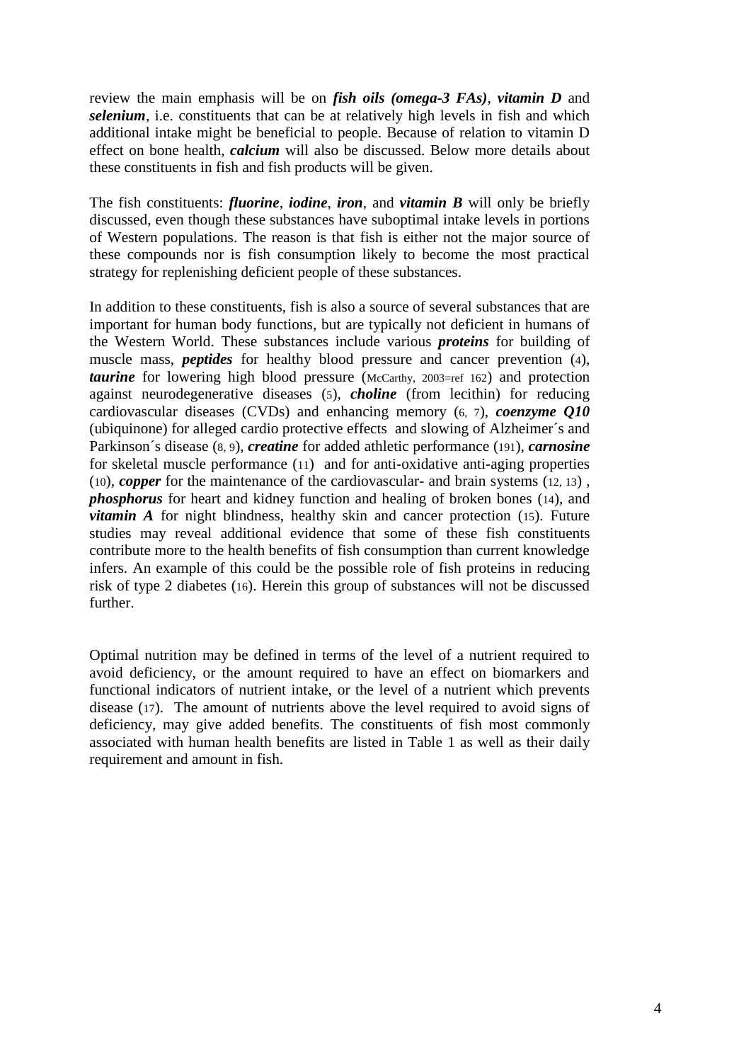review the main emphasis will be on ***fish oils (omega-3 FAs)***, ***vitamin D*** and ***selenium***, i.e. constituents that can be at relatively high levels in fish and which additional intake might be beneficial to people. Because of relation to vitamin D effect on bone health, ***calcium*** will also be discussed. Below more details about these constituents in fish and fish products will be given.

The fish constituents: ***fluorine***, ***iodine***, ***iron***, and ***vitamin B*** will only be briefly discussed, even though these substances have suboptimal intake levels in portions of Western populations. The reason is that fish is either not the major source of these compounds nor is fish consumption likely to become the most practical strategy for replenishing deficient people of these substances.

In addition to these constituents, fish is also a source of several substances that are important for human body functions, but are typically not deficient in humans of the Western World. These substances include various ***proteins*** for building of muscle mass, ***peptides*** for healthy blood pressure and cancer prevention (4), ***taurine*** for lowering high blood pressure (McCarthy, 2003=ref 162) and protection against neurodegenerative diseases (5), ***choline*** (from lecithin) for reducing cardiovascular diseases (CVDs) and enhancing memory (6, 7), ***coenzyme Q10*** (ubiquinone) for alleged cardio protective effects and slowing of Alzheimer´s and Parkinson´s disease (8, 9), ***creatine*** for added athletic performance (191), ***carnosine*** for skeletal muscle performance (11) and for anti-oxidative anti-aging properties (10), ***copper*** for the maintenance of the cardiovascular- and brain systems (12, 13) , ***phosphorus*** for heart and kidney function and healing of broken bones (14), and ***vitamin A*** for night blindness, healthy skin and cancer protection (15). Future studies may reveal additional evidence that some of these fish constituents contribute more to the health benefits of fish consumption than current knowledge infers. An example of this could be the possible role of fish proteins in reducing risk of type 2 diabetes (16). Herein this group of substances will not be discussed further.

Optimal nutrition may be defined in terms of the level of a nutrient required to avoid deficiency, or the amount required to have an effect on biomarkers and functional indicators of nutrient intake, or the level of a nutrient which prevents disease (17). The amount of nutrients above the level required to avoid signs of deficiency, may give added benefits. The constituents of fish most commonly associated with human health benefits are listed in Table 1 as well as their daily requirement and amount in fish.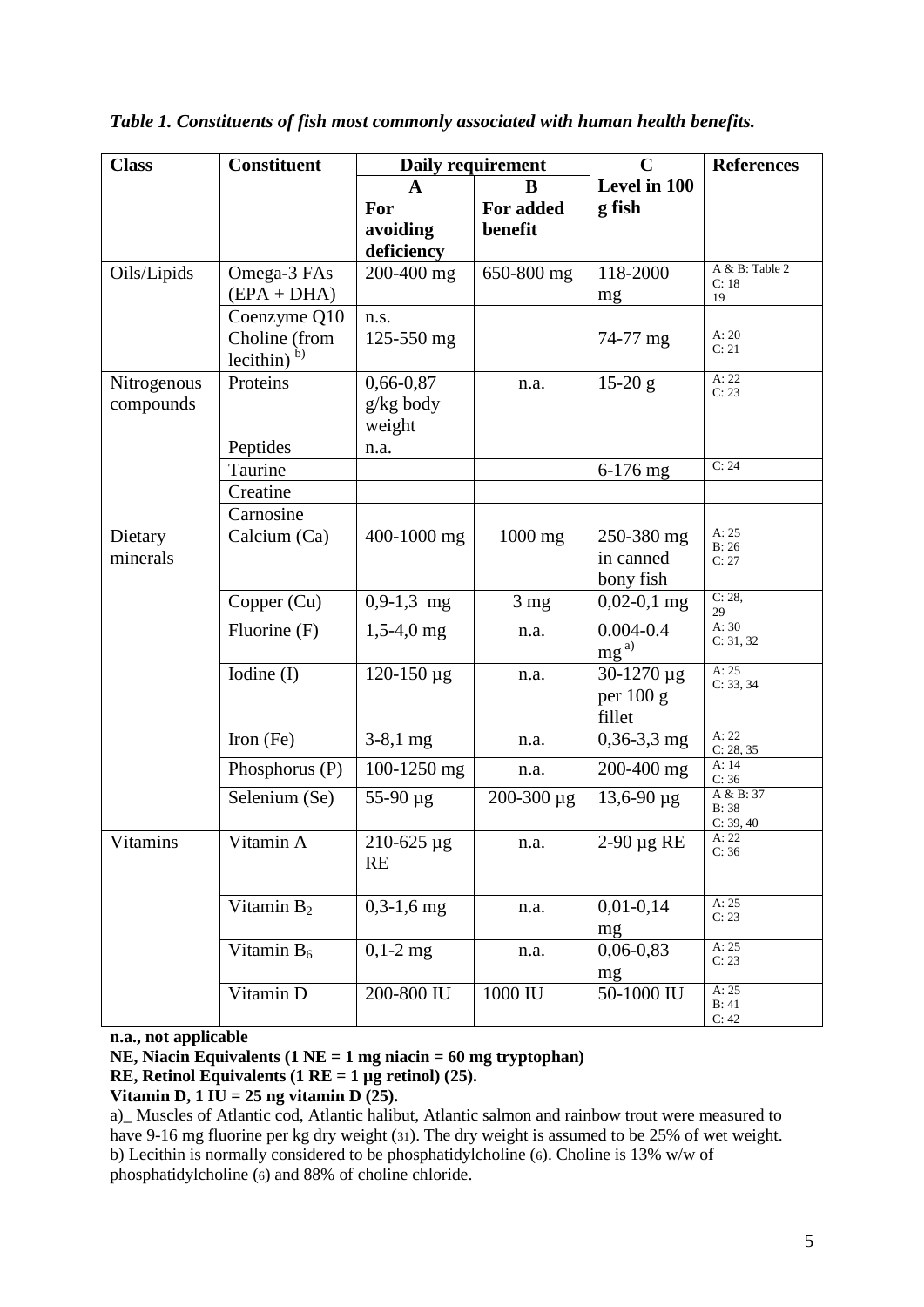*Table 1. Constituents of fish most commonly associated with human health benefits.*

| Class | Constituent | Daily requirement | | C | References |
|---|---|---|---|---|---|
| | | A For avoiding deficiency | B For added benefit | Level in 100 g fish | |
| Oils/Lipids | Omega-3 FAs (EPA + DHA) | 200-400 mg | 650-800 mg | 118-2000 mg | A & B: Table 2 C: 18 19 |
| | Coenzyme Q10 | n.s. | | | |
| | Choline (from lecithin) [b)] | 125-550 mg | | 74-77 mg | A: 20 C: 21 |
| Nitrogenous compounds | Proteins | 0,66-0,87 g/kg body weight | n.a. | 15-20 g | A: 22 C: 23 |
| | Peptides | n.a. | | | |
| | Taurine | | | 6-176 mg | C: 24 |
| | Creatine | | | | |
| | Carnosine | | | | |
| Dietary minerals | Calcium (Ca) | 400-1000 mg | 1000 mg | 250-380 mg in canned bony fish | A: 25 B: 26 C: 27 |
| | Copper (Cu) | 0,9-1,3 mg | 3 mg | 0,02-0,1 mg | C: 28, 29 |
| | Fluorine (F) | 1,5-4,0 mg | n.a. | 0.004-0.4 mg [a)] | A: 30 C: 31, 32 |
| | Iodine (I) | 120-150 µg | n.a. | 30-1270 µg per 100 g fillet | A: 25 C: 33, 34 |
| | Iron (Fe) | 3-8,1 mg | n.a. | 0,36-3,3 mg | A: 22 C: 28, 35 |
| | Phosphorus (P) | 100-1250 mg | n.a. | 200-400 mg | A: 14 C: 36 |
| | Selenium (Se) | 55-90 µg | 200-300 µg | 13,6-90 µg | A & B: 37 B: 38 C: 39, 40 |
| Vitamins | Vitamin A | 210-625 µg RE | n.a. | 2-90 µg RE | A: 22 C: 36 |
| | Vitamin $B_2$ | 0,3-1,6 mg | n.a. | 0,01-0,14 mg | A: 25 C: 23 |
| | Vitamin $B_6$ | 0,1-2 mg | n.a. | 0,06-0,83 mg | A: 25 C: 23 |
| | Vitamin D | 200-800 IU | 1000 IU | 50-1000 IU | A: 25 B: 41 C: 42 |

**n.a., not applicable**

**NE, Niacin Equivalents (1 NE = 1 mg niacin = 60 mg tryptophan)**

**RE, Retinol Equivalents (1 RE = 1 µg retinol) (25).**

**Vitamin D, 1 IU = 25 ng vitamin D (25).**

a)_ Muscles of Atlantic cod, Atlantic halibut, Atlantic salmon and rainbow trout were measured to have 9-16 mg fluorine per kg dry weight (31). The dry weight is assumed to be 25% of wet weight.

b) Lecithin is normally considered to be phosphatidylcholine (6). Choline is 13% w/w of phosphatidylcholine (6) and 88% of choline chloride.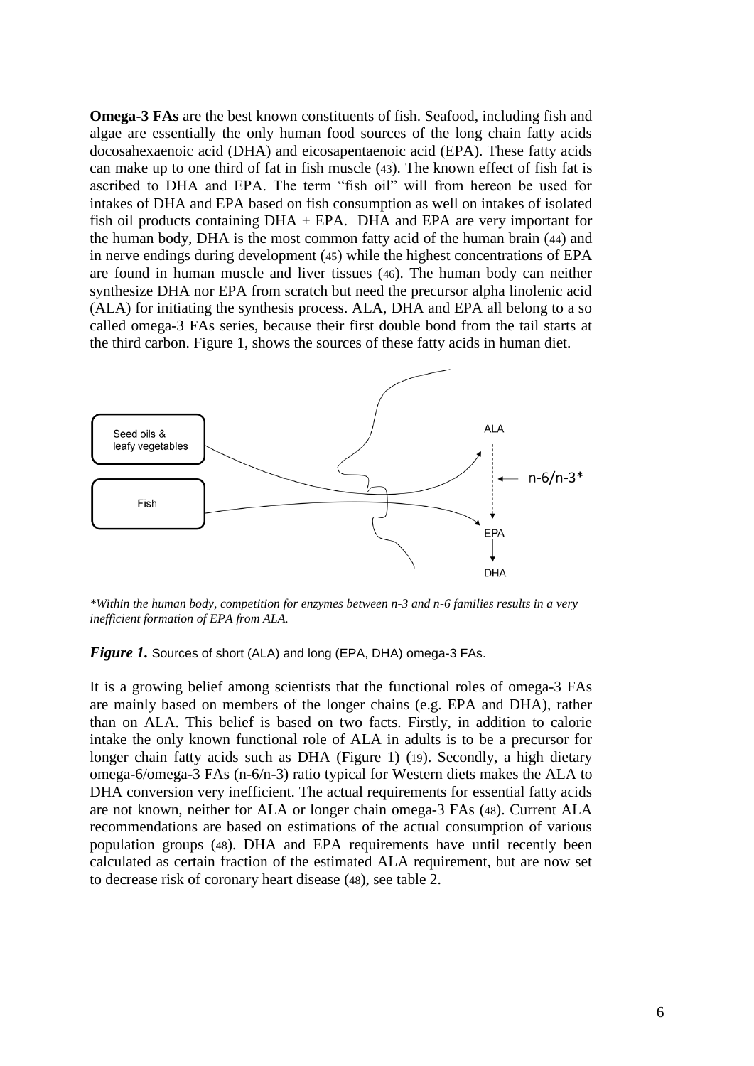**Omega-3 FAs** are the best known constituents of fish. Seafood, including fish and algae are essentially the only human food sources of the long chain fatty acids docosahexaenoic acid (DHA) and eicosapentaenoic acid (EPA). These fatty acids can make up to one third of fat in fish muscle (43). The known effect of fish fat is ascribed to DHA and EPA. The term "fish oil" will from hereon be used for intakes of DHA and EPA based on fish consumption as well on intakes of isolated fish oil products containing DHA + EPA. DHA and EPA are very important for the human body, DHA is the most common fatty acid of the human brain (44) and in nerve endings during development (45) while the highest concentrations of EPA are found in human muscle and liver tissues (46). The human body can neither synthesize DHA nor EPA from scratch but need the precursor alpha linolenic acid (ALA) for initiating the synthesis process. ALA, DHA and EPA all belong to a so called omega-3 FAs series, because their first double bond from the tail starts at the third carbon. Figure 1, shows the sources of these fatty acids in human diet.

Seed oils & leafy vegetables

Fish

ALA

n-6/n-3*

EPA

DHA

*\*Within the human body, competition for enzymes between n-3 and n-6 families results in a very inefficient formation of EPA from ALA.*

***Figure 1.*** Sources of short (ALA) and long (EPA, DHA) omega-3 FAs.

It is a growing belief among scientists that the functional roles of omega-3 FAs are mainly based on members of the longer chains (e.g. EPA and DHA), rather than on ALA. This belief is based on two facts. Firstly, in addition to calorie intake the only known functional role of ALA in adults is to be a precursor for longer chain fatty acids such as DHA (Figure 1) (19). Secondly, a high dietary omega-6/omega-3 FAs (n-6/n-3) ratio typical for Western diets makes the ALA to DHA conversion very inefficient. The actual requirements for essential fatty acids are not known, neither for ALA or longer chain omega-3 FAs (48). Current ALA recommendations are based on estimations of the actual consumption of various population groups (48). DHA and EPA requirements have until recently been calculated as certain fraction of the estimated ALA requirement, but are now set to decrease risk of coronary heart disease (48), see table 2.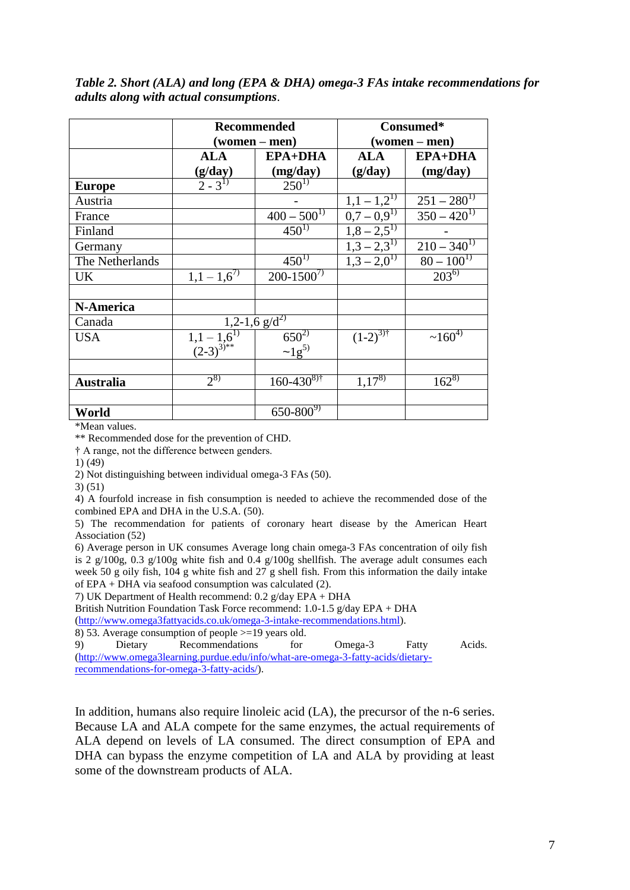***Table 2. Short (ALA) and long (EPA & DHA) omega-3 FAs intake recommendations for adults along with actual consumptions***.

| | **Recommended (women – men)** | | **Consumed* (women – men)** | |
|---|---|---|---|---|
| | **ALA (g/day)** | **EPA+DHA (mg/day)** | **ALA (g/day)** | **EPA+DHA (mg/day)** |
| **Europe** | 2 - 3[1)] | 250[1)] | | |
| Austria | | - | 1,1 – 1,2[1)] | 251 – 280[1)] |
| France | | 400 – 500[1)] | 0,7 – 0,9[1)] | 350 – 420[1)] |
| Finland | | 450[1)] | 1,8 – 2,5[1)] | - |
| Germany | | | 1,3 – 2,3[1)] | 210 – 340[1)] |
| The Netherlands | | 450[1)] | 1,3 – 2,0[1)] | 80 – 100[1)] |
| UK | 1,1 – 1,6[7)] | 200-1500[7)] | | 203[6)] |
| | | | | |
| **N-America** | | | | |
| Canada | 1,2-1,6 g/d[2)] | | | |
| USA | 1,1 – 1,6[1)] (2-3)[3)**] | 650[2)] ~1g[5)] | (1-2)[3)†] | ~160[4)] |
| | | | | |
| **Australia** | 2[8)] | 160-430[8)†] | 1,17[8)] | 162[8)] |
| | | | | |
| **World** | | 650-800[9)] | | |

*Mean values.

** Recommended dose for the prevention of CHD.

† A range, not the difference between genders.

1) (49)

2) Not distinguishing between individual omega-3 FAs (50).

3) (51)

4) A fourfold increase in fish consumption is needed to achieve the recommended dose of the combined EPA and DHA in the U.S.A. (50).

5) The recommendation for patients of coronary heart disease by the American Heart Association (52)

6) Average person in UK consumes Average long chain omega-3 FAs concentration of oily fish is 2 g/100g, 0.3 g/100g white fish and 0.4 g/100g shellfish. The average adult consumes each week 50 g oily fish, 104 g white fish and 27 g shell fish. From this information the daily intake of EPA + DHA via seafood consumption was calculated (2).

7) UK Department of Health recommend: 0.2 g/day EPA + DHA
British Nutrition Foundation Task Force recommend: 1.0-1.5 g/day EPA + DHA (http://www.omega3fattyacids.co.uk/omega-3-intake-recommendations.html).

8) 53. Average consumption of people >=19 years old.

9) Dietary Recommendations for Omega-3 Fatty Acids. (http://www.omega3learning.purdue.edu/info/what-are-omega-3-fatty-acids/dietary-recommendations-for-omega-3-fatty-acids/).

In addition, humans also require linoleic acid (LA), the precursor of the n-6 series. Because LA and ALA compete for the same enzymes, the actual requirements of ALA depend on levels of LA consumed. The direct consumption of EPA and DHA can bypass the enzyme competition of LA and ALA by providing at least some of the downstream products of ALA.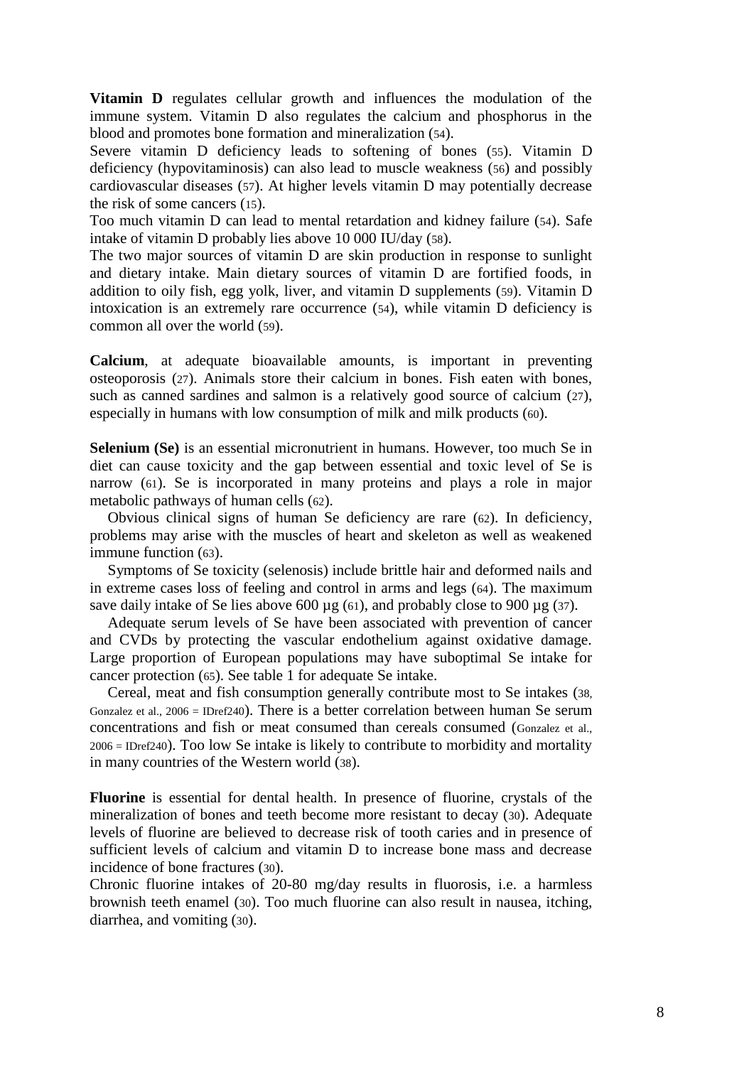**Vitamin D** regulates cellular growth and influences the modulation of the immune system. Vitamin D also regulates the calcium and phosphorus in the blood and promotes bone formation and mineralization (54).

Severe vitamin D deficiency leads to softening of bones (55). Vitamin D deficiency (hypovitaminosis) can also lead to muscle weakness (56) and possibly cardiovascular diseases (57). At higher levels vitamin D may potentially decrease the risk of some cancers (15).

Too much vitamin D can lead to mental retardation and kidney failure (54). Safe intake of vitamin D probably lies above 10 000 IU/day (58).

The two major sources of vitamin D are skin production in response to sunlight and dietary intake. Main dietary sources of vitamin D are fortified foods, in addition to oily fish, egg yolk, liver, and vitamin D supplements (59). Vitamin D intoxication is an extremely rare occurrence (54), while vitamin D deficiency is common all over the world (59).

**Calcium**, at adequate bioavailable amounts, is important in preventing osteoporosis (27). Animals store their calcium in bones. Fish eaten with bones, such as canned sardines and salmon is a relatively good source of calcium (27), especially in humans with low consumption of milk and milk products (60).

**Selenium (Se)** is an essential micronutrient in humans. However, too much Se in diet can cause toxicity and the gap between essential and toxic level of Se is narrow (61). Se is incorporated in many proteins and plays a role in major metabolic pathways of human cells (62).

Obvious clinical signs of human Se deficiency are rare (62). In deficiency, problems may arise with the muscles of heart and skeleton as well as weakened immune function (63).

Symptoms of Se toxicity (selenosis) include brittle hair and deformed nails and in extreme cases loss of feeling and control in arms and legs (64). The maximum save daily intake of Se lies above 600 µg (61), and probably close to 900 µg (37).

Adequate serum levels of Se have been associated with prevention of cancer and CVDs by protecting the vascular endothelium against oxidative damage. Large proportion of European populations may have suboptimal Se intake for cancer protection (65). See table 1 for adequate Se intake.

Cereal, meat and fish consumption generally contribute most to Se intakes (38, Gonzalez et al., 2006 = IDref240). There is a better correlation between human Se serum concentrations and fish or meat consumed than cereals consumed (Gonzalez et al., 2006 = IDref240). Too low Se intake is likely to contribute to morbidity and mortality in many countries of the Western world (38).

**Fluorine** is essential for dental health. In presence of fluorine, crystals of the mineralization of bones and teeth become more resistant to decay (30). Adequate levels of fluorine are believed to decrease risk of tooth caries and in presence of sufficient levels of calcium and vitamin D to increase bone mass and decrease incidence of bone fractures (30).

Chronic fluorine intakes of 20-80 mg/day results in fluorosis, i.e. a harmless brownish teeth enamel (30). Too much fluorine can also result in nausea, itching, diarrhea, and vomiting (30).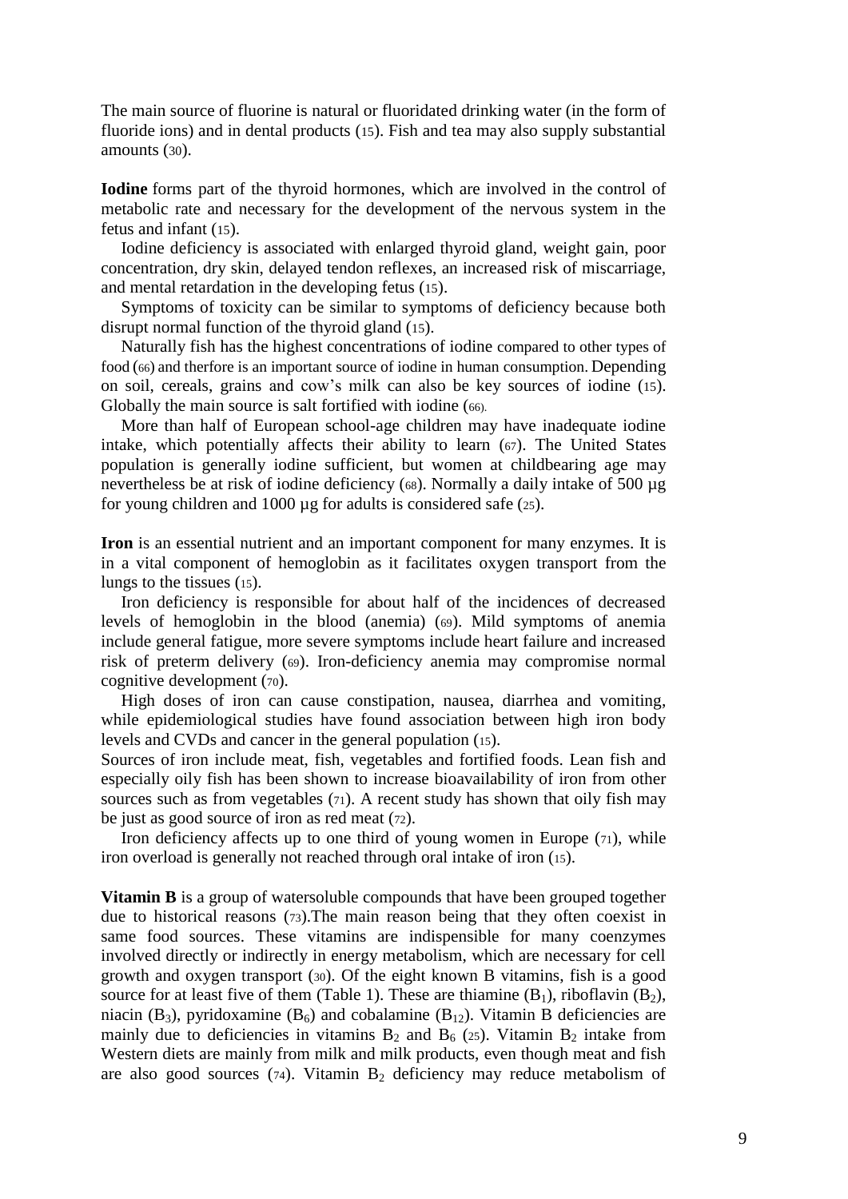The main source of fluorine is natural or fluoridated drinking water (in the form of fluoride ions) and in dental products (15). Fish and tea may also supply substantial amounts (30).

**Iodine** forms part of the thyroid hormones, which are involved in the control of metabolic rate and necessary for the development of the nervous system in the fetus and infant (15).

Iodine deficiency is associated with enlarged thyroid gland, weight gain, poor concentration, dry skin, delayed tendon reflexes, an increased risk of miscarriage, and mental retardation in the developing fetus (15).

Symptoms of toxicity can be similar to symptoms of deficiency because both disrupt normal function of the thyroid gland (15).

Naturally fish has the highest concentrations of iodine compared to other types of food (66) and therfore is an important source of iodine in human consumption. Depending on soil, cereals, grains and cow's milk can also be key sources of iodine (15). Globally the main source is salt fortified with iodine (66).

More than half of European school-age children may have inadequate iodine intake, which potentially affects their ability to learn (67). The United States population is generally iodine sufficient, but women at childbearing age may nevertheless be at risk of iodine deficiency (68). Normally a daily intake of 500 µg for young children and 1000 µg for adults is considered safe (25).

**Iron** is an essential nutrient and an important component for many enzymes. It is in a vital component of hemoglobin as it facilitates oxygen transport from the lungs to the tissues (15).

Iron deficiency is responsible for about half of the incidences of decreased levels of hemoglobin in the blood (anemia) (69). Mild symptoms of anemia include general fatigue, more severe symptoms include heart failure and increased risk of preterm delivery (69). Iron-deficiency anemia may compromise normal cognitive development (70).

High doses of iron can cause constipation, nausea, diarrhea and vomiting, while epidemiological studies have found association between high iron body levels and CVDs and cancer in the general population (15).

Sources of iron include meat, fish, vegetables and fortified foods. Lean fish and especially oily fish has been shown to increase bioavailability of iron from other sources such as from vegetables (71). A recent study has shown that oily fish may be just as good source of iron as red meat (72).

Iron deficiency affects up to one third of young women in Europe (71), while iron overload is generally not reached through oral intake of iron (15).

**Vitamin B** is a group of watersoluble compounds that have been grouped together due to historical reasons (73).The main reason being that they often coexist in same food sources. These vitamins are indispensible for many coenzymes involved directly or indirectly in energy metabolism, which are necessary for cell growth and oxygen transport (30). Of the eight known B vitamins, fish is a good source for at least five of them (Table 1). These are thiamine ($B_1$), riboflavin ($B_2$), niacin ($B_3$), pyridoxamine ($B_6$) and cobalamine ($B_{12}$). Vitamin B deficiencies are mainly due to deficiencies in vitamins $B_2$ and $B_6$ (25). Vitamin $B_2$ intake from Western diets are mainly from milk and milk products, even though meat and fish are also good sources (74). Vitamin $B_2$ deficiency may reduce metabolism of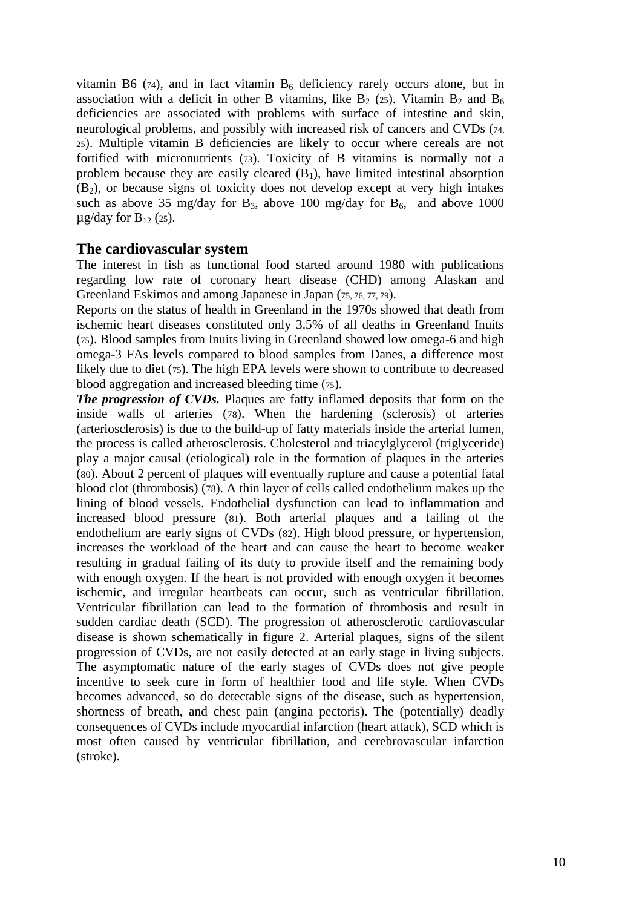vitamin B6 (74), and in fact vitamin $B_6$ deficiency rarely occurs alone, but in association with a deficit in other B vitamins, like $B_2$ (25). Vitamin $B_2$ and $B_6$ deficiencies are associated with problems with surface of intestine and skin, neurological problems, and possibly with increased risk of cancers and CVDs (74, 25). Multiple vitamin B deficiencies are likely to occur where cereals are not fortified with micronutrients (73). Toxicity of B vitamins is normally not a problem because they are easily cleared ($B_1$), have limited intestinal absorption ($B_2$), or because signs of toxicity does not develop except at very high intakes such as above 35 mg/day for $B_3$, above 100 mg/day for $B_6$, and above 1000 µg/day for $B_{12}$ (25).

## The cardiovascular system

The interest in fish as functional food started around 1980 with publications regarding low rate of coronary heart disease (CHD) among Alaskan and Greenland Eskimos and among Japanese in Japan (75, 76, 77, 79).

Reports on the status of health in Greenland in the 1970s showed that death from ischemic heart diseases constituted only 3.5% of all deaths in Greenland Inuits (75). Blood samples from Inuits living in Greenland showed low omega-6 and high omega-3 FAs levels compared to blood samples from Danes, a difference most likely due to diet (75). The high EPA levels were shown to contribute to decreased blood aggregation and increased bleeding time (75).

***The progression of CVDs.*** Plaques are fatty inflamed deposits that form on the inside walls of arteries (78). When the hardening (sclerosis) of arteries (arteriosclerosis) is due to the build-up of fatty materials inside the arterial lumen, the process is called atherosclerosis. Cholesterol and triacylglycerol (triglyceride) play a major causal (etiological) role in the formation of plaques in the arteries (80). About 2 percent of plaques will eventually rupture and cause a potential fatal blood clot (thrombosis) (78). A thin layer of cells called endothelium makes up the lining of blood vessels. Endothelial dysfunction can lead to inflammation and increased blood pressure (81). Both arterial plaques and a failing of the endothelium are early signs of CVDs (82). High blood pressure, or hypertension, increases the workload of the heart and can cause the heart to become weaker resulting in gradual failing of its duty to provide itself and the remaining body with enough oxygen. If the heart is not provided with enough oxygen it becomes ischemic, and irregular heartbeats can occur, such as ventricular fibrillation. Ventricular fibrillation can lead to the formation of thrombosis and result in sudden cardiac death (SCD). The progression of atherosclerotic cardiovascular disease is shown schematically in figure 2. Arterial plaques, signs of the silent progression of CVDs, are not easily detected at an early stage in living subjects. The asymptomatic nature of the early stages of CVDs does not give people incentive to seek cure in form of healthier food and life style. When CVDs becomes advanced, so do detectable signs of the disease, such as hypertension, shortness of breath, and chest pain (angina pectoris). The (potentially) deadly consequences of CVDs include myocardial infarction (heart attack), SCD which is most often caused by ventricular fibrillation, and cerebrovascular infarction (stroke).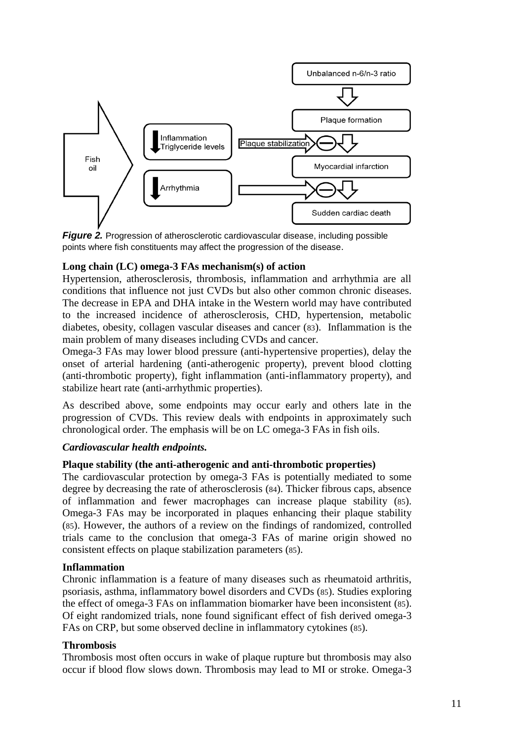*Figure 2.* Progression of atherosclerotic cardiovascular disease, including possible points where fish constituents may affect the progression of the disease.

**Long chain (LC) omega-3 FAs mechanism(s) of action**

Hypertension, atherosclerosis, thrombosis, inflammation and arrhythmia are all conditions that influence not just CVDs but also other common chronic diseases. The decrease in EPA and DHA intake in the Western world may have contributed to the increased incidence of atherosclerosis, CHD, hypertension, metabolic diabetes, obesity, collagen vascular diseases and cancer (83). Inflammation is the main problem of many diseases including CVDs and cancer.

Omega-3 FAs may lower blood pressure (anti-hypertensive properties), delay the onset of arterial hardening (anti-atherogenic property), prevent blood clotting (anti-thrombotic property), fight inflammation (anti-inflammatory property), and stabilize heart rate (anti-arrhythmic properties).

As described above, some endpoints may occur early and others late in the progression of CVDs. This review deals with endpoints in approximately such chronological order. The emphasis will be on LC omega-3 FAs in fish oils.

***Cardiovascular health endpoints.***

**Plaque stability (the anti-atherogenic and anti-thrombotic properties)**

The cardiovascular protection by omega-3 FAs is potentially mediated to some degree by decreasing the rate of atherosclerosis (84). Thicker fibrous caps, absence of inflammation and fewer macrophages can increase plaque stability (85). Omega-3 FAs may be incorporated in plaques enhancing their plaque stability (85). However, the authors of a review on the findings of randomized, controlled trials came to the conclusion that omega-3 FAs of marine origin showed no consistent effects on plaque stabilization parameters (85).

**Inflammation**

Chronic inflammation is a feature of many diseases such as rheumatoid arthritis, psoriasis, asthma, inflammatory bowel disorders and CVDs (85). Studies exploring the effect of omega-3 FAs on inflammation biomarker have been inconsistent (85). Of eight randomized trials, none found significant effect of fish derived omega-3 FAs on CRP, but some observed decline in inflammatory cytokines (85).

**Thrombosis**

Thrombosis most often occurs in wake of plaque rupture but thrombosis may also occur if blood flow slows down. Thrombosis may lead to MI or stroke. Omega-3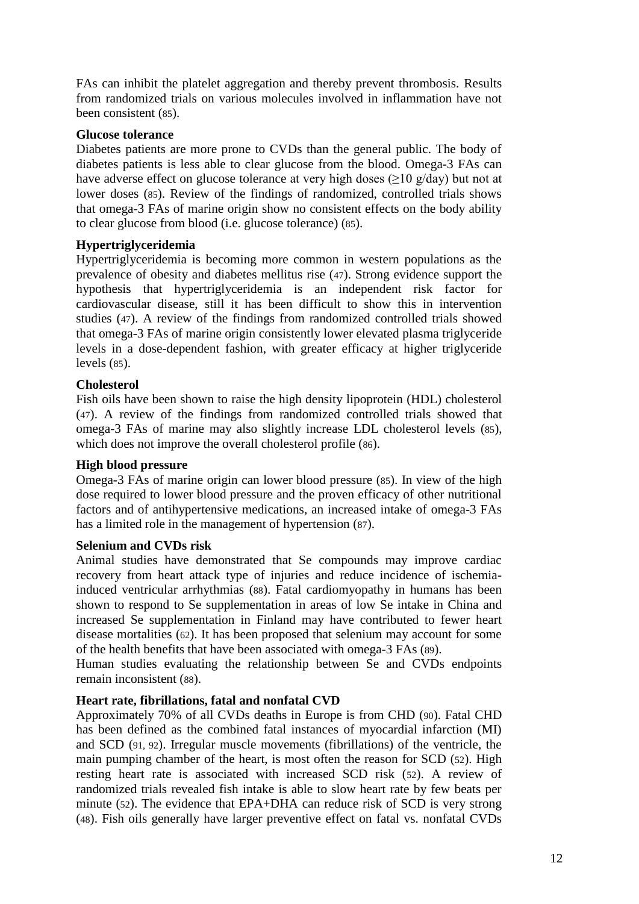FAs can inhibit the platelet aggregation and thereby prevent thrombosis. Results from randomized trials on various molecules involved in inflammation have not been consistent (85).

**Glucose tolerance**

Diabetes patients are more prone to CVDs than the general public. The body of diabetes patients is less able to clear glucose from the blood. Omega-3 FAs can have adverse effect on glucose tolerance at very high doses (≥10 g/day) but not at lower doses (85). Review of the findings of randomized, controlled trials shows that omega-3 FAs of marine origin show no consistent effects on the body ability to clear glucose from blood (i.e. glucose tolerance) (85).

**Hypertriglyceridemia**

Hypertriglyceridemia is becoming more common in western populations as the prevalence of obesity and diabetes mellitus rise (47). Strong evidence support the hypothesis that hypertriglyceridemia is an independent risk factor for cardiovascular disease, still it has been difficult to show this in intervention studies (47). A review of the findings from randomized controlled trials showed that omega-3 FAs of marine origin consistently lower elevated plasma triglyceride levels in a dose-dependent fashion, with greater efficacy at higher triglyceride levels (85).

**Cholesterol**

Fish oils have been shown to raise the high density lipoprotein (HDL) cholesterol (47). A review of the findings from randomized controlled trials showed that omega-3 FAs of marine may also slightly increase LDL cholesterol levels (85), which does not improve the overall cholesterol profile (86).

**High blood pressure**

Omega-3 FAs of marine origin can lower blood pressure (85). In view of the high dose required to lower blood pressure and the proven efficacy of other nutritional factors and of antihypertensive medications, an increased intake of omega-3 FAs has a limited role in the management of hypertension (87).

**Selenium and CVDs risk**

Animal studies have demonstrated that Se compounds may improve cardiac recovery from heart attack type of injuries and reduce incidence of ischemia-induced ventricular arrhythmias (88). Fatal cardiomyopathy in humans has been shown to respond to Se supplementation in areas of low Se intake in China and increased Se supplementation in Finland may have contributed to fewer heart disease mortalities (62). It has been proposed that selenium may account for some of the health benefits that have been associated with omega-3 FAs (89).

Human studies evaluating the relationship between Se and CVDs endpoints remain inconsistent (88).

**Heart rate, fibrillations, fatal and nonfatal CVD**

Approximately 70% of all CVDs deaths in Europe is from CHD (90). Fatal CHD has been defined as the combined fatal instances of myocardial infarction (MI) and SCD (91, 92). Irregular muscle movements (fibrillations) of the ventricle, the main pumping chamber of the heart, is most often the reason for SCD (52). High resting heart rate is associated with increased SCD risk (52). A review of randomized trials revealed fish intake is able to slow heart rate by few beats per minute (52). The evidence that EPA+DHA can reduce risk of SCD is very strong (48). Fish oils generally have larger preventive effect on fatal vs. nonfatal CVDs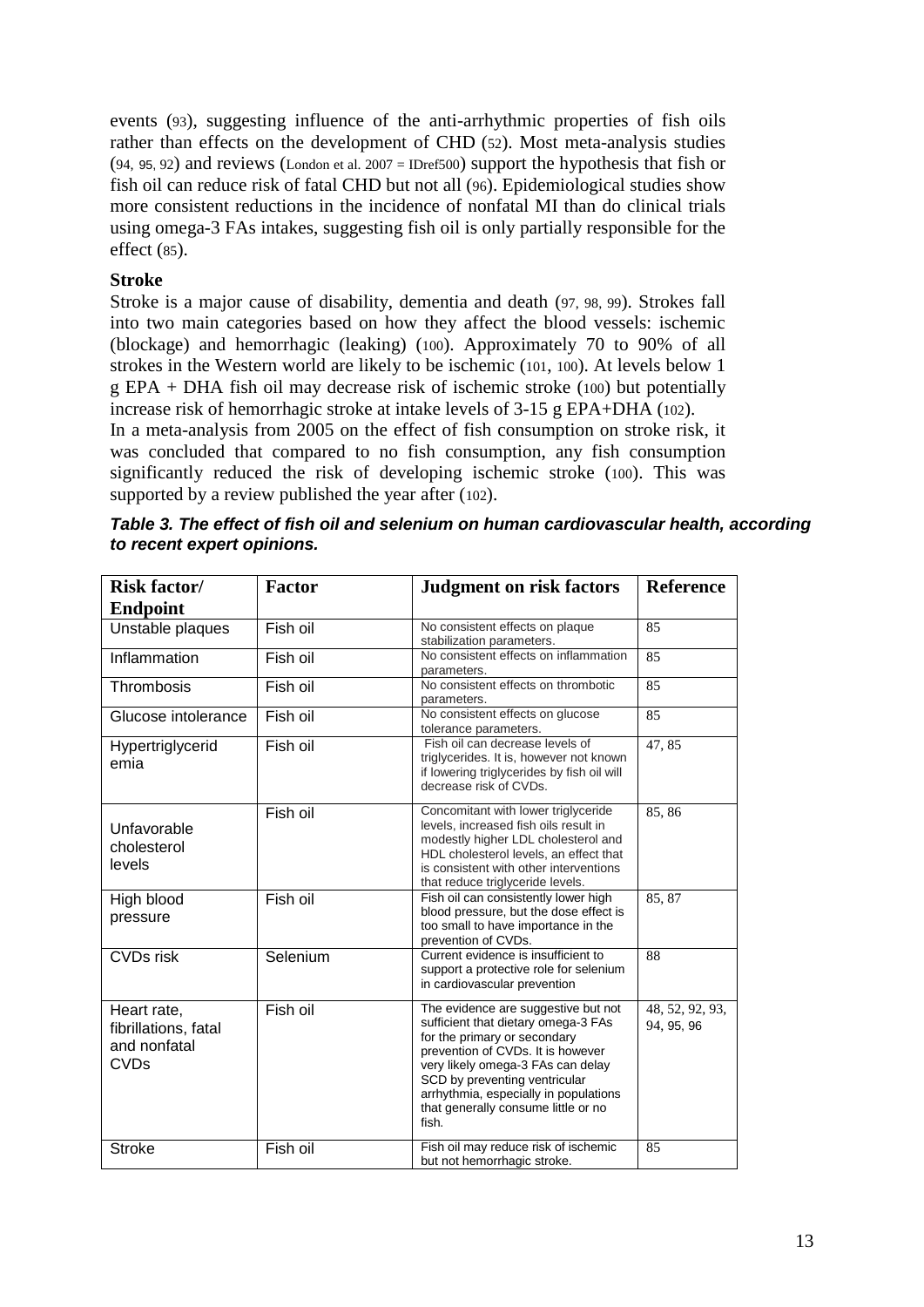events (93), suggesting influence of the anti-arrhythmic properties of fish oils rather than effects on the development of CHD (52). Most meta-analysis studies (94, 95, 92) and reviews (London et al. 2007 = IDref500) support the hypothesis that fish or fish oil can reduce risk of fatal CHD but not all (96). Epidemiological studies show more consistent reductions in the incidence of nonfatal MI than do clinical trials using omega-3 FAs intakes, suggesting fish oil is only partially responsible for the effect (85).

### Stroke

Stroke is a major cause of disability, dementia and death (97, 98, 99). Strokes fall into two main categories based on how they affect the blood vessels: ischemic (blockage) and hemorrhagic (leaking) (100). Approximately 70 to 90% of all strokes in the Western world are likely to be ischemic (101, 100). At levels below 1 g EPA + DHA fish oil may decrease risk of ischemic stroke (100) but potentially increase risk of hemorrhagic stroke at intake levels of 3-15 g EPA+DHA (102).

In a meta-analysis from 2005 on the effect of fish consumption on stroke risk, it was concluded that compared to no fish consumption, any fish consumption significantly reduced the risk of developing ischemic stroke (100). This was supported by a review published the year after (102).

***Table 3. The effect of fish oil and selenium on human cardiovascular health, according to recent expert opinions.***

| Risk factor/ Endpoint | Factor | Judgment on risk factors | Reference |
|---|---|---|---|
| Unstable plaques | Fish oil | No consistent effects on plaque stabilization parameters. | 85 |
| Inflammation | Fish oil | No consistent effects on inflammation parameters. | 85 |
| Thrombosis | Fish oil | No consistent effects on thrombotic parameters. | 85 |
| Glucose intolerance | Fish oil | No consistent effects on glucose tolerance parameters. | 85 |
| Hypertriglyceridemia | Fish oil | Fish oil can decrease levels of triglycerides. It is, however not known if lowering triglycerides by fish oil will decrease risk of CVDs. | 47, 85 |
| Unfavorable cholesterol levels | Fish oil | Concomitant with lower triglyceride levels, increased fish oils result in modestly higher LDL cholesterol and HDL cholesterol levels, an effect that is consistent with other interventions that reduce triglyceride levels. | 85, 86 |
| High blood pressure | Fish oil | Fish oil can consistently lower high blood pressure, but the dose effect is too small to have importance in the prevention of CVDs. | 85, 87 |
| CVDs risk | Selenium | Current evidence is insufficient to support a protective role for selenium in cardiovascular prevention | 88 |
| Heart rate, fibrillations, fatal and nonfatal CVDs | Fish oil | The evidence are suggestive but not sufficient that dietary omega-3 FAs for the primary or secondary prevention of CVDs. It is however very likely omega-3 FAs can delay SCD by preventing ventricular arrhythmia, especially in populations that generally consume little or no fish. | 48, 52, 92, 93, 94, 95, 96 |
| Stroke | Fish oil | Fish oil may reduce risk of ischemic but not hemorrhagic stroke. | 85 |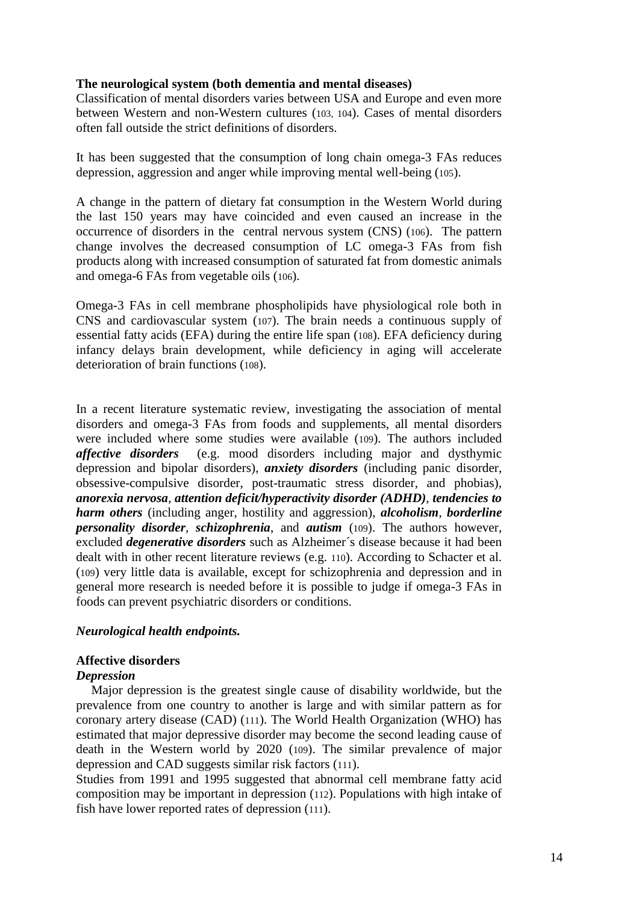**The neurological system (both dementia and mental diseases)**

Classification of mental disorders varies between USA and Europe and even more between Western and non-Western cultures (103, 104). Cases of mental disorders often fall outside the strict definitions of disorders.

It has been suggested that the consumption of long chain omega-3 FAs reduces depression, aggression and anger while improving mental well-being (105).

A change in the pattern of dietary fat consumption in the Western World during the last 150 years may have coincided and even caused an increase in the occurrence of disorders in the central nervous system (CNS) (106). The pattern change involves the decreased consumption of LC omega-3 FAs from fish products along with increased consumption of saturated fat from domestic animals and omega-6 FAs from vegetable oils (106).

Omega-3 FAs in cell membrane phospholipids have physiological role both in CNS and cardiovascular system (107). The brain needs a continuous supply of essential fatty acids (EFA) during the entire life span (108). EFA deficiency during infancy delays brain development, while deficiency in aging will accelerate deterioration of brain functions (108).

In a recent literature systematic review, investigating the association of mental disorders and omega-3 FAs from foods and supplements, all mental disorders were included where some studies were available (109). The authors included ***affective disorders*** (e.g. mood disorders including major and dysthymic depression and bipolar disorders), ***anxiety disorders*** (including panic disorder, obsessive-compulsive disorder, post-traumatic stress disorder, and phobias), ***anorexia nervosa***, ***attention deficit/hyperactivity disorder (ADHD)***, ***tendencies to harm others*** (including anger, hostility and aggression), ***alcoholism***, ***borderline personality disorder***, ***schizophrenia***, and ***autism*** (109). The authors however, excluded ***degenerative disorders*** such as Alzheimer´s disease because it had been dealt with in other recent literature reviews (e.g. 110). According to Schacter et al. (109) very little data is available, except for schizophrenia and depression and in general more research is needed before it is possible to judge if omega-3 FAs in foods can prevent psychiatric disorders or conditions.

***Neurological health endpoints.***

**Affective disorders**

***Depression***

Major depression is the greatest single cause of disability worldwide, but the prevalence from one country to another is large and with similar pattern as for coronary artery disease (CAD) (111). The World Health Organization (WHO) has estimated that major depressive disorder may become the second leading cause of death in the Western world by 2020 (109). The similar prevalence of major depression and CAD suggests similar risk factors (111).

Studies from 1991 and 1995 suggested that abnormal cell membrane fatty acid composition may be important in depression (112). Populations with high intake of fish have lower reported rates of depression (111).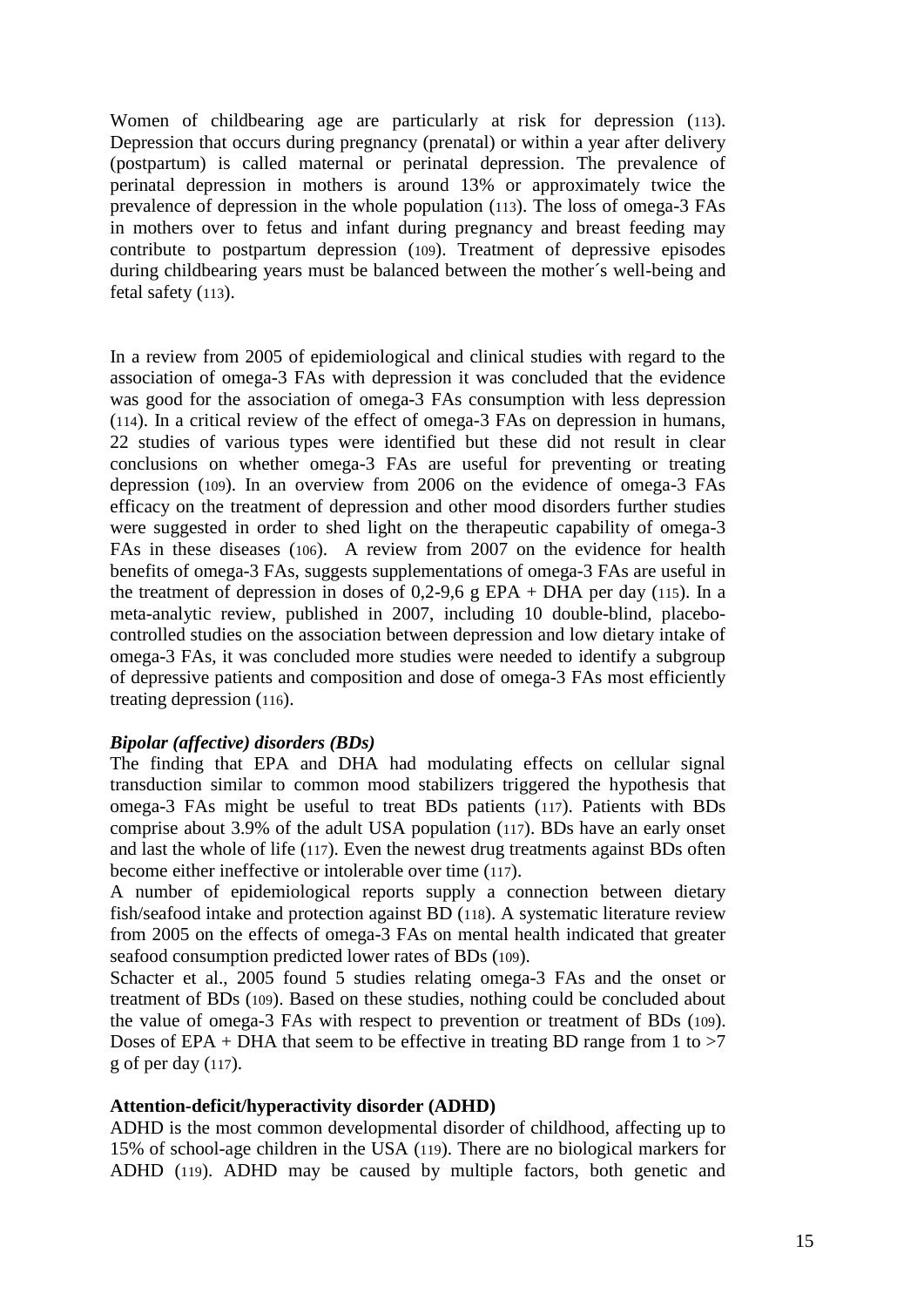Women of childbearing age are particularly at risk for depression (113). Depression that occurs during pregnancy (prenatal) or within a year after delivery (postpartum) is called maternal or perinatal depression. The prevalence of perinatal depression in mothers is around 13% or approximately twice the prevalence of depression in the whole population (113). The loss of omega-3 FAs in mothers over to fetus and infant during pregnancy and breast feeding may contribute to postpartum depression (109). Treatment of depressive episodes during childbearing years must be balanced between the mother´s well-being and fetal safety (113).

In a review from 2005 of epidemiological and clinical studies with regard to the association of omega-3 FAs with depression it was concluded that the evidence was good for the association of omega-3 FAs consumption with less depression (114). In a critical review of the effect of omega-3 FAs on depression in humans, 22 studies of various types were identified but these did not result in clear conclusions on whether omega-3 FAs are useful for preventing or treating depression (109). In an overview from 2006 on the evidence of omega-3 FAs efficacy on the treatment of depression and other mood disorders further studies were suggested in order to shed light on the therapeutic capability of omega-3 FAs in these diseases (106). A review from 2007 on the evidence for health benefits of omega-3 FAs, suggests supplementations of omega-3 FAs are useful in the treatment of depression in doses of 0,2-9,6 g EPA + DHA per day (115). In a meta-analytic review, published in 2007, including 10 double-blind, placebo-controlled studies on the association between depression and low dietary intake of omega-3 FAs, it was concluded more studies were needed to identify a subgroup of depressive patients and composition and dose of omega-3 FAs most efficiently treating depression (116).

***Bipolar (affective) disorders (BDs)***

The finding that EPA and DHA had modulating effects on cellular signal transduction similar to common mood stabilizers triggered the hypothesis that omega-3 FAs might be useful to treat BDs patients (117). Patients with BDs comprise about 3.9% of the adult USA population (117). BDs have an early onset and last the whole of life (117). Even the newest drug treatments against BDs often become either ineffective or intolerable over time (117).

A number of epidemiological reports supply a connection between dietary fish/seafood intake and protection against BD (118). A systematic literature review from 2005 on the effects of omega-3 FAs on mental health indicated that greater seafood consumption predicted lower rates of BDs (109).

Schacter et al., 2005 found 5 studies relating omega-3 FAs and the onset or treatment of BDs (109). Based on these studies, nothing could be concluded about the value of omega-3 FAs with respect to prevention or treatment of BDs (109). Doses of EPA + DHA that seem to be effective in treating BD range from 1 to >7 g of per day (117).

**Attention-deficit/hyperactivity disorder (ADHD)**

ADHD is the most common developmental disorder of childhood, affecting up to 15% of school-age children in the USA (119). There are no biological markers for ADHD (119). ADHD may be caused by multiple factors, both genetic and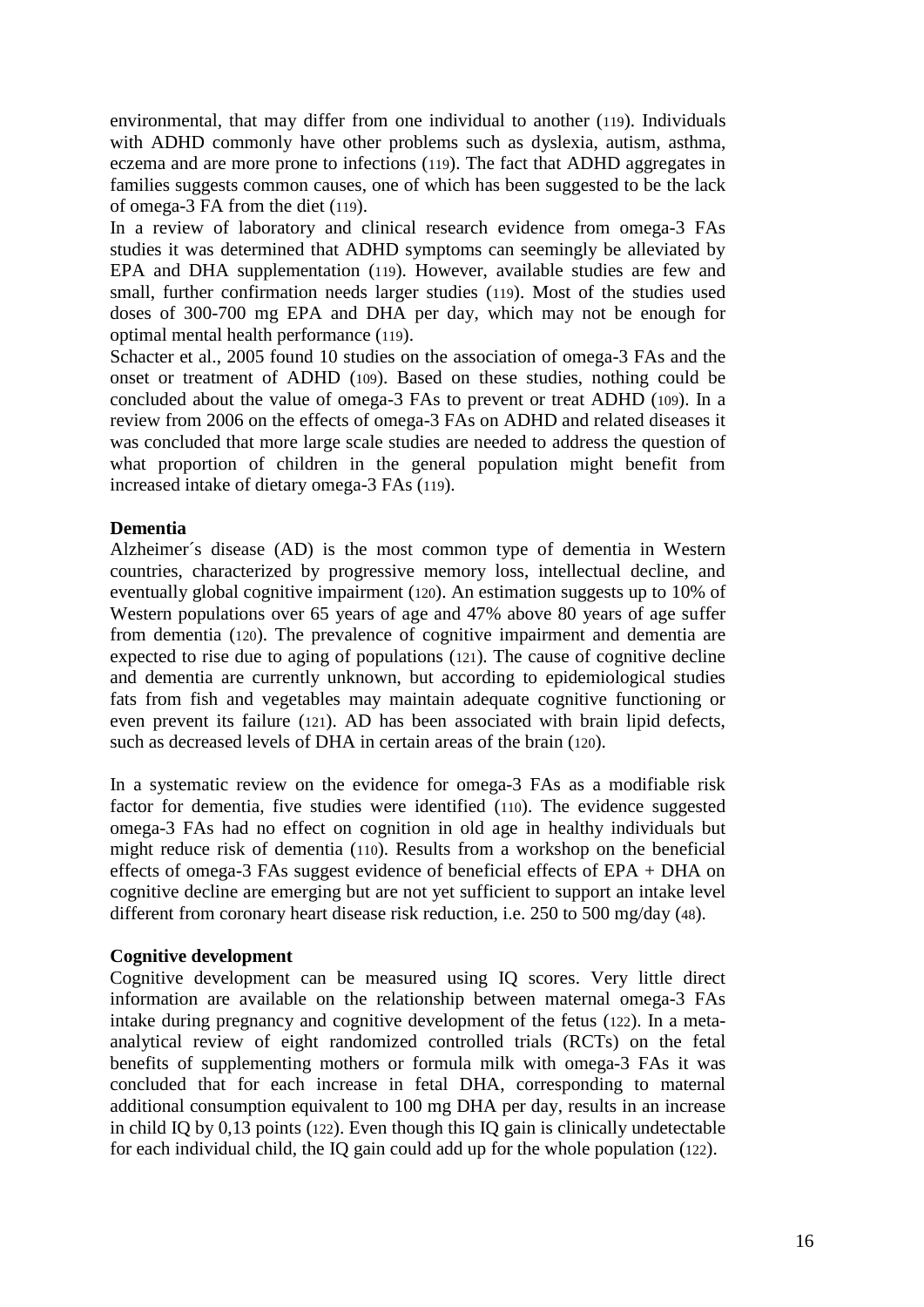environmental, that may differ from one individual to another (119). Individuals with ADHD commonly have other problems such as dyslexia, autism, asthma, eczema and are more prone to infections (119). The fact that ADHD aggregates in families suggests common causes, one of which has been suggested to be the lack of omega-3 FA from the diet (119).

In a review of laboratory and clinical research evidence from omega-3 FAs studies it was determined that ADHD symptoms can seemingly be alleviated by EPA and DHA supplementation (119). However, available studies are few and small, further confirmation needs larger studies (119). Most of the studies used doses of 300-700 mg EPA and DHA per day, which may not be enough for optimal mental health performance (119).

Schacter et al., 2005 found 10 studies on the association of omega-3 FAs and the onset or treatment of ADHD (109). Based on these studies, nothing could be concluded about the value of omega-3 FAs to prevent or treat ADHD (109). In a review from 2006 on the effects of omega-3 FAs on ADHD and related diseases it was concluded that more large scale studies are needed to address the question of what proportion of children in the general population might benefit from increased intake of dietary omega-3 FAs (119).

**Dementia**

Alzheimer´s disease (AD) is the most common type of dementia in Western countries, characterized by progressive memory loss, intellectual decline, and eventually global cognitive impairment (120). An estimation suggests up to 10% of Western populations over 65 years of age and 47% above 80 years of age suffer from dementia (120). The prevalence of cognitive impairment and dementia are expected to rise due to aging of populations (121). The cause of cognitive decline and dementia are currently unknown, but according to epidemiological studies fats from fish and vegetables may maintain adequate cognitive functioning or even prevent its failure (121). AD has been associated with brain lipid defects, such as decreased levels of DHA in certain areas of the brain (120).

In a systematic review on the evidence for omega-3 FAs as a modifiable risk factor for dementia, five studies were identified (110). The evidence suggested omega-3 FAs had no effect on cognition in old age in healthy individuals but might reduce risk of dementia (110). Results from a workshop on the beneficial effects of omega-3 FAs suggest evidence of beneficial effects of EPA + DHA on cognitive decline are emerging but are not yet sufficient to support an intake level different from coronary heart disease risk reduction, i.e. 250 to 500 mg/day (48).

**Cognitive development**

Cognitive development can be measured using IQ scores. Very little direct information are available on the relationship between maternal omega-3 FAs intake during pregnancy and cognitive development of the fetus (122). In a meta-analytical review of eight randomized controlled trials (RCTs) on the fetal benefits of supplementing mothers or formula milk with omega-3 FAs it was concluded that for each increase in fetal DHA, corresponding to maternal additional consumption equivalent to 100 mg DHA per day, results in an increase in child IQ by 0,13 points (122). Even though this IQ gain is clinically undetectable for each individual child, the IQ gain could add up for the whole population (122).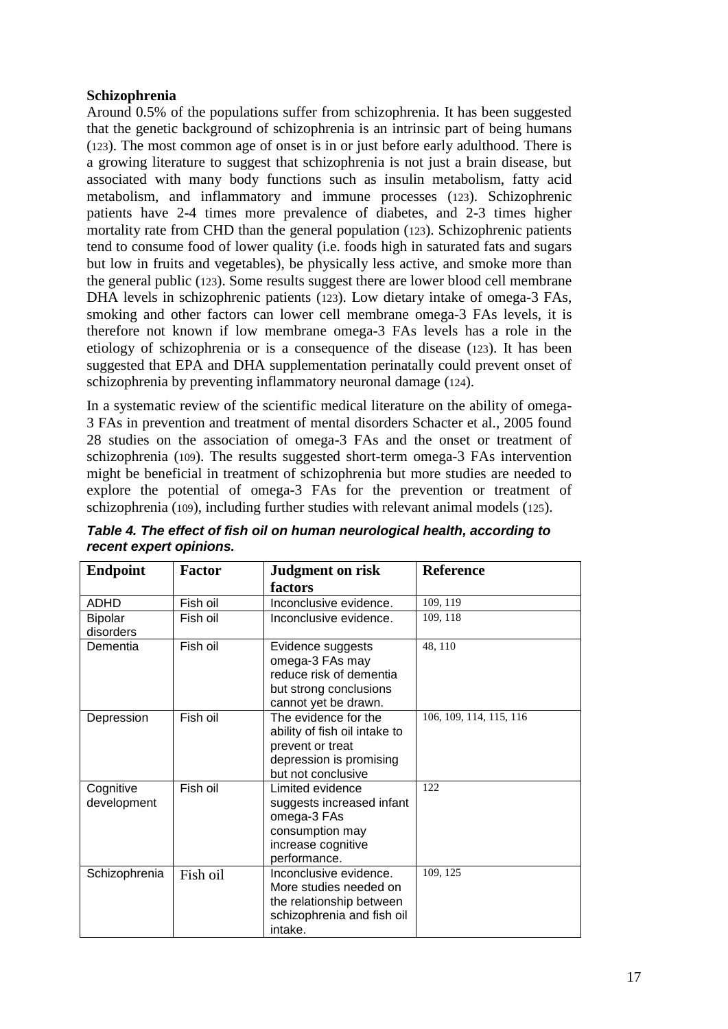**Schizophrenia**

Around 0.5% of the populations suffer from schizophrenia. It has been suggested that the genetic background of schizophrenia is an intrinsic part of being humans (123). The most common age of onset is in or just before early adulthood. There is a growing literature to suggest that schizophrenia is not just a brain disease, but associated with many body functions such as insulin metabolism, fatty acid metabolism, and inflammatory and immune processes (123). Schizophrenic patients have 2-4 times more prevalence of diabetes, and 2-3 times higher mortality rate from CHD than the general population (123). Schizophrenic patients tend to consume food of lower quality (i.e. foods high in saturated fats and sugars but low in fruits and vegetables), be physically less active, and smoke more than the general public (123). Some results suggest there are lower blood cell membrane DHA levels in schizophrenic patients (123). Low dietary intake of omega-3 FAs, smoking and other factors can lower cell membrane omega-3 FAs levels, it is therefore not known if low membrane omega-3 FAs levels has a role in the etiology of schizophrenia or is a consequence of the disease (123). It has been suggested that EPA and DHA supplementation perinatally could prevent onset of schizophrenia by preventing inflammatory neuronal damage (124).

In a systematic review of the scientific medical literature on the ability of omega-3 FAs in prevention and treatment of mental disorders Schacter et al., 2005 found 28 studies on the association of omega-3 FAs and the onset or treatment of schizophrenia (109). The results suggested short-term omega-3 FAs intervention might be beneficial in treatment of schizophrenia but more studies are needed to explore the potential of omega-3 FAs for the prevention or treatment of schizophrenia (109), including further studies with relevant animal models (125).

***Table 4. The effect of fish oil on human neurological health, according to recent expert opinions.***

| Endpoint | Factor | Judgment on risk factors | Reference |
|---|---|---|---|
| ADHD | Fish oil | Inconclusive evidence. | 109, 119 |
| Bipolar disorders | Fish oil | Inconclusive evidence. | 109, 118 |
| Dementia | Fish oil | Evidence suggests omega-3 FAs may reduce risk of dementia but strong conclusions cannot yet be drawn. | 48, 110 |
| Depression | Fish oil | The evidence for the ability of fish oil intake to prevent or treat depression is promising but not conclusive | 106, 109, 114, 115, 116 |
| Cognitive development | Fish oil | Limited evidence suggests increased infant omega-3 FAs consumption may increase cognitive performance. | 122 |
| Schizophrenia | Fish oil | Inconclusive evidence. More studies needed on the relationship between schizophrenia and fish oil intake. | 109, 125 |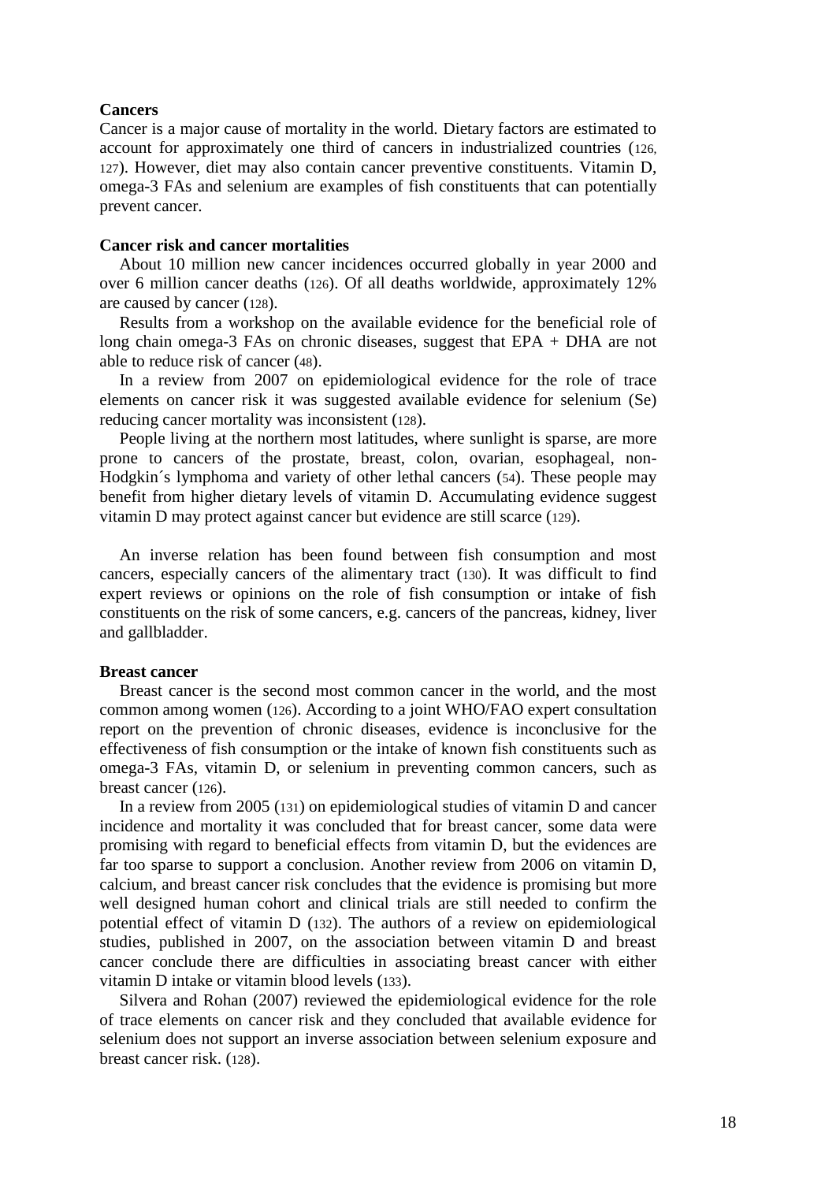**Cancers**

Cancer is a major cause of mortality in the world. Dietary factors are estimated to account for approximately one third of cancers in industrialized countries (126, 127). However, diet may also contain cancer preventive constituents. Vitamin D, omega-3 FAs and selenium are examples of fish constituents that can potentially prevent cancer.

**Cancer risk and cancer mortalities**

About 10 million new cancer incidences occurred globally in year 2000 and over 6 million cancer deaths (126). Of all deaths worldwide, approximately 12% are caused by cancer (128).

Results from a workshop on the available evidence for the beneficial role of long chain omega-3 FAs on chronic diseases, suggest that EPA + DHA are not able to reduce risk of cancer (48).

In a review from 2007 on epidemiological evidence for the role of trace elements on cancer risk it was suggested available evidence for selenium (Se) reducing cancer mortality was inconsistent (128).

People living at the northern most latitudes, where sunlight is sparse, are more prone to cancers of the prostate, breast, colon, ovarian, esophageal, non-Hodgkin´s lymphoma and variety of other lethal cancers (54). These people may benefit from higher dietary levels of vitamin D. Accumulating evidence suggest vitamin D may protect against cancer but evidence are still scarce (129).

An inverse relation has been found between fish consumption and most cancers, especially cancers of the alimentary tract (130). It was difficult to find expert reviews or opinions on the role of fish consumption or intake of fish constituents on the risk of some cancers, e.g. cancers of the pancreas, kidney, liver and gallbladder.

**Breast cancer**

Breast cancer is the second most common cancer in the world, and the most common among women (126). According to a joint WHO/FAO expert consultation report on the prevention of chronic diseases, evidence is inconclusive for the effectiveness of fish consumption or the intake of known fish constituents such as omega-3 FAs, vitamin D, or selenium in preventing common cancers, such as breast cancer (126).

In a review from 2005 (131) on epidemiological studies of vitamin D and cancer incidence and mortality it was concluded that for breast cancer, some data were promising with regard to beneficial effects from vitamin D, but the evidences are far too sparse to support a conclusion. Another review from 2006 on vitamin D, calcium, and breast cancer risk concludes that the evidence is promising but more well designed human cohort and clinical trials are still needed to confirm the potential effect of vitamin D (132). The authors of a review on epidemiological studies, published in 2007, on the association between vitamin D and breast cancer conclude there are difficulties in associating breast cancer with either vitamin D intake or vitamin blood levels (133).

Silvera and Rohan (2007) reviewed the epidemiological evidence for the role of trace elements on cancer risk and they concluded that available evidence for selenium does not support an inverse association between selenium exposure and breast cancer risk. (128).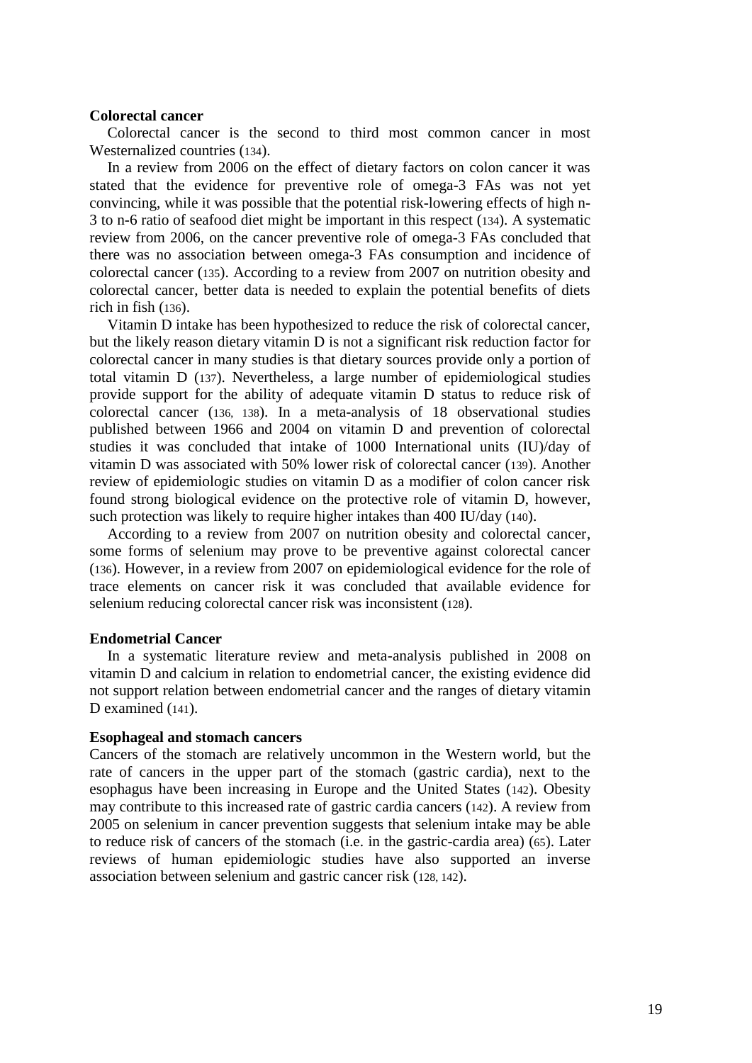**Colorectal cancer**

Colorectal cancer is the second to third most common cancer in most Westernalized countries (134).

In a review from 2006 on the effect of dietary factors on colon cancer it was stated that the evidence for preventive role of omega-3 FAs was not yet convincing, while it was possible that the potential risk-lowering effects of high n-3 to n-6 ratio of seafood diet might be important in this respect (134). A systematic review from 2006, on the cancer preventive role of omega-3 FAs concluded that there was no association between omega-3 FAs consumption and incidence of colorectal cancer (135). According to a review from 2007 on nutrition obesity and colorectal cancer, better data is needed to explain the potential benefits of diets rich in fish (136).

Vitamin D intake has been hypothesized to reduce the risk of colorectal cancer, but the likely reason dietary vitamin D is not a significant risk reduction factor for colorectal cancer in many studies is that dietary sources provide only a portion of total vitamin D (137). Nevertheless, a large number of epidemiological studies provide support for the ability of adequate vitamin D status to reduce risk of colorectal cancer (136, 138). In a meta-analysis of 18 observational studies published between 1966 and 2004 on vitamin D and prevention of colorectal studies it was concluded that intake of 1000 International units (IU)/day of vitamin D was associated with 50% lower risk of colorectal cancer (139). Another review of epidemiologic studies on vitamin D as a modifier of colon cancer risk found strong biological evidence on the protective role of vitamin D, however, such protection was likely to require higher intakes than 400 IU/day (140).

According to a review from 2007 on nutrition obesity and colorectal cancer, some forms of selenium may prove to be preventive against colorectal cancer (136). However, in a review from 2007 on epidemiological evidence for the role of trace elements on cancer risk it was concluded that available evidence for selenium reducing colorectal cancer risk was inconsistent (128).

**Endometrial Cancer**

In a systematic literature review and meta-analysis published in 2008 on vitamin D and calcium in relation to endometrial cancer, the existing evidence did not support relation between endometrial cancer and the ranges of dietary vitamin D examined (141).

**Esophageal and stomach cancers**

Cancers of the stomach are relatively uncommon in the Western world, but the rate of cancers in the upper part of the stomach (gastric cardia), next to the esophagus have been increasing in Europe and the United States (142). Obesity may contribute to this increased rate of gastric cardia cancers (142). A review from 2005 on selenium in cancer prevention suggests that selenium intake may be able to reduce risk of cancers of the stomach (i.e. in the gastric-cardia area) (65). Later reviews of human epidemiologic studies have also supported an inverse association between selenium and gastric cancer risk (128, 142).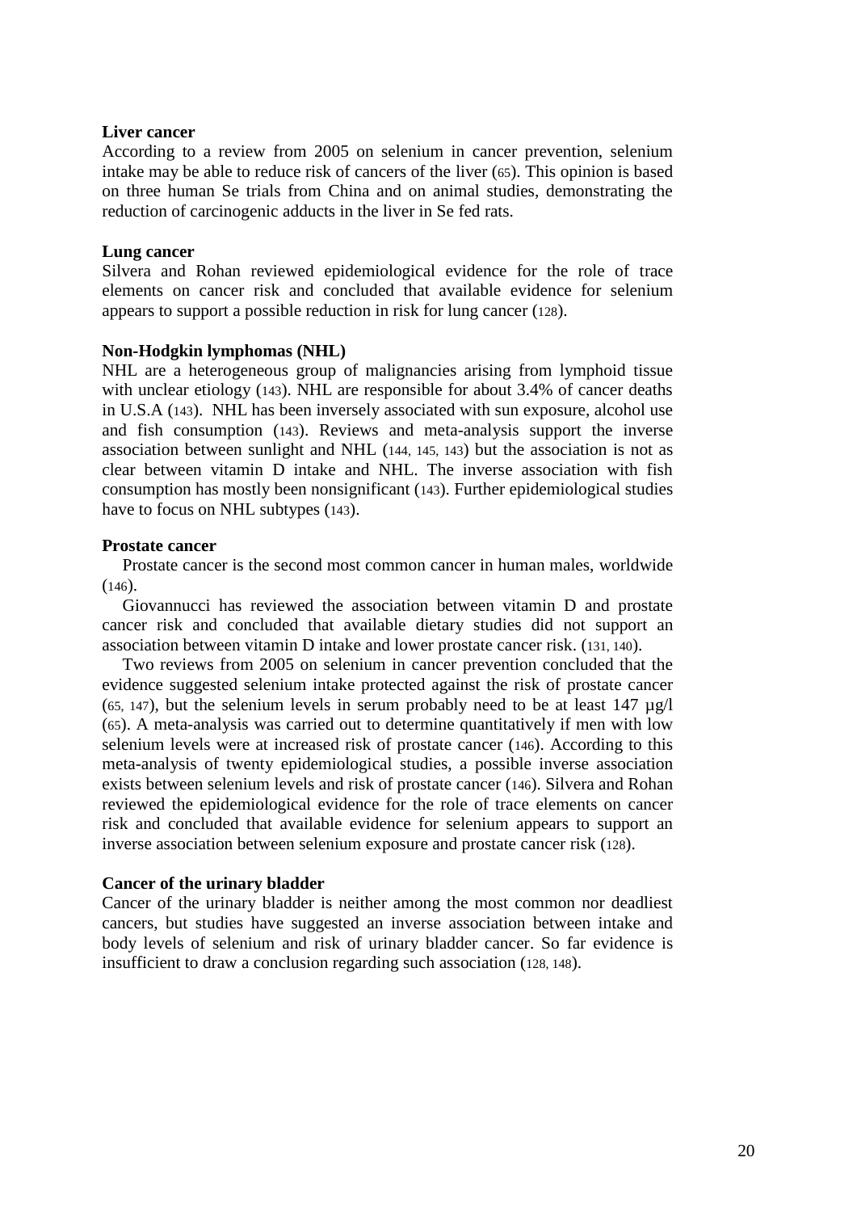**Liver cancer**

According to a review from 2005 on selenium in cancer prevention, selenium intake may be able to reduce risk of cancers of the liver (65). This opinion is based on three human Se trials from China and on animal studies, demonstrating the reduction of carcinogenic adducts in the liver in Se fed rats.

**Lung cancer**

Silvera and Rohan reviewed epidemiological evidence for the role of trace elements on cancer risk and concluded that available evidence for selenium appears to support a possible reduction in risk for lung cancer (128).

**Non-Hodgkin lymphomas (NHL)**

NHL are a heterogeneous group of malignancies arising from lymphoid tissue with unclear etiology (143). NHL are responsible for about 3.4% of cancer deaths in U.S.A (143). NHL has been inversely associated with sun exposure, alcohol use and fish consumption (143). Reviews and meta-analysis support the inverse association between sunlight and NHL (144, 145, 143) but the association is not as clear between vitamin D intake and NHL. The inverse association with fish consumption has mostly been nonsignificant (143). Further epidemiological studies have to focus on NHL subtypes (143).

**Prostate cancer**

Prostate cancer is the second most common cancer in human males, worldwide (146).

Giovannucci has reviewed the association between vitamin D and prostate cancer risk and concluded that available dietary studies did not support an association between vitamin D intake and lower prostate cancer risk. (131, 140).

Two reviews from 2005 on selenium in cancer prevention concluded that the evidence suggested selenium intake protected against the risk of prostate cancer (65, 147), but the selenium levels in serum probably need to be at least 147 µg/l (65). A meta-analysis was carried out to determine quantitatively if men with low selenium levels were at increased risk of prostate cancer (146). According to this meta-analysis of twenty epidemiological studies, a possible inverse association exists between selenium levels and risk of prostate cancer (146). Silvera and Rohan reviewed the epidemiological evidence for the role of trace elements on cancer risk and concluded that available evidence for selenium appears to support an inverse association between selenium exposure and prostate cancer risk (128).

**Cancer of the urinary bladder**

Cancer of the urinary bladder is neither among the most common nor deadliest cancers, but studies have suggested an inverse association between intake and body levels of selenium and risk of urinary bladder cancer. So far evidence is insufficient to draw a conclusion regarding such association (128, 148).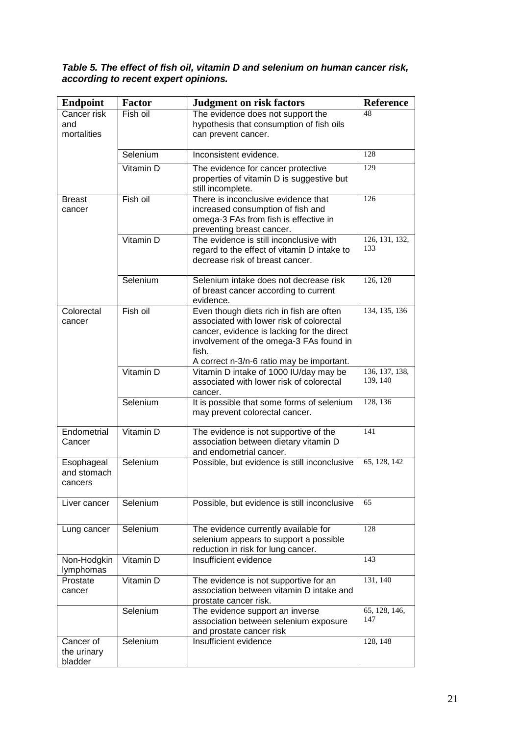***Table 5. The effect of fish oil, vitamin D and selenium on human cancer risk, according to recent expert opinions.***

| Endpoint | Factor | Judgment on risk factors | Reference |
|---|---|---|---|
| Cancer risk and mortalities | Fish oil | The evidence does not support the hypothesis that consumption of fish oils can prevent cancer. | 48 |
| | Selenium | Inconsistent evidence. | 128 |
| | Vitamin D | The evidence for cancer protective properties of vitamin D is suggestive but still incomplete. | 129 |
| Breast cancer | Fish oil | There is inconclusive evidence that increased consumption of fish and omega-3 FAs from fish is effective in preventing breast cancer. | 126 |
| | Vitamin D | The evidence is still inconclusive with regard to the effect of vitamin D intake to decrease risk of breast cancer. | 126, 131, 132, 133 |
| | Selenium | Selenium intake does not decrease risk of breast cancer according to current evidence. | 126, 128 |
| Colorectal cancer | Fish oil | Even though diets rich in fish are often associated with lower risk of colorectal cancer, evidence is lacking for the direct involvement of the omega-3 FAs found in fish.<br>A correct n-3/n-6 ratio may be important. | 134, 135, 136 |
| | Vitamin D | Vitamin D intake of 1000 IU/day may be associated with lower risk of colorectal cancer. | 136, 137, 138, 139, 140 |
| | Selenium | It is possible that some forms of selenium may prevent colorectal cancer. | 128, 136 |
| Endometrial Cancer | Vitamin D | The evidence is not supportive of the association between dietary vitamin D and endometrial cancer. | 141 |
| Esophageal and stomach cancers | Selenium | Possible, but evidence is still inconclusive | 65, 128, 142 |
| Liver cancer | Selenium | Possible, but evidence is still inconclusive | 65 |
| Lung cancer | Selenium | The evidence currently available for selenium appears to support a possible reduction in risk for lung cancer. | 128 |
| Non-Hodgkin lymphomas | Vitamin D | Insufficient evidence | 143 |
| Prostate cancer | Vitamin D | The evidence is not supportive for an association between vitamin D intake and prostate cancer risk. | 131, 140 |
| | Selenium | The evidence support an inverse association between selenium exposure and prostate cancer risk | 65, 128, 146, 147 |
| Cancer of the urinary bladder | Selenium | Insufficient evidence | 128, 148 |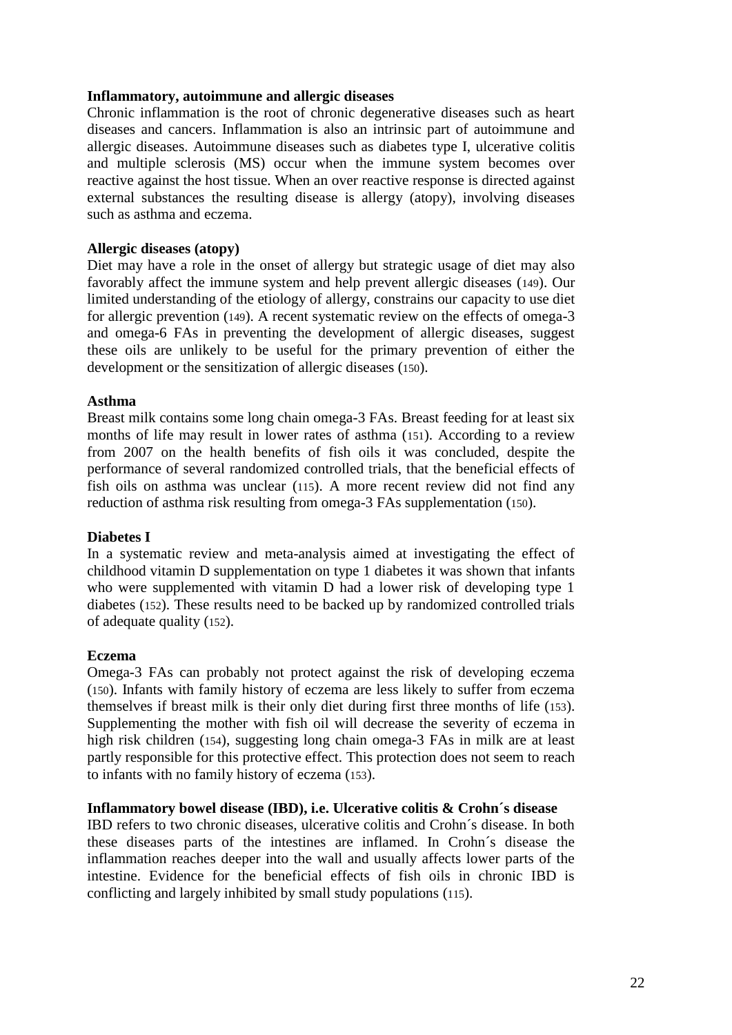**Inflammatory, autoimmune and allergic diseases**

Chronic inflammation is the root of chronic degenerative diseases such as heart diseases and cancers. Inflammation is also an intrinsic part of autoimmune and allergic diseases. Autoimmune diseases such as diabetes type I, ulcerative colitis and multiple sclerosis (MS) occur when the immune system becomes over reactive against the host tissue. When an over reactive response is directed against external substances the resulting disease is allergy (atopy), involving diseases such as asthma and eczema.

**Allergic diseases (atopy)**

Diet may have a role in the onset of allergy but strategic usage of diet may also favorably affect the immune system and help prevent allergic diseases (149). Our limited understanding of the etiology of allergy, constrains our capacity to use diet for allergic prevention (149). A recent systematic review on the effects of omega-3 and omega-6 FAs in preventing the development of allergic diseases, suggest these oils are unlikely to be useful for the primary prevention of either the development or the sensitization of allergic diseases (150).

**Asthma**

Breast milk contains some long chain omega-3 FAs. Breast feeding for at least six months of life may result in lower rates of asthma (151). According to a review from 2007 on the health benefits of fish oils it was concluded, despite the performance of several randomized controlled trials, that the beneficial effects of fish oils on asthma was unclear (115). A more recent review did not find any reduction of asthma risk resulting from omega-3 FAs supplementation (150).

**Diabetes I**

In a systematic review and meta-analysis aimed at investigating the effect of childhood vitamin D supplementation on type 1 diabetes it was shown that infants who were supplemented with vitamin D had a lower risk of developing type 1 diabetes (152). These results need to be backed up by randomized controlled trials of adequate quality (152).

**Eczema**

Omega-3 FAs can probably not protect against the risk of developing eczema (150). Infants with family history of eczema are less likely to suffer from eczema themselves if breast milk is their only diet during first three months of life (153). Supplementing the mother with fish oil will decrease the severity of eczema in high risk children (154), suggesting long chain omega-3 FAs in milk are at least partly responsible for this protective effect. This protection does not seem to reach to infants with no family history of eczema (153).

**Inflammatory bowel disease (IBD), i.e. Ulcerative colitis & Crohn´s disease**

IBD refers to two chronic diseases, ulcerative colitis and Crohn´s disease. In both these diseases parts of the intestines are inflamed. In Crohn´s disease the inflammation reaches deeper into the wall and usually affects lower parts of the intestine. Evidence for the beneficial effects of fish oils in chronic IBD is conflicting and largely inhibited by small study populations (115).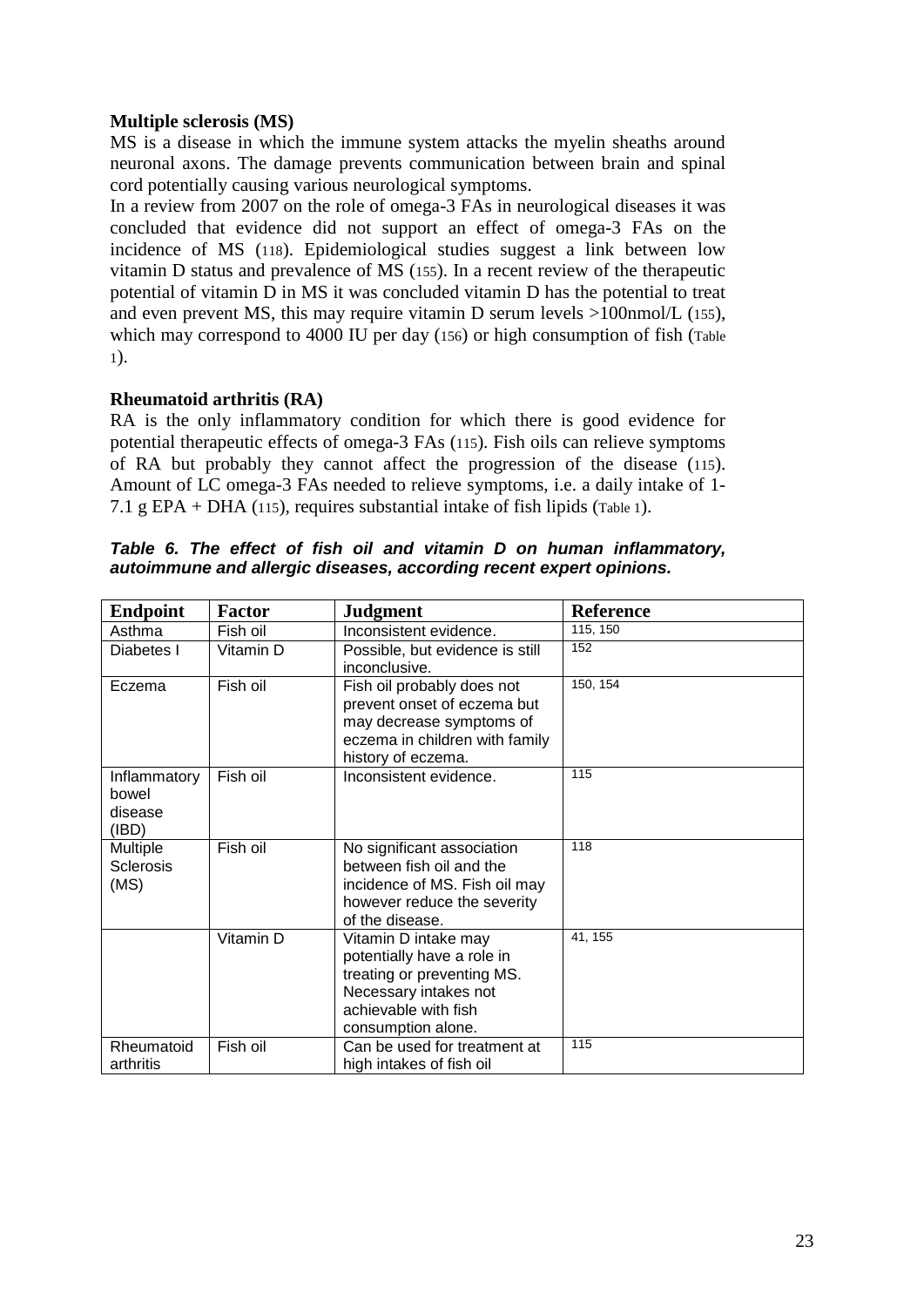**Multiple sclerosis (MS)**

MS is a disease in which the immune system attacks the myelin sheaths around neuronal axons. The damage prevents communication between brain and spinal cord potentially causing various neurological symptoms.

In a review from 2007 on the role of omega-3 FAs in neurological diseases it was concluded that evidence did not support an effect of omega-3 FAs on the incidence of MS (118). Epidemiological studies suggest a link between low vitamin D status and prevalence of MS (155). In a recent review of the therapeutic potential of vitamin D in MS it was concluded vitamin D has the potential to treat and even prevent MS, this may require vitamin D serum levels >100nmol/L (155), which may correspond to 4000 IU per day (156) or high consumption of fish (Table 1).

**Rheumatoid arthritis (RA)**

RA is the only inflammatory condition for which there is good evidence for potential therapeutic effects of omega-3 FAs (115). Fish oils can relieve symptoms of RA but probably they cannot affect the progression of the disease (115). Amount of LC omega-3 FAs needed to relieve symptoms, i.e. a daily intake of 1-7.1 g EPA + DHA (115), requires substantial intake of fish lipids (Table 1).

***Table 6. The effect of fish oil and vitamin D on human inflammatory, autoimmune and allergic diseases, according recent expert opinions.***

| Endpoint | Factor | Judgment | Reference |
|---|---|---|---|
| Asthma | Fish oil | Inconsistent evidence. | 115, 150 |
| Diabetes I | Vitamin D | Possible, but evidence is still inconclusive. | 152 |
| Eczema | Fish oil | Fish oil probably does not prevent onset of eczema but may decrease symptoms of eczema in children with family history of eczema. | 150, 154 |
| Inflammatory bowel disease (IBD) | Fish oil | Inconsistent evidence. | 115 |
| Multiple Sclerosis (MS) | Fish oil | No significant association between fish oil and the incidence of MS. Fish oil may however reduce the severity of the disease. | 118 |
| | Vitamin D | Vitamin D intake may potentially have a role in treating or preventing MS. Necessary intakes not achievable with fish consumption alone. | 41, 155 |
| Rheumatoid arthritis | Fish oil | Can be used for treatment at high intakes of fish oil | 115 |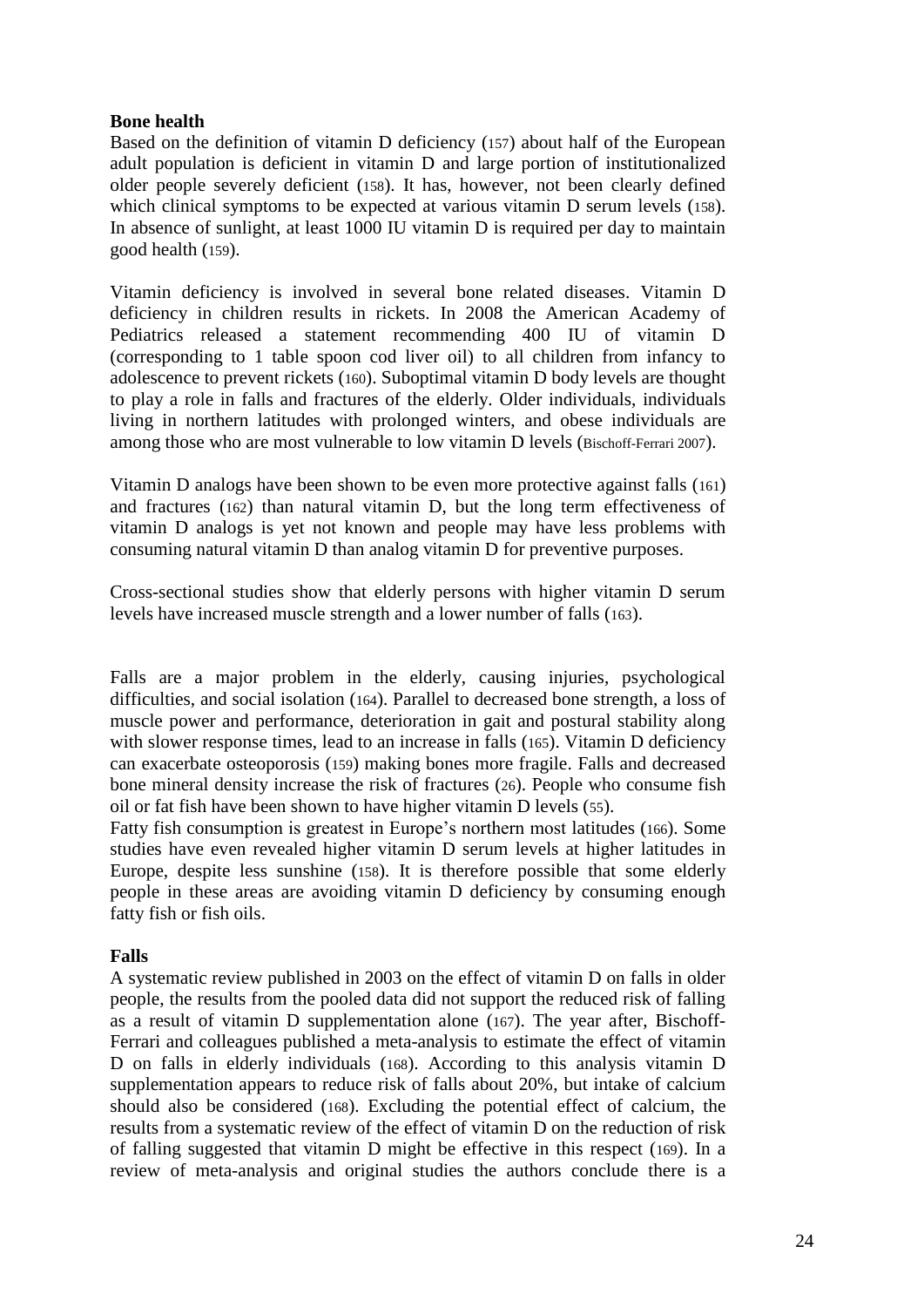**Bone health**

Based on the definition of vitamin D deficiency (157) about half of the European adult population is deficient in vitamin D and large portion of institutionalized older people severely deficient (158). It has, however, not been clearly defined which clinical symptoms to be expected at various vitamin D serum levels (158). In absence of sunlight, at least 1000 IU vitamin D is required per day to maintain good health (159).

Vitamin deficiency is involved in several bone related diseases. Vitamin D deficiency in children results in rickets. In 2008 the American Academy of Pediatrics released a statement recommending 400 IU of vitamin D (corresponding to 1 table spoon cod liver oil) to all children from infancy to adolescence to prevent rickets (160). Suboptimal vitamin D body levels are thought to play a role in falls and fractures of the elderly. Older individuals, individuals living in northern latitudes with prolonged winters, and obese individuals are among those who are most vulnerable to low vitamin D levels (Bischoff-Ferrari 2007).

Vitamin D analogs have been shown to be even more protective against falls (161) and fractures (162) than natural vitamin D, but the long term effectiveness of vitamin D analogs is yet not known and people may have less problems with consuming natural vitamin D than analog vitamin D for preventive purposes.

Cross-sectional studies show that elderly persons with higher vitamin D serum levels have increased muscle strength and a lower number of falls (163).

Falls are a major problem in the elderly, causing injuries, psychological difficulties, and social isolation (164). Parallel to decreased bone strength, a loss of muscle power and performance, deterioration in gait and postural stability along with slower response times, lead to an increase in falls (165). Vitamin D deficiency can exacerbate osteoporosis (159) making bones more fragile. Falls and decreased bone mineral density increase the risk of fractures (26). People who consume fish oil or fat fish have been shown to have higher vitamin D levels (55).
Fatty fish consumption is greatest in Europe's northern most latitudes (166). Some studies have even revealed higher vitamin D serum levels at higher latitudes in Europe, despite less sunshine (158). It is therefore possible that some elderly people in these areas are avoiding vitamin D deficiency by consuming enough fatty fish or fish oils.

**Falls**

A systematic review published in 2003 on the effect of vitamin D on falls in older people, the results from the pooled data did not support the reduced risk of falling as a result of vitamin D supplementation alone (167). The year after, Bischoff-Ferrari and colleagues published a meta-analysis to estimate the effect of vitamin D on falls in elderly individuals (168). According to this analysis vitamin D supplementation appears to reduce risk of falls about 20%, but intake of calcium should also be considered (168). Excluding the potential effect of calcium, the results from a systematic review of the effect of vitamin D on the reduction of risk of falling suggested that vitamin D might be effective in this respect (169). In a review of meta-analysis and original studies the authors conclude there is a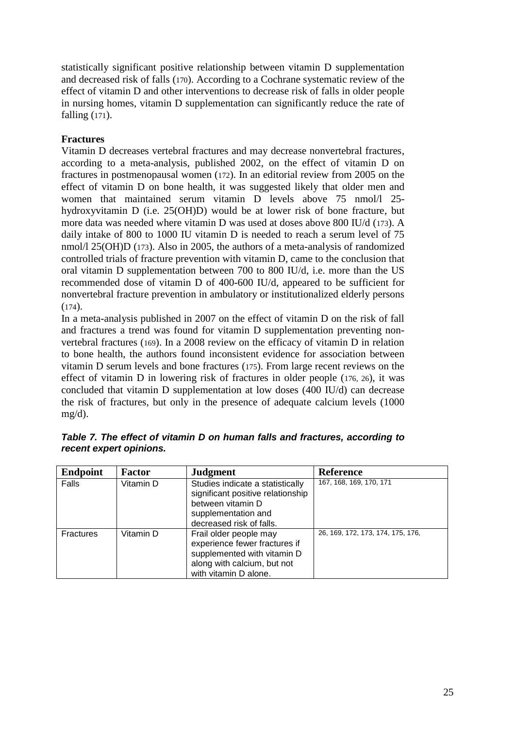statistically significant positive relationship between vitamin D supplementation and decreased risk of falls (170). According to a Cochrane systematic review of the effect of vitamin D and other interventions to decrease risk of falls in older people in nursing homes, vitamin D supplementation can significantly reduce the rate of falling (171).

**Fractures**

Vitamin D decreases vertebral fractures and may decrease nonvertebral fractures, according to a meta-analysis, published 2002, on the effect of vitamin D on fractures in postmenopausal women (172). In an editorial review from 2005 on the effect of vitamin D on bone health, it was suggested likely that older men and women that maintained serum vitamin D levels above 75 nmol/l 25-hydroxyvitamin D (i.e. 25(OH)D) would be at lower risk of bone fracture, but more data was needed where vitamin D was used at doses above 800 IU/d (173). A daily intake of 800 to 1000 IU vitamin D is needed to reach a serum level of 75 nmol/l 25(OH)D (173). Also in 2005, the authors of a meta-analysis of randomized controlled trials of fracture prevention with vitamin D, came to the conclusion that oral vitamin D supplementation between 700 to 800 IU/d, i.e. more than the US recommended dose of vitamin D of 400-600 IU/d, appeared to be sufficient for nonvertebral fracture prevention in ambulatory or institutionalized elderly persons (174).

In a meta-analysis published in 2007 on the effect of vitamin D on the risk of fall and fractures a trend was found for vitamin D supplementation preventing non-vertebral fractures (169). In a 2008 review on the efficacy of vitamin D in relation to bone health, the authors found inconsistent evidence for association between vitamin D serum levels and bone fractures (175). From large recent reviews on the effect of vitamin D in lowering risk of fractures in older people (176, 26), it was concluded that vitamin D supplementation at low doses (400 IU/d) can decrease the risk of fractures, but only in the presence of adequate calcium levels (1000 mg/d).

***Table 7. The effect of vitamin D on human falls and fractures, according to recent expert opinions.***

| Endpoint | Factor | Judgment | Reference |
|---|---|---|---|
| Falls | Vitamin D | Studies indicate a statistically significant positive relationship between vitamin D supplementation and decreased risk of falls. | 167, 168, 169, 170, 171 |
| Fractures | Vitamin D | Frail older people may experience fewer fractures if supplemented with vitamin D along with calcium, but not with vitamin D alone. | 26, 169, 172, 173, 174, 175, 176, |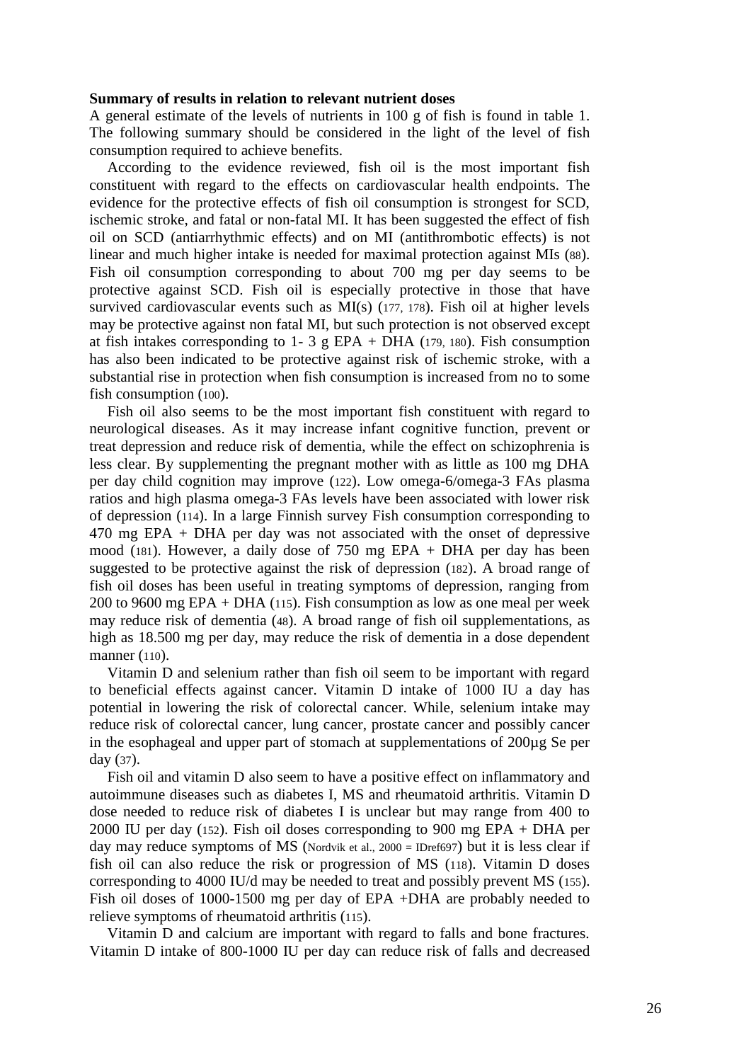**Summary of results in relation to relevant nutrient doses**

A general estimate of the levels of nutrients in 100 g of fish is found in table 1. The following summary should be considered in the light of the level of fish consumption required to achieve benefits.

According to the evidence reviewed, fish oil is the most important fish constituent with regard to the effects on cardiovascular health endpoints. The evidence for the protective effects of fish oil consumption is strongest for SCD, ischemic stroke, and fatal or non-fatal MI. It has been suggested the effect of fish oil on SCD (antiarrhythmic effects) and on MI (antithrombotic effects) is not linear and much higher intake is needed for maximal protection against MIs (88). Fish oil consumption corresponding to about 700 mg per day seems to be protective against SCD. Fish oil is especially protective in those that have survived cardiovascular events such as MI(s) (177, 178). Fish oil at higher levels may be protective against non fatal MI, but such protection is not observed except at fish intakes corresponding to 1- 3 g EPA + DHA (179, 180). Fish consumption has also been indicated to be protective against risk of ischemic stroke, with a substantial rise in protection when fish consumption is increased from no to some fish consumption (100).

Fish oil also seems to be the most important fish constituent with regard to neurological diseases. As it may increase infant cognitive function, prevent or treat depression and reduce risk of dementia, while the effect on schizophrenia is less clear. By supplementing the pregnant mother with as little as 100 mg DHA per day child cognition may improve (122). Low omega-6/omega-3 FAs plasma ratios and high plasma omega-3 FAs levels have been associated with lower risk of depression (114). In a large Finnish survey Fish consumption corresponding to 470 mg EPA + DHA per day was not associated with the onset of depressive mood (181). However, a daily dose of 750 mg EPA + DHA per day has been suggested to be protective against the risk of depression (182). A broad range of fish oil doses has been useful in treating symptoms of depression, ranging from 200 to 9600 mg EPA + DHA (115). Fish consumption as low as one meal per week may reduce risk of dementia (48). A broad range of fish oil supplementations, as high as 18.500 mg per day, may reduce the risk of dementia in a dose dependent manner (110).

Vitamin D and selenium rather than fish oil seem to be important with regard to beneficial effects against cancer. Vitamin D intake of 1000 IU a day has potential in lowering the risk of colorectal cancer. While, selenium intake may reduce risk of colorectal cancer, lung cancer, prostate cancer and possibly cancer in the esophageal and upper part of stomach at supplementations of 200µg Se per day (37).

Fish oil and vitamin D also seem to have a positive effect on inflammatory and autoimmune diseases such as diabetes I, MS and rheumatoid arthritis. Vitamin D dose needed to reduce risk of diabetes I is unclear but may range from 400 to 2000 IU per day (152). Fish oil doses corresponding to 900 mg EPA + DHA per day may reduce symptoms of MS (Nordvik et al., 2000 = IDref697) but it is less clear if fish oil can also reduce the risk or progression of MS (118). Vitamin D doses corresponding to 4000 IU/d may be needed to treat and possibly prevent MS (155). Fish oil doses of 1000-1500 mg per day of EPA +DHA are probably needed to relieve symptoms of rheumatoid arthritis (115).

Vitamin D and calcium are important with regard to falls and bone fractures. Vitamin D intake of 800-1000 IU per day can reduce risk of falls and decreased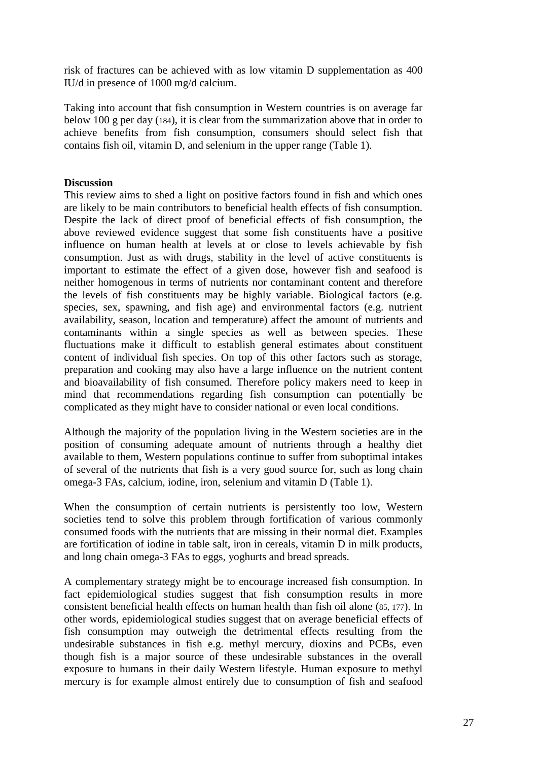risk of fractures can be achieved with as low vitamin D supplementation as 400 IU/d in presence of 1000 mg/d calcium.

Taking into account that fish consumption in Western countries is on average far below 100 g per day (184), it is clear from the summarization above that in order to achieve benefits from fish consumption, consumers should select fish that contains fish oil, vitamin D, and selenium in the upper range (Table 1).

**Discussion**

This review aims to shed a light on positive factors found in fish and which ones are likely to be main contributors to beneficial health effects of fish consumption. Despite the lack of direct proof of beneficial effects of fish consumption, the above reviewed evidence suggest that some fish constituents have a positive influence on human health at levels at or close to levels achievable by fish consumption. Just as with drugs, stability in the level of active constituents is important to estimate the effect of a given dose, however fish and seafood is neither homogenous in terms of nutrients nor contaminant content and therefore the levels of fish constituents may be highly variable. Biological factors (e.g. species, sex, spawning, and fish age) and environmental factors (e.g. nutrient availability, season, location and temperature) affect the amount of nutrients and contaminants within a single species as well as between species. These fluctuations make it difficult to establish general estimates about constituent content of individual fish species. On top of this other factors such as storage, preparation and cooking may also have a large influence on the nutrient content and bioavailability of fish consumed. Therefore policy makers need to keep in mind that recommendations regarding fish consumption can potentially be complicated as they might have to consider national or even local conditions.

Although the majority of the population living in the Western societies are in the position of consuming adequate amount of nutrients through a healthy diet available to them, Western populations continue to suffer from suboptimal intakes of several of the nutrients that fish is a very good source for, such as long chain omega-3 FAs, calcium, iodine, iron, selenium and vitamin D (Table 1).

When the consumption of certain nutrients is persistently too low, Western societies tend to solve this problem through fortification of various commonly consumed foods with the nutrients that are missing in their normal diet. Examples are fortification of iodine in table salt, iron in cereals, vitamin D in milk products, and long chain omega-3 FAs to eggs, yoghurts and bread spreads.

A complementary strategy might be to encourage increased fish consumption. In fact epidemiological studies suggest that fish consumption results in more consistent beneficial health effects on human health than fish oil alone (85, 177). In other words, epidemiological studies suggest that on average beneficial effects of fish consumption may outweigh the detrimental effects resulting from the undesirable substances in fish e.g. methyl mercury, dioxins and PCBs, even though fish is a major source of these undesirable substances in the overall exposure to humans in their daily Western lifestyle. Human exposure to methyl mercury is for example almost entirely due to consumption of fish and seafood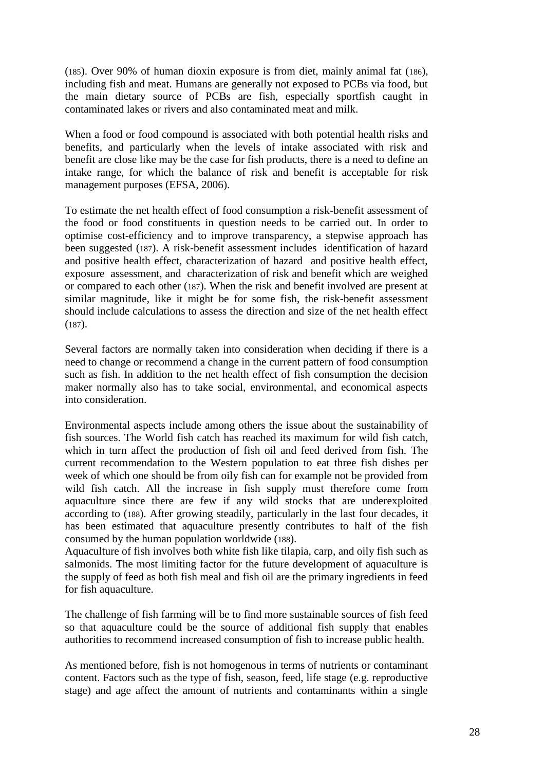(185). Over 90% of human dioxin exposure is from diet, mainly animal fat (186), including fish and meat. Humans are generally not exposed to PCBs via food, but the main dietary source of PCBs are fish, especially sportfish caught in contaminated lakes or rivers and also contaminated meat and milk.

When a food or food compound is associated with both potential health risks and benefits, and particularly when the levels of intake associated with risk and benefit are close like may be the case for fish products, there is a need to define an intake range, for which the balance of risk and benefit is acceptable for risk management purposes (EFSA, 2006).

To estimate the net health effect of food consumption a risk-benefit assessment of the food or food constituents in question needs to be carried out. In order to optimise cost-efficiency and to improve transparency, a stepwise approach has been suggested (187). A risk-benefit assessment includes identification of hazard and positive health effect, characterization of hazard and positive health effect, exposure assessment, and characterization of risk and benefit which are weighed or compared to each other (187). When the risk and benefit involved are present at similar magnitude, like it might be for some fish, the risk-benefit assessment should include calculations to assess the direction and size of the net health effect (187).

Several factors are normally taken into consideration when deciding if there is a need to change or recommend a change in the current pattern of food consumption such as fish. In addition to the net health effect of fish consumption the decision maker normally also has to take social, environmental, and economical aspects into consideration.

Environmental aspects include among others the issue about the sustainability of fish sources. The World fish catch has reached its maximum for wild fish catch, which in turn affect the production of fish oil and feed derived from fish. The current recommendation to the Western population to eat three fish dishes per week of which one should be from oily fish can for example not be provided from wild fish catch. All the increase in fish supply must therefore come from aquaculture since there are few if any wild stocks that are underexploited according to (188). After growing steadily, particularly in the last four decades, it has been estimated that aquaculture presently contributes to half of the fish consumed by the human population worldwide (188).
Aquaculture of fish involves both white fish like tilapia, carp, and oily fish such as salmonids. The most limiting factor for the future development of aquaculture is the supply of feed as both fish meal and fish oil are the primary ingredients in feed for fish aquaculture.

The challenge of fish farming will be to find more sustainable sources of fish feed so that aquaculture could be the source of additional fish supply that enables authorities to recommend increased consumption of fish to increase public health.

As mentioned before, fish is not homogenous in terms of nutrients or contaminant content. Factors such as the type of fish, season, feed, life stage (e.g. reproductive stage) and age affect the amount of nutrients and contaminants within a single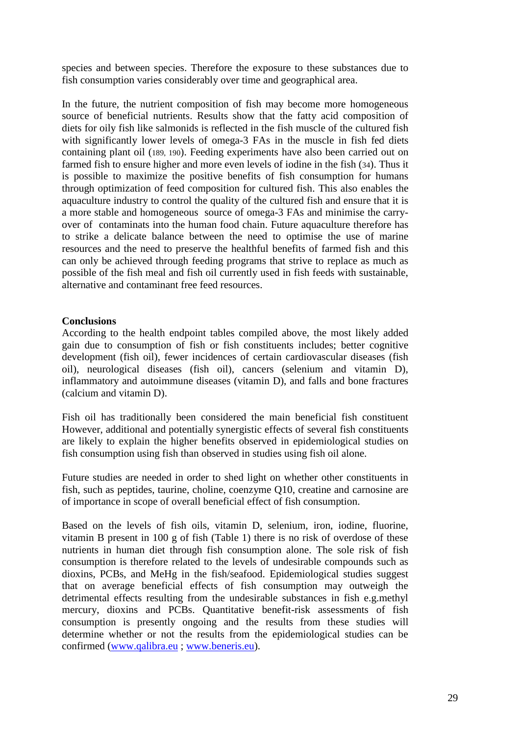species and between species. Therefore the exposure to these substances due to fish consumption varies considerably over time and geographical area.

In the future, the nutrient composition of fish may become more homogeneous source of beneficial nutrients. Results show that the fatty acid composition of diets for oily fish like salmonids is reflected in the fish muscle of the cultured fish with significantly lower levels of omega-3 FAs in the muscle in fish fed diets containing plant oil (189, 190). Feeding experiments have also been carried out on farmed fish to ensure higher and more even levels of iodine in the fish (34). Thus it is possible to maximize the positive benefits of fish consumption for humans through optimization of feed composition for cultured fish. This also enables the aquaculture industry to control the quality of the cultured fish and ensure that it is a more stable and homogeneous source of omega-3 FAs and minimise the carry-over of contaminats into the human food chain. Future aquaculture therefore has to strike a delicate balance between the need to optimise the use of marine resources and the need to preserve the healthful benefits of farmed fish and this can only be achieved through feeding programs that strive to replace as much as possible of the fish meal and fish oil currently used in fish feeds with sustainable, alternative and contaminant free feed resources.

**Conclusions**

According to the health endpoint tables compiled above, the most likely added gain due to consumption of fish or fish constituents includes; better cognitive development (fish oil), fewer incidences of certain cardiovascular diseases (fish oil), neurological diseases (fish oil), cancers (selenium and vitamin D), inflammatory and autoimmune diseases (vitamin D), and falls and bone fractures (calcium and vitamin D).

Fish oil has traditionally been considered the main beneficial fish constituent However, additional and potentially synergistic effects of several fish constituents are likely to explain the higher benefits observed in epidemiological studies on fish consumption using fish than observed in studies using fish oil alone.

Future studies are needed in order to shed light on whether other constituents in fish, such as peptides, taurine, choline, coenzyme Q10, creatine and carnosine are of importance in scope of overall beneficial effect of fish consumption.

Based on the levels of fish oils, vitamin D, selenium, iron, iodine, fluorine, vitamin B present in 100 g of fish (Table 1) there is no risk of overdose of these nutrients in human diet through fish consumption alone. The sole risk of fish consumption is therefore related to the levels of undesirable compounds such as dioxins, PCBs, and MeHg in the fish/seafood. Epidemiological studies suggest that on average beneficial effects of fish consumption may outweigh the detrimental effects resulting from the undesirable substances in fish e.g.methyl mercury, dioxins and PCBs. Quantitative benefit-risk assessments of fish consumption is presently ongoing and the results from these studies will determine whether or not the results from the epidemiological studies can be confirmed (www.qalibra.eu ; www.beneris.eu).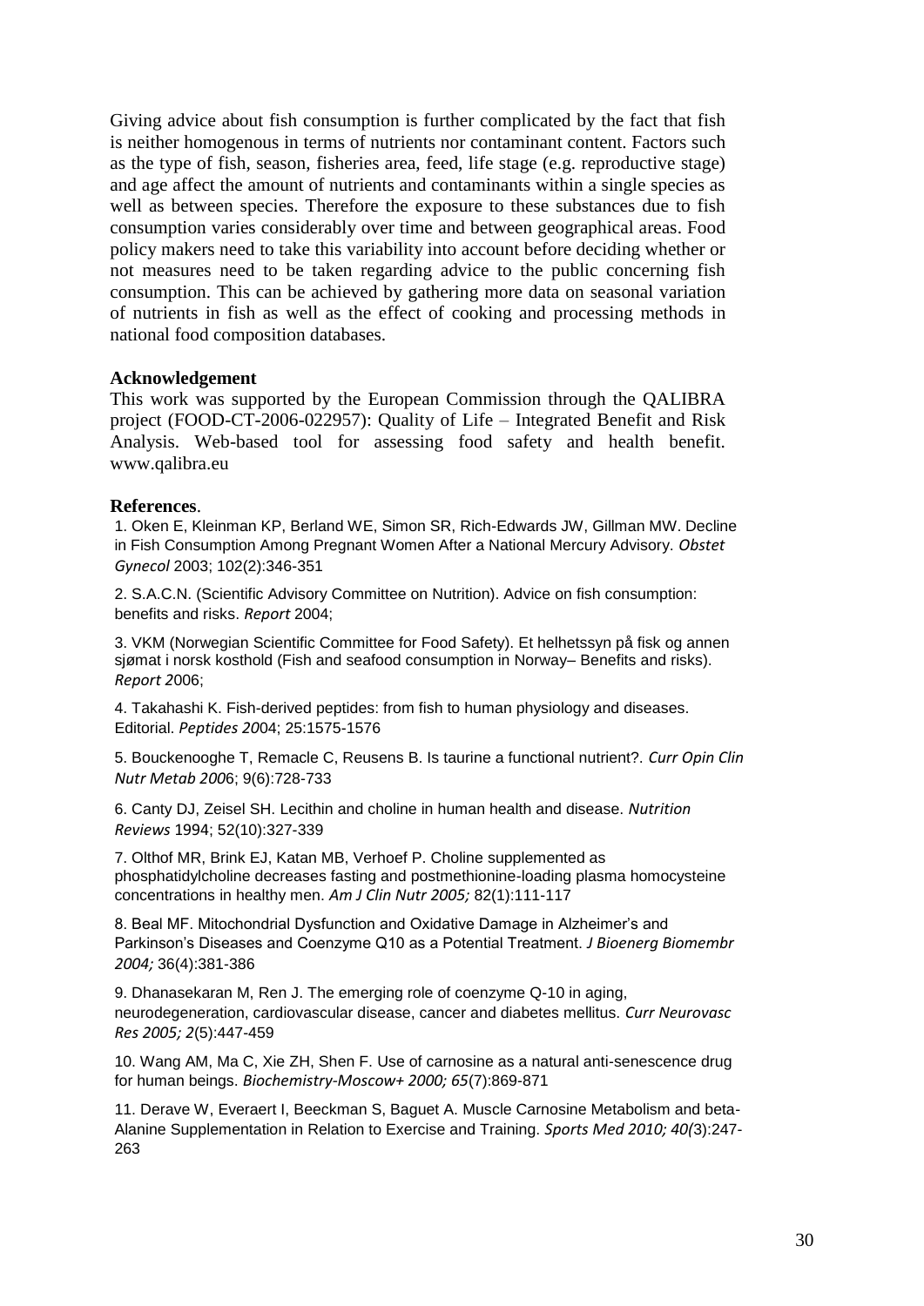Giving advice about fish consumption is further complicated by the fact that fish is neither homogenous in terms of nutrients nor contaminant content. Factors such as the type of fish, season, fisheries area, feed, life stage (e.g. reproductive stage) and age affect the amount of nutrients and contaminants within a single species as well as between species. Therefore the exposure to these substances due to fish consumption varies considerably over time and between geographical areas. Food policy makers need to take this variability into account before deciding whether or not measures need to be taken regarding advice to the public concerning fish consumption. This can be achieved by gathering more data on seasonal variation of nutrients in fish as well as the effect of cooking and processing methods in national food composition databases.

**Acknowledgement**

This work was supported by the European Commission through the QALIBRA project (FOOD-CT-2006-022957): Quality of Life – Integrated Benefit and Risk Analysis. Web-based tool for assessing food safety and health benefit. www.qalibra.eu

**References**.

1. Oken E, Kleinman KP, Berland WE, Simon SR, Rich-Edwards JW, Gillman MW. Decline in Fish Consumption Among Pregnant Women After a National Mercury Advisory. *Obstet Gynecol* 2003; 102(2):346-351

2. S.A.C.N. (Scientific Advisory Committee on Nutrition). Advice on fish consumption: benefits and risks. *Report* 2004;

3. VKM (Norwegian Scientific Committee for Food Safety). Et helhetssyn på fisk og annen sjømat i norsk kosthold (Fish and seafood consumption in Norway– Benefits and risks). *Report 2*006;

4. Takahashi K. Fish-derived peptides: from fish to human physiology and diseases. Editorial. *Peptides 20*04; 25:1575-1576

5. Bouckenooghe T, Remacle C, Reusens B. Is taurine a functional nutrient?. *Curr Opin Clin Nutr Metab 200*6; 9(6):728-733

6. Canty DJ, Zeisel SH. Lecithin and choline in human health and disease. *Nutrition Reviews* 1994; 52(10):327-339

7. Olthof MR, Brink EJ, Katan MB, Verhoef P. Choline supplemented as phosphatidylcholine decreases fasting and postmethionine-loading plasma homocysteine concentrations in healthy men. *Am J Clin Nutr 2005;* 82(1):111-117

8. Beal MF. Mitochondrial Dysfunction and Oxidative Damage in Alzheimer's and Parkinson's Diseases and Coenzyme Q10 as a Potential Treatment. *J Bioenerg Biomembr 2004;* 36(4):381-386

9. Dhanasekaran M, Ren J. The emerging role of coenzyme Q-10 in aging, neurodegeneration, cardiovascular disease, cancer and diabetes mellitus. *Curr Neurovasc Res 2005; 2*(5):447-459

10. Wang AM, Ma C, Xie ZH, Shen F. Use of carnosine as a natural anti-senescence drug for human beings. *Biochemistry-Moscow+ 2000; 65*(7):869-871

11. Derave W, Everaert I, Beeckman S, Baguet A. Muscle Carnosine Metabolism and beta-Alanine Supplementation in Relation to Exercise and Training. *Sports Med 2010; 40(*3):247-263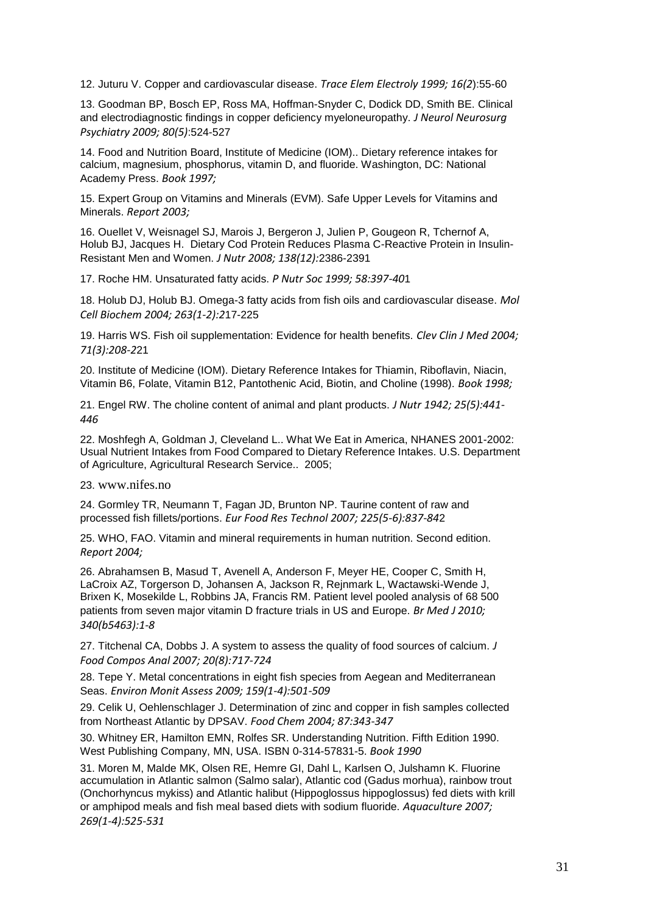12. Juturu V. Copper and cardiovascular disease. *Trace Elem Electroly 1999; 16(2*):55-60

13. Goodman BP, Bosch EP, Ross MA, Hoffman-Snyder C, Dodick DD, Smith BE. Clinical and electrodiagnostic findings in copper deficiency myeloneuropathy. *J Neurol Neurosurg Psychiatry 2009; 80(5)*:524-527

14. Food and Nutrition Board, Institute of Medicine (IOM).. Dietary reference intakes for calcium, magnesium, phosphorus, vitamin D, and fluoride. Washington, DC: National Academy Press. *Book 1997;*

15. Expert Group on Vitamins and Minerals (EVM). Safe Upper Levels for Vitamins and Minerals. *Report 2003;*

16. Ouellet V, Weisnagel SJ, Marois J, Bergeron J, Julien P, Gougeon R, Tchernof A, Holub BJ, Jacques H. Dietary Cod Protein Reduces Plasma C-Reactive Protein in Insulin-Resistant Men and Women. *J Nutr 2008; 138(12):*2386-2391

17. Roche HM. Unsaturated fatty acids. *P Nutr Soc 1999; 58:397-40*1

18. Holub DJ, Holub BJ. Omega-3 fatty acids from fish oils and cardiovascular disease. *Mol Cell Biochem 2004; 263(1-2):*217-225

19. Harris WS. Fish oil supplementation: Evidence for health benefits. *Clev Clin J Med 2004; 71(3):208-2*21

20. Institute of Medicine (IOM). Dietary Reference Intakes for Thiamin, Riboflavin, Niacin, Vitamin B6, Folate, Vitamin B12, Pantothenic Acid, Biotin, and Choline (1998). *Book 1998;*

21. Engel RW. The choline content of animal and plant products. *J Nutr 1942; 25(5):441-446*

22. Moshfegh A, Goldman J, Cleveland L.. What We Eat in America, NHANES 2001-2002: Usual Nutrient Intakes from Food Compared to Dietary Reference Intakes. U.S. Department of Agriculture, Agricultural Research Service.. 2005;

23. www.nifes.no

24. Gormley TR, Neumann T, Fagan JD, Brunton NP. Taurine content of raw and processed fish fillets/portions. *Eur Food Res Technol 2007; 225(5-6):837-84*2

25. WHO, FAO. Vitamin and mineral requirements in human nutrition. Second edition. *Report 2004;*

26. Abrahamsen B, Masud T, Avenell A, Anderson F, Meyer HE, Cooper C, Smith H, LaCroix AZ, Torgerson D, Johansen A, Jackson R, Rejnmark L, Wactawski-Wende J, Brixen K, Mosekilde L, Robbins JA, Francis RM. Patient level pooled analysis of 68 500 patients from seven major vitamin D fracture trials in US and Europe. *Br Med J 2010; 340(b5463):1-8*

27. Titchenal CA, Dobbs J. A system to assess the quality of food sources of calcium. *J Food Compos Anal 2007; 20(8):717-724*

28. Tepe Y. Metal concentrations in eight fish species from Aegean and Mediterranean Seas. *Environ Monit Assess 2009; 159(1-4):501-509*

29. Celik U, Oehlenschlager J. Determination of zinc and copper in fish samples collected from Northeast Atlantic by DPSAV. *Food Chem 2004; 87:343-347*

30. Whitney ER, Hamilton EMN, Rolfes SR. Understanding Nutrition. Fifth Edition 1990. West Publishing Company, MN, USA. ISBN 0-314-57831-5. *Book 1990*

31. Moren M, Malde MK, Olsen RE, Hemre GI, Dahl L, Karlsen O, Julshamn K. Fluorine accumulation in Atlantic salmon (Salmo salar), Atlantic cod (Gadus morhua), rainbow trout (Onchorhyncus mykiss) and Atlantic halibut (Hippoglossus hippoglossus) fed diets with krill or amphipod meals and fish meal based diets with sodium fluoride. *Aquaculture 2007; 269(1-4):525-531*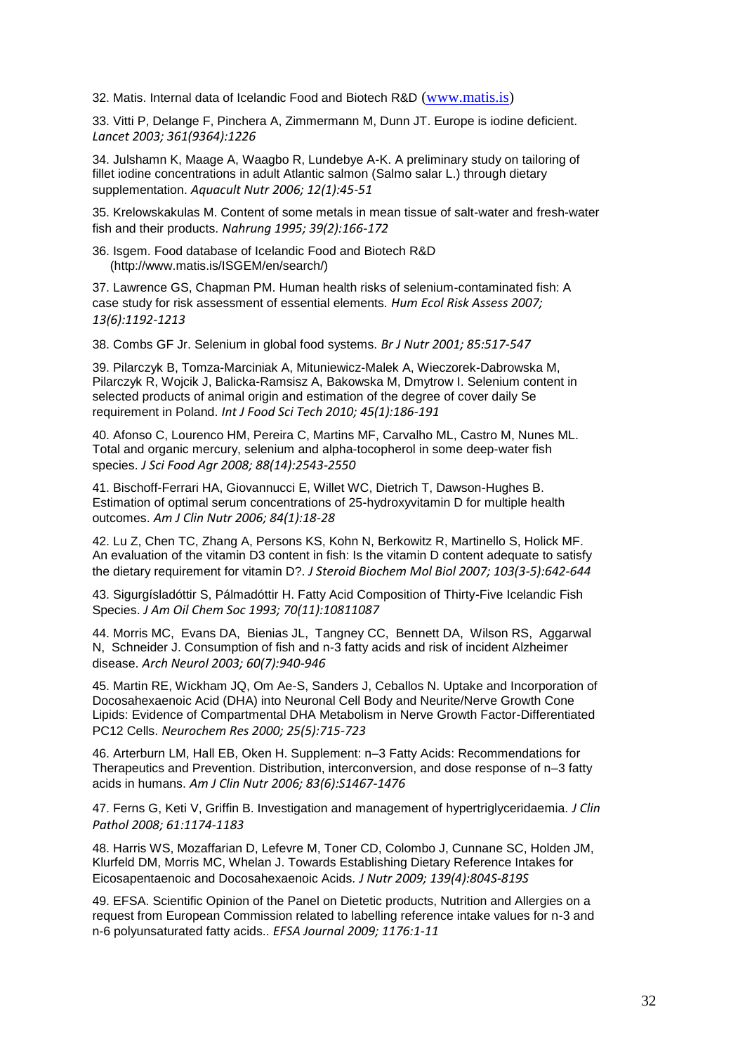32. Matis. Internal data of Icelandic Food and Biotech R&D (www.matis.is)

33. Vitti P, Delange F, Pinchera A, Zimmermann M, Dunn JT. Europe is iodine deficient. *Lancet 2003; 361(9364):1226*

34. Julshamn K, Maage A, Waagbo R, Lundebye A-K. A preliminary study on tailoring of fillet iodine concentrations in adult Atlantic salmon (Salmo salar L.) through dietary supplementation. *Aquacult Nutr 2006; 12(1):45-51*

35. Krelowskakulas M. Content of some metals in mean tissue of salt-water and fresh-water fish and their products. *Nahrung 1995; 39(2):166-172*

36. Isgem. Food database of Icelandic Food and Biotech R&D (http://www.matis.is/ISGEM/en/search/)

37. Lawrence GS, Chapman PM. Human health risks of selenium-contaminated fish: A case study for risk assessment of essential elements. *Hum Ecol Risk Assess 2007; 13(6):1192-1213*

38. Combs GF Jr. Selenium in global food systems. *Br J Nutr 2001; 85:517-547*

39. Pilarczyk B, Tomza-Marciniak A, Mituniewicz-Malek A, Wieczorek-Dabrowska M, Pilarczyk R, Wojcik J, Balicka-Ramsisz A, Bakowska M, Dmytrow I. Selenium content in selected products of animal origin and estimation of the degree of cover daily Se requirement in Poland. *Int J Food Sci Tech 2010; 45(1):186-191*

40. Afonso C, Lourenco HM, Pereira C, Martins MF, Carvalho ML, Castro M, Nunes ML. Total and organic mercury, selenium and alpha-tocopherol in some deep-water fish species. *J Sci Food Agr 2008; 88(14):2543-2550*

41. Bischoff-Ferrari HA, Giovannucci E, Willet WC, Dietrich T, Dawson-Hughes B. Estimation of optimal serum concentrations of 25-hydroxyvitamin D for multiple health outcomes. *Am J Clin Nutr 2006; 84(1):18-28*

42. Lu Z, Chen TC, Zhang A, Persons KS, Kohn N, Berkowitz R, Martinello S, Holick MF. An evaluation of the vitamin D3 content in fish: Is the vitamin D content adequate to satisfy the dietary requirement for vitamin D?. *J Steroid Biochem Mol Biol 2007; 103(3-5):642-644*

43. Sigurgísladóttir S, Pálmadóttir H. Fatty Acid Composition of Thirty-Five Icelandic Fish Species. *J Am Oil Chem Soc 1993; 70(11):10811087*

44. Morris MC, Evans DA, Bienias JL, Tangney CC, Bennett DA, Wilson RS, Aggarwal N, Schneider J. Consumption of fish and n-3 fatty acids and risk of incident Alzheimer disease. *Arch Neurol 2003; 60(7):940-946*

45. Martin RE, Wickham JQ, Om Ae-S, Sanders J, Ceballos N. Uptake and Incorporation of Docosahexaenoic Acid (DHA) into Neuronal Cell Body and Neurite/Nerve Growth Cone Lipids: Evidence of Compartmental DHA Metabolism in Nerve Growth Factor-Differentiated PC12 Cells. *Neurochem Res 2000; 25(5):715-723*

46. Arterburn LM, Hall EB, Oken H. Supplement: n–3 Fatty Acids: Recommendations for Therapeutics and Prevention. Distribution, interconversion, and dose response of n–3 fatty acids in humans. *Am J Clin Nutr 2006; 83(6):S1467-1476*

47. Ferns G, Keti V, Griffin B. Investigation and management of hypertriglyceridaemia. *J Clin Pathol 2008; 61:1174-1183*

48. Harris WS, Mozaffarian D, Lefevre M, Toner CD, Colombo J, Cunnane SC, Holden JM, Klurfeld DM, Morris MC, Whelan J. Towards Establishing Dietary Reference Intakes for Eicosapentaenoic and Docosahexaenoic Acids. *J Nutr 2009; 139(4):804S-819S*

49. EFSA. Scientific Opinion of the Panel on Dietetic products, Nutrition and Allergies on a request from European Commission related to labelling reference intake values for n-3 and n-6 polyunsaturated fatty acids.. *EFSA Journal 2009; 1176:1-11*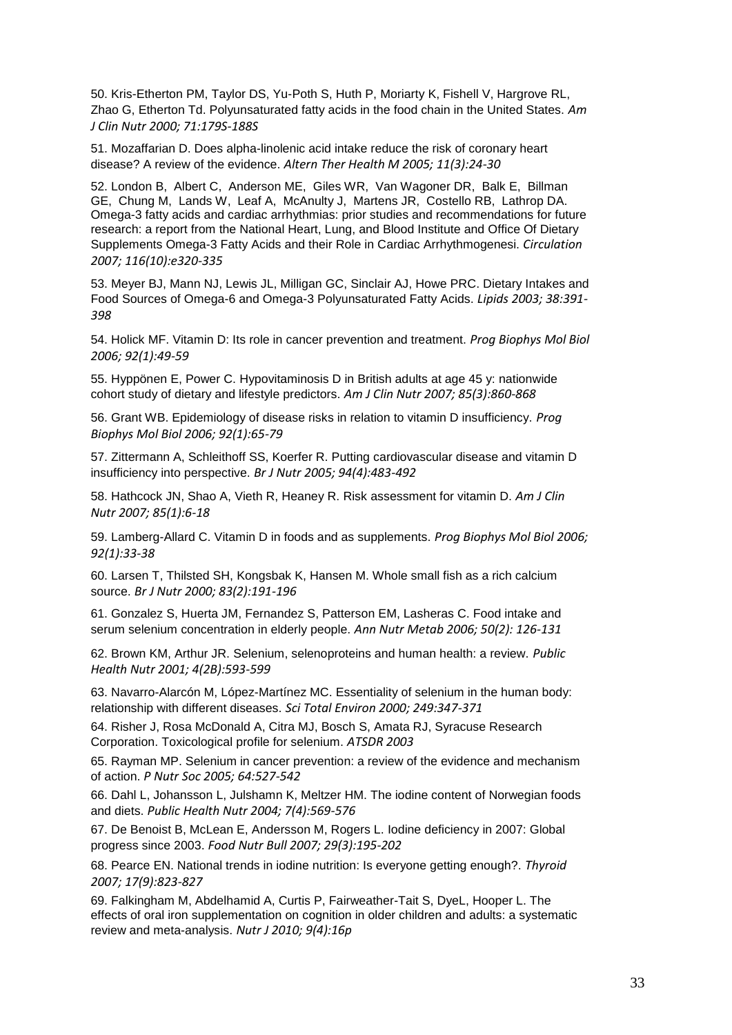50. Kris-Etherton PM, Taylor DS, Yu-Poth S, Huth P, Moriarty K, Fishell V, Hargrove RL, Zhao G, Etherton Td. Polyunsaturated fatty acids in the food chain in the United States. *Am J Clin Nutr 2000; 71:179S-188S*

51. Mozaffarian D. Does alpha-linolenic acid intake reduce the risk of coronary heart disease? A review of the evidence. *Altern Ther Health M 2005; 11(3):24-30*

52. London B, Albert C, Anderson ME, Giles WR, Van Wagoner DR, Balk E, Billman GE, Chung M, Lands W, Leaf A, McAnulty J, Martens JR, Costello RB, Lathrop DA. Omega-3 fatty acids and cardiac arrhythmias: prior studies and recommendations for future research: a report from the National Heart, Lung, and Blood Institute and Office Of Dietary Supplements Omega-3 Fatty Acids and their Role in Cardiac Arrhythmogenesi. *Circulation 2007; 116(10):e320-335*

53. Meyer BJ, Mann NJ, Lewis JL, Milligan GC, Sinclair AJ, Howe PRC. Dietary Intakes and Food Sources of Omega-6 and Omega-3 Polyunsaturated Fatty Acids. *Lipids 2003; 38:391-398*

54. Holick MF. Vitamin D: Its role in cancer prevention and treatment. *Prog Biophys Mol Biol 2006; 92(1):49-59*

55. Hyppönen E, Power C. Hypovitaminosis D in British adults at age 45 y: nationwide cohort study of dietary and lifestyle predictors. *Am J Clin Nutr 2007; 85(3):860-868*

56. Grant WB. Epidemiology of disease risks in relation to vitamin D insufficiency. *Prog Biophys Mol Biol 2006; 92(1):65-79*

57. Zittermann A, Schleithoff SS, Koerfer R. Putting cardiovascular disease and vitamin D insufficiency into perspective. *Br J Nutr 2005; 94(4):483-492*

58. Hathcock JN, Shao A, Vieth R, Heaney R. Risk assessment for vitamin D. *Am J Clin Nutr 2007; 85(1):6-18*

59. Lamberg-Allard C. Vitamin D in foods and as supplements. *Prog Biophys Mol Biol 2006; 92(1):33-38*

60. Larsen T, Thilsted SH, Kongsbak K, Hansen M. Whole small fish as a rich calcium source. *Br J Nutr 2000; 83(2):191-196*

61. Gonzalez S, Huerta JM, Fernandez S, Patterson EM, Lasheras C. Food intake and serum selenium concentration in elderly people. *Ann Nutr Metab 2006; 50(2): 126-131*

62. Brown KM, Arthur JR. Selenium, selenoproteins and human health: a review. *Public Health Nutr 2001; 4(2B):593-599*

63. Navarro-Alarcón M, López-Martínez MC. Essentiality of selenium in the human body: relationship with different diseases. *Sci Total Environ 2000; 249:347-371*

64. Risher J, Rosa McDonald A, Citra MJ, Bosch S, Amata RJ, Syracuse Research Corporation. Toxicological profile for selenium. *ATSDR 2003*

65. Rayman MP. Selenium in cancer prevention: a review of the evidence and mechanism of action. *P Nutr Soc 2005; 64:527-542*

66. Dahl L, Johansson L, Julshamn K, Meltzer HM. The iodine content of Norwegian foods and diets. *Public Health Nutr 2004; 7(4):569-576*

67. De Benoist B, McLean E, Andersson M, Rogers L. Iodine deficiency in 2007: Global progress since 2003. *Food Nutr Bull 2007; 29(3):195-202*

68. Pearce EN. National trends in iodine nutrition: Is everyone getting enough?. *Thyroid 2007; 17(9):823-827*

69. Falkingham M, Abdelhamid A, Curtis P, Fairweather-Tait S, DyeL, Hooper L. The effects of oral iron supplementation on cognition in older children and adults: a systematic review and meta-analysis. *Nutr J 2010; 9(4):16p*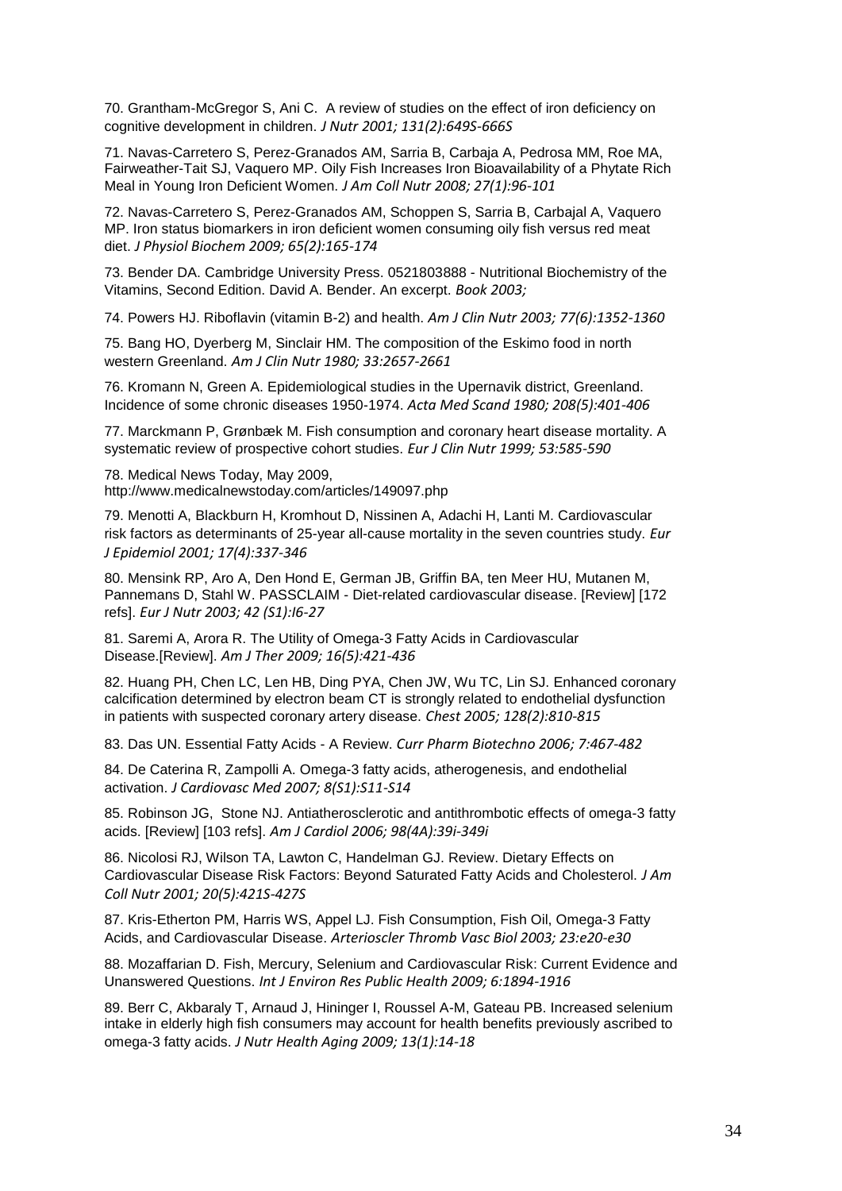70. Grantham-McGregor S, Ani C. A review of studies on the effect of iron deficiency on cognitive development in children. *J Nutr 2001; 131(2):649S-666S*

71. Navas-Carretero S, Perez-Granados AM, Sarria B, Carbaja A, Pedrosa MM, Roe MA, Fairweather-Tait SJ, Vaquero MP. Oily Fish Increases Iron Bioavailability of a Phytate Rich Meal in Young Iron Deficient Women. *J Am Coll Nutr 2008; 27(1):96-101*

72. Navas-Carretero S, Perez-Granados AM, Schoppen S, Sarria B, Carbajal A, Vaquero MP. Iron status biomarkers in iron deficient women consuming oily fish versus red meat diet. *J Physiol Biochem 2009; 65(2):165-174*

73. Bender DA. Cambridge University Press. 0521803888 - Nutritional Biochemistry of the Vitamins, Second Edition. David A. Bender. An excerpt. *Book 2003;*

74. Powers HJ. Riboflavin (vitamin B-2) and health. *Am J Clin Nutr 2003; 77(6):1352-1360*

75. Bang HO, Dyerberg M, Sinclair HM. The composition of the Eskimo food in north western Greenland. *Am J Clin Nutr 1980; 33:2657-2661*

76. Kromann N, Green A. Epidemiological studies in the Upernavik district, Greenland. Incidence of some chronic diseases 1950-1974. *Acta Med Scand 1980; 208(5):401-406*

77. Marckmann P, Grønbæk M. Fish consumption and coronary heart disease mortality. A systematic review of prospective cohort studies. *Eur J Clin Nutr 1999; 53:585-590*

78. Medical News Today, May 2009, http://www.medicalnewstoday.com/articles/149097.php

79. Menotti A, Blackburn H, Kromhout D, Nissinen A, Adachi H, Lanti M. Cardiovascular risk factors as determinants of 25-year all-cause mortality in the seven countries study. *Eur J Epidemiol 2001; 17(4):337-346*

80. Mensink RP, Aro A, Den Hond E, German JB, Griffin BA, ten Meer HU, Mutanen M, Pannemans D, Stahl W. PASSCLAIM - Diet-related cardiovascular disease. [Review] [172 refs]. *Eur J Nutr 2003; 42 (S1):I6-27*

81. Saremi A, Arora R. The Utility of Omega-3 Fatty Acids in Cardiovascular Disease.[Review]. *Am J Ther 2009; 16(5):421-436*

82. Huang PH, Chen LC, Len HB, Ding PYA, Chen JW, Wu TC, Lin SJ. Enhanced coronary calcification determined by electron beam CT is strongly related to endothelial dysfunction in patients with suspected coronary artery disease. *Chest 2005; 128(2):810-815*

83. Das UN. Essential Fatty Acids - A Review. *Curr Pharm Biotechno 2006; 7:467-482*

84. De Caterina R, Zampolli A. Omega-3 fatty acids, atherogenesis, and endothelial activation. *J Cardiovasc Med 2007; 8(S1):S11-S14*

85. Robinson JG, Stone NJ. Antiatherosclerotic and antithrombotic effects of omega-3 fatty acids. [Review] [103 refs]. *Am J Cardiol 2006; 98(4A):39i-349i*

86. Nicolosi RJ, Wilson TA, Lawton C, Handelman GJ. Review. Dietary Effects on Cardiovascular Disease Risk Factors: Beyond Saturated Fatty Acids and Cholesterol. *J Am Coll Nutr 2001; 20(5):421S-427S*

87. Kris-Etherton PM, Harris WS, Appel LJ. Fish Consumption, Fish Oil, Omega-3 Fatty Acids, and Cardiovascular Disease. *Arterioscler Thromb Vasc Biol 2003; 23:e20-e30*

88. Mozaffarian D. Fish, Mercury, Selenium and Cardiovascular Risk: Current Evidence and Unanswered Questions. *Int J Environ Res Public Health 2009; 6:1894-1916*

89. Berr C, Akbaraly T, Arnaud J, Hininger I, Roussel A-M, Gateau PB. Increased selenium intake in elderly high fish consumers may account for health benefits previously ascribed to omega-3 fatty acids. *J Nutr Health Aging 2009; 13(1):14-18*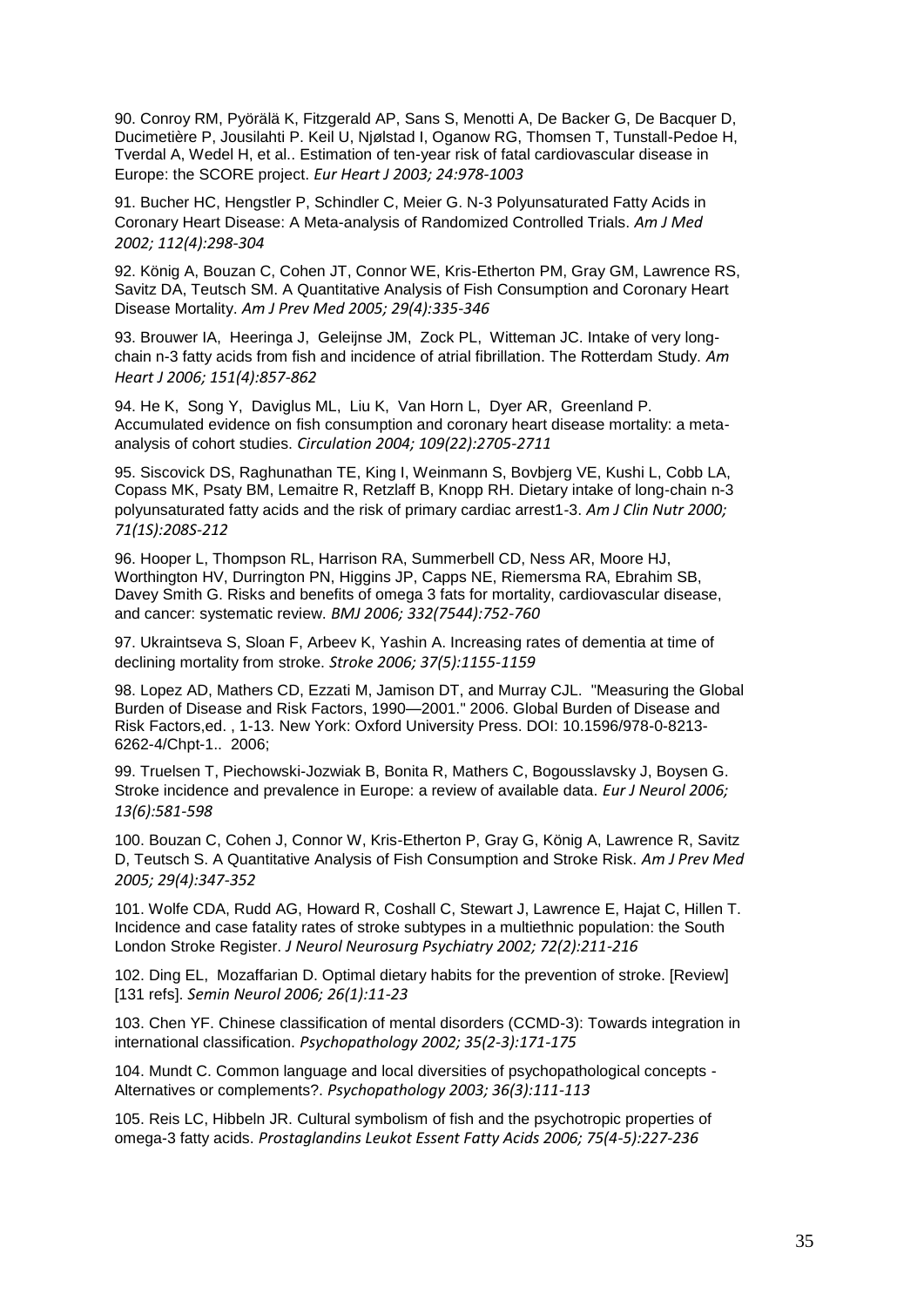90. Conroy RM, Pyörälä K, Fitzgerald AP, Sans S, Menotti A, De Backer G, De Bacquer D, Ducimetière P, Jousilahti P. Keil U, Njølstad I, Oganow RG, Thomsen T, Tunstall-Pedoe H, Tverdal A, Wedel H, et al.. Estimation of ten-year risk of fatal cardiovascular disease in Europe: the SCORE project. *Eur Heart J 2003; 24:978-1003*

91. Bucher HC, Hengstler P, Schindler C, Meier G. N-3 Polyunsaturated Fatty Acids in Coronary Heart Disease: A Meta-analysis of Randomized Controlled Trials. *Am J Med 2002; 112(4):298-304*

92. König A, Bouzan C, Cohen JT, Connor WE, Kris-Etherton PM, Gray GM, Lawrence RS, Savitz DA, Teutsch SM. A Quantitative Analysis of Fish Consumption and Coronary Heart Disease Mortality. *Am J Prev Med 2005; 29(4):335-346*

93. Brouwer IA, Heeringa J, Geleijnse JM, Zock PL, Witteman JC. Intake of very long-chain n-3 fatty acids from fish and incidence of atrial fibrillation. The Rotterdam Study. *Am Heart J 2006; 151(4):857-862*

94. He K, Song Y, Daviglus ML, Liu K, Van Horn L, Dyer AR, Greenland P. Accumulated evidence on fish consumption and coronary heart disease mortality: a meta-analysis of cohort studies. *Circulation 2004; 109(22):2705-2711*

95. Siscovick DS, Raghunathan TE, King I, Weinmann S, Bovbjerg VE, Kushi L, Cobb LA, Copass MK, Psaty BM, Lemaitre R, Retzlaff B, Knopp RH. Dietary intake of long-chain n-3 polyunsaturated fatty acids and the risk of primary cardiac arrest1-3. *Am J Clin Nutr 2000; 71(1S):208S-212*

96. Hooper L, Thompson RL, Harrison RA, Summerbell CD, Ness AR, Moore HJ, Worthington HV, Durrington PN, Higgins JP, Capps NE, Riemersma RA, Ebrahim SB, Davey Smith G. Risks and benefits of omega 3 fats for mortality, cardiovascular disease, and cancer: systematic review. *BMJ 2006; 332(7544):752-760*

97. Ukraintseva S, Sloan F, Arbeev K, Yashin A. Increasing rates of dementia at time of declining mortality from stroke. *Stroke 2006; 37(5):1155-1159*

98. Lopez AD, Mathers CD, Ezzati M, Jamison DT, and Murray CJL. "Measuring the Global Burden of Disease and Risk Factors, 1990—2001." 2006. Global Burden of Disease and Risk Factors,ed. , 1-13. New York: Oxford University Press. DOI: 10.1596/978-0-8213-6262-4/Chpt-1.. 2006;

99. Truelsen T, Piechowski-Jozwiak B, Bonita R, Mathers C, Bogousslavsky J, Boysen G. Stroke incidence and prevalence in Europe: a review of available data. *Eur J Neurol 2006; 13(6):581-598*

100. Bouzan C, Cohen J, Connor W, Kris-Etherton P, Gray G, König A, Lawrence R, Savitz D, Teutsch S. A Quantitative Analysis of Fish Consumption and Stroke Risk. *Am J Prev Med 2005; 29(4):347-352*

101. Wolfe CDA, Rudd AG, Howard R, Coshall C, Stewart J, Lawrence E, Hajat C, Hillen T. Incidence and case fatality rates of stroke subtypes in a multiethnic population: the South London Stroke Register. *J Neurol Neurosurg Psychiatry 2002; 72(2):211-216*

102. Ding EL, Mozaffarian D. Optimal dietary habits for the prevention of stroke. [Review] [131 refs]. *Semin Neurol 2006; 26(1):11-23*

103. Chen YF. Chinese classification of mental disorders (CCMD-3): Towards integration in international classification. *Psychopathology 2002; 35(2-3):171-175*

104. Mundt C. Common language and local diversities of psychopathological concepts - Alternatives or complements?. *Psychopathology 2003; 36(3):111-113*

105. Reis LC, Hibbeln JR. Cultural symbolism of fish and the psychotropic properties of omega-3 fatty acids. *Prostaglandins Leukot Essent Fatty Acids 2006; 75(4-5):227-236*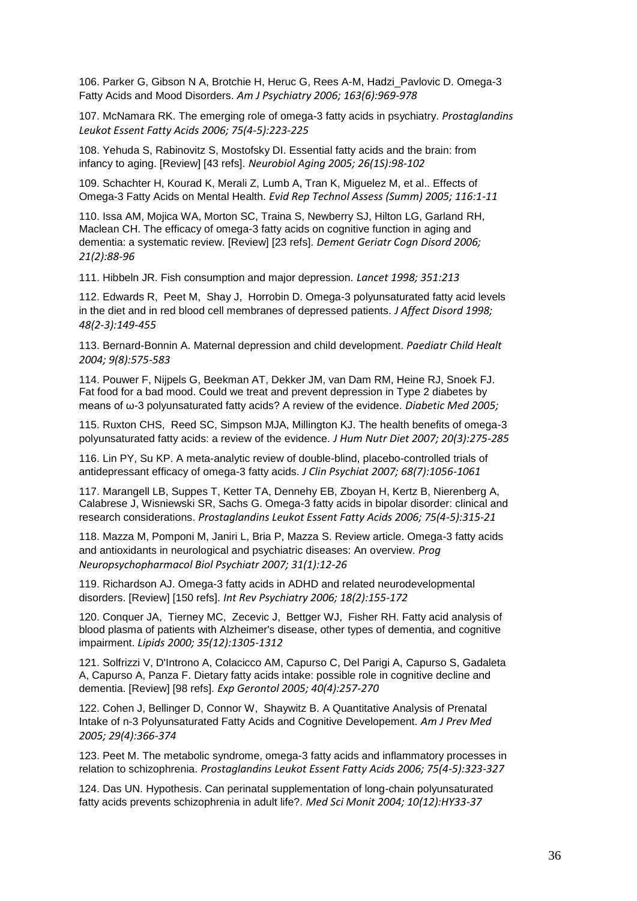106. Parker G, Gibson N A, Brotchie H, Heruc G, Rees A-M, Hadzi_Pavlovic D. Omega-3 Fatty Acids and Mood Disorders. *Am J Psychiatry 2006; 163(6):969-978*

107. McNamara RK. The emerging role of omega-3 fatty acids in psychiatry. *Prostaglandins Leukot Essent Fatty Acids 2006; 75(4-5):223-225*

108. Yehuda S, Rabinovitz S, Mostofsky DI. Essential fatty acids and the brain: from infancy to aging. [Review] [43 refs]. *Neurobiol Aging 2005; 26(1S):98-102*

109. Schachter H, Kourad K, Merali Z, Lumb A, Tran K, Miguelez M, et al.. Effects of Omega-3 Fatty Acids on Mental Health. *Evid Rep Technol Assess (Summ) 2005; 116:1-11*

110. Issa AM, Mojica WA, Morton SC, Traina S, Newberry SJ, Hilton LG, Garland RH, Maclean CH. The efficacy of omega-3 fatty acids on cognitive function in aging and dementia: a systematic review. [Review] [23 refs]. *Dement Geriatr Cogn Disord 2006; 21(2):88-96*

111. Hibbeln JR. Fish consumption and major depression. *Lancet 1998; 351:213*

112. Edwards R, Peet M, Shay J, Horrobin D. Omega-3 polyunsaturated fatty acid levels in the diet and in red blood cell membranes of depressed patients. *J Affect Disord 1998; 48(2-3):149-455*

113. Bernard-Bonnin A. Maternal depression and child development. *Paediatr Child Healt 2004; 9(8):575-583*

114. Pouwer F, Nijpels G, Beekman AT, Dekker JM, van Dam RM, Heine RJ, Snoek FJ. Fat food for a bad mood. Could we treat and prevent depression in Type 2 diabetes by means of ω-3 polyunsaturated fatty acids? A review of the evidence. *Diabetic Med 2005;*

115. Ruxton CHS, Reed SC, Simpson MJA, Millington KJ. The health benefits of omega-3 polyunsaturated fatty acids: a review of the evidence. *J Hum Nutr Diet 2007; 20(3):275-285*

116. Lin PY, Su KP. A meta-analytic review of double-blind, placebo-controlled trials of antidepressant efficacy of omega-3 fatty acids. *J Clin Psychiat 2007; 68(7):1056-1061*

117. Marangell LB, Suppes T, Ketter TA, Dennehy EB, Zboyan H, Kertz B, Nierenberg A, Calabrese J, Wisniewski SR, Sachs G. Omega-3 fatty acids in bipolar disorder: clinical and research considerations. *Prostaglandins Leukot Essent Fatty Acids 2006; 75(4-5):315-21*

118. Mazza M, Pomponi M, Janiri L, Bria P, Mazza S. Review article. Omega-3 fatty acids and antioxidants in neurological and psychiatric diseases: An overview. *Prog Neuropsychopharmacol Biol Psychiatr 2007; 31(1):12-26*

119. Richardson AJ. Omega-3 fatty acids in ADHD and related neurodevelopmental disorders. [Review] [150 refs]. *Int Rev Psychiatry 2006; 18(2):155-172*

120. Conquer JA, Tierney MC, Zecevic J, Bettger WJ, Fisher RH. Fatty acid analysis of blood plasma of patients with Alzheimer's disease, other types of dementia, and cognitive impairment. *Lipids 2000; 35(12):1305-1312*

121. Solfrizzi V, D'Introno A, Colacicco AM, Capurso C, Del Parigi A, Capurso S, Gadaleta A, Capurso A, Panza F. Dietary fatty acids intake: possible role in cognitive decline and dementia. [Review] [98 refs]. *Exp Gerontol 2005; 40(4):257-270*

122. Cohen J, Bellinger D, Connor W, Shaywitz B. A Quantitative Analysis of Prenatal Intake of n-3 Polyunsaturated Fatty Acids and Cognitive Developement. *Am J Prev Med 2005; 29(4):366-374*

123. Peet M. The metabolic syndrome, omega-3 fatty acids and inflammatory processes in relation to schizophrenia. *Prostaglandins Leukot Essent Fatty Acids 2006; 75(4-5):323-327*

124. Das UN. Hypothesis. Can perinatal supplementation of long-chain polyunsaturated fatty acids prevents schizophrenia in adult life?. *Med Sci Monit 2004; 10(12):HY33-37*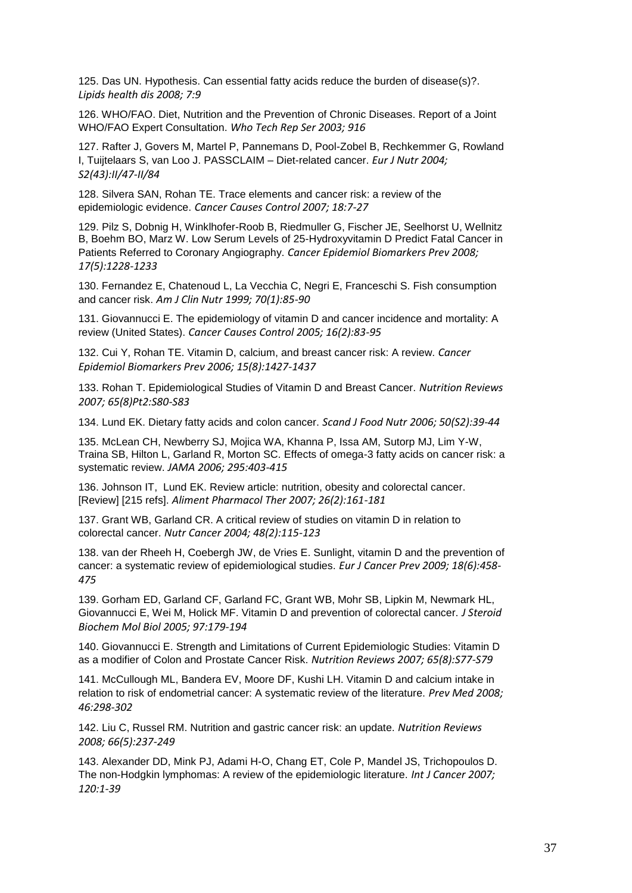125. Das UN. Hypothesis. Can essential fatty acids reduce the burden of disease(s)?. *Lipids health dis 2008; 7:9*

126. WHO/FAO. Diet, Nutrition and the Prevention of Chronic Diseases. Report of a Joint WHO/FAO Expert Consultation. *Who Tech Rep Ser 2003; 916*

127. Rafter J, Govers M, Martel P, Pannemans D, Pool-Zobel B, Rechkemmer G, Rowland I, Tuijtelaars S, van Loo J. PASSCLAIM – Diet-related cancer. *Eur J Nutr 2004; S2(43):II/47-II/84*

128. Silvera SAN, Rohan TE. Trace elements and cancer risk: a review of the epidemiologic evidence. *Cancer Causes Control 2007; 18:7-27*

129. Pilz S, Dobnig H, Winklhofer-Roob B, Riedmuller G, Fischer JE, Seelhorst U, Wellnitz B, Boehm BO, Marz W. Low Serum Levels of 25-Hydroxyvitamin D Predict Fatal Cancer in Patients Referred to Coronary Angiography. *Cancer Epidemiol Biomarkers Prev 2008; 17(5):1228-1233*

130. Fernandez E, Chatenoud L, La Vecchia C, Negri E, Franceschi S. Fish consumption and cancer risk. *Am J Clin Nutr 1999; 70(1):85-90*

131. Giovannucci E. The epidemiology of vitamin D and cancer incidence and mortality: A review (United States). *Cancer Causes Control 2005; 16(2):83-95*

132. Cui Y, Rohan TE. Vitamin D, calcium, and breast cancer risk: A review. *Cancer Epidemiol Biomarkers Prev 2006; 15(8):1427-1437*

133. Rohan T. Epidemiological Studies of Vitamin D and Breast Cancer. *Nutrition Reviews 2007; 65(8)Pt2:S80-S83*

134. Lund EK. Dietary fatty acids and colon cancer. *Scand J Food Nutr 2006; 50(S2):39-44*

135. McLean CH, Newberry SJ, Mojica WA, Khanna P, Issa AM, Sutorp MJ, Lim Y-W, Traina SB, Hilton L, Garland R, Morton SC. Effects of omega-3 fatty acids on cancer risk: a systematic review. *JAMA 2006; 295:403-415*

136. Johnson IT, Lund EK. Review article: nutrition, obesity and colorectal cancer. [Review] [215 refs]. *Aliment Pharmacol Ther 2007; 26(2):161-181*

137. Grant WB, Garland CR. A critical review of studies on vitamin D in relation to colorectal cancer. *Nutr Cancer 2004; 48(2):115-123*

138. van der Rheeh H, Coebergh JW, de Vries E. Sunlight, vitamin D and the prevention of cancer: a systematic review of epidemiological studies. *Eur J Cancer Prev 2009; 18(6):458-475*

139. Gorham ED, Garland CF, Garland FC, Grant WB, Mohr SB, Lipkin M, Newmark HL, Giovannucci E, Wei M, Holick MF. Vitamin D and prevention of colorectal cancer. *J Steroid Biochem Mol Biol 2005; 97:179-194*

140. Giovannucci E. Strength and Limitations of Current Epidemiologic Studies: Vitamin D as a modifier of Colon and Prostate Cancer Risk. *Nutrition Reviews 2007; 65(8):S77-S79*

141. McCullough ML, Bandera EV, Moore DF, Kushi LH. Vitamin D and calcium intake in relation to risk of endometrial cancer: A systematic review of the literature. *Prev Med 2008; 46:298-302*

142. Liu C, Russel RM. Nutrition and gastric cancer risk: an update. *Nutrition Reviews 2008; 66(5):237-249*

143. Alexander DD, Mink PJ, Adami H-O, Chang ET, Cole P, Mandel JS, Trichopoulos D. The non-Hodgkin lymphomas: A review of the epidemiologic literature. *Int J Cancer 2007; 120:1-39*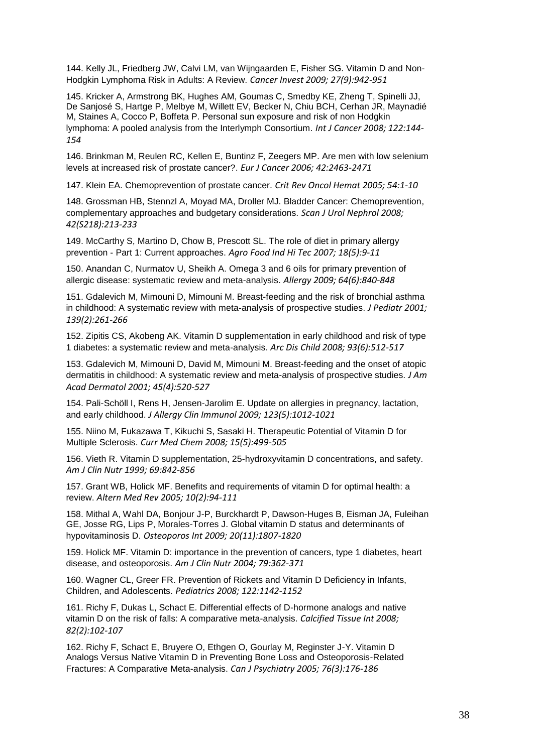144. Kelly JL, Friedberg JW, Calvi LM, van Wijngaarden E, Fisher SG. Vitamin D and Non-Hodgkin Lymphoma Risk in Adults: A Review. *Cancer Invest 2009; 27(9):942-951*

145. Kricker A, Armstrong BK, Hughes AM, Goumas C, Smedby KE, Zheng T, Spinelli JJ, De Sanjosé S, Hartge P, Melbye M, Willett EV, Becker N, Chiu BCH, Cerhan JR, Maynadié M, Staines A, Cocco P, Boffeta P. Personal sun exposure and risk of non Hodgkin lymphoma: A pooled analysis from the Interlymph Consortium. *Int J Cancer 2008; 122:144-154*

146. Brinkman M, Reulen RC, Kellen E, Buntinz F, Zeegers MP. Are men with low selenium levels at increased risk of prostate cancer?. *Eur J Cancer 2006; 42:2463-2471*

147. Klein EA. Chemoprevention of prostate cancer. *Crit Rev Oncol Hemat 2005; 54:1-10*

148. Grossman HB, Stennzl A, Moyad MA, Droller MJ. Bladder Cancer: Chemoprevention, complementary approaches and budgetary considerations. *Scan J Urol Nephrol 2008; 42(S218):213-233*

149. McCarthy S, Martino D, Chow B, Prescott SL. The role of diet in primary allergy prevention - Part 1: Current approaches. *Agro Food Ind Hi Tec 2007; 18(5):9-11*

150. Anandan C, Nurmatov U, Sheikh A. Omega 3 and 6 oils for primary prevention of allergic disease: systematic review and meta-analysis. *Allergy 2009; 64(6):840-848*

151. Gdalevich M, Mimouni D, Mimouni M. Breast-feeding and the risk of bronchial asthma in childhood: A systematic review with meta-analysis of prospective studies. *J Pediatr 2001; 139(2):261-266*

152. Zipitis CS, Akobeng AK. Vitamin D supplementation in early childhood and risk of type 1 diabetes: a systematic review and meta-analysis. *Arc Dis Child 2008; 93(6):512-517*

153. Gdalevich M, Mimouni D, David M, Mimouni M. Breast-feeding and the onset of atopic dermatitis in childhood: A systematic review and meta-analysis of prospective studies. *J Am Acad Dermatol 2001; 45(4):520-527*

154. Pali-Schöll I, Rens H, Jensen-Jarolim E. Update on allergies in pregnancy, lactation, and early childhood. *J Allergy Clin Immunol 2009; 123(5):1012-1021*

155. Niino M, Fukazawa T, Kikuchi S, Sasaki H. Therapeutic Potential of Vitamin D for Multiple Sclerosis. *Curr Med Chem 2008; 15(5):499-505*

156. Vieth R. Vitamin D supplementation, 25-hydroxyvitamin D concentrations, and safety. *Am J Clin Nutr 1999; 69:842-856*

157. Grant WB, Holick MF. Benefits and requirements of vitamin D for optimal health: a review. *Altern Med Rev 2005; 10(2):94-111*

158. Mithal A, Wahl DA, Bonjour J-P, Burckhardt P, Dawson-Huges B, Eisman JA, Fuleihan GE, Josse RG, Lips P, Morales-Torres J. Global vitamin D status and determinants of hypovitaminosis D. *Osteoporos Int 2009; 20(11):1807-1820*

159. Holick MF. Vitamin D: importance in the prevention of cancers, type 1 diabetes, heart disease, and osteoporosis. *Am J Clin Nutr 2004; 79:362-371*

160. Wagner CL, Greer FR. Prevention of Rickets and Vitamin D Deficiency in Infants, Children, and Adolescents. *Pediatrics 2008; 122:1142-1152*

161. Richy F, Dukas L, Schact E. Differential effects of D-hormone analogs and native vitamin D on the risk of falls: A comparative meta-analysis. *Calcified Tissue Int 2008; 82(2):102-107*

162. Richy F, Schact E, Bruyere O, Ethgen O, Gourlay M, Reginster J-Y. Vitamin D Analogs Versus Native Vitamin D in Preventing Bone Loss and Osteoporosis-Related Fractures: A Comparative Meta-analysis. *Can J Psychiatry 2005; 76(3):176-186*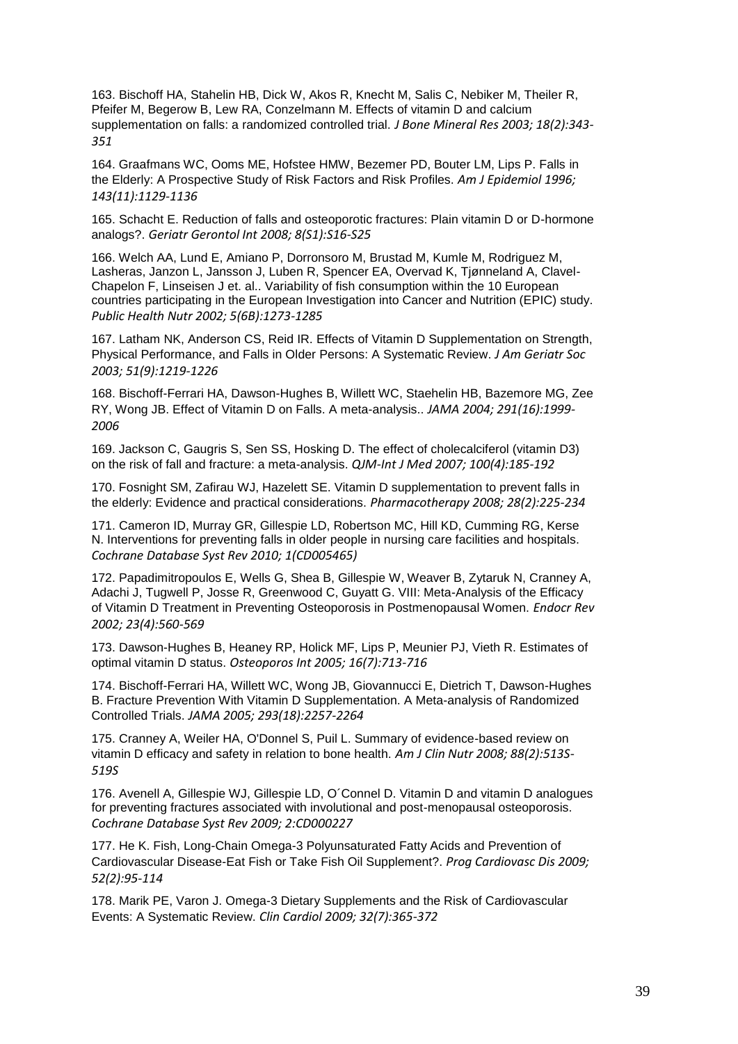163. Bischoff HA, Stahelin HB, Dick W, Akos R, Knecht M, Salis C, Nebiker M, Theiler R, Pfeifer M, Begerow B, Lew RA, Conzelmann M. Effects of vitamin D and calcium supplementation on falls: a randomized controlled trial. *J Bone Mineral Res 2003; 18(2):343-351*

164. Graafmans WC, Ooms ME, Hofstee HMW, Bezemer PD, Bouter LM, Lips P. Falls in the Elderly: A Prospective Study of Risk Factors and Risk Profiles. *Am J Epidemiol 1996; 143(11):1129-1136*

165. Schacht E. Reduction of falls and osteoporotic fractures: Plain vitamin D or D-hormone analogs?. *Geriatr Gerontol Int 2008; 8(S1):S16-S25*

166. Welch AA, Lund E, Amiano P, Dorronsoro M, Brustad M, Kumle M, Rodriguez M, Lasheras, Janzon L, Jansson J, Luben R, Spencer EA, Overvad K, Tjønneland A, Clavel-Chapelon F, Linseisen J et. al.. Variability of fish consumption within the 10 European countries participating in the European Investigation into Cancer and Nutrition (EPIC) study. *Public Health Nutr 2002; 5(6B):1273-1285*

167. Latham NK, Anderson CS, Reid IR. Effects of Vitamin D Supplementation on Strength, Physical Performance, and Falls in Older Persons: A Systematic Review. *J Am Geriatr Soc 2003; 51(9):1219-1226*

168. Bischoff-Ferrari HA, Dawson-Hughes B, Willett WC, Staehelin HB, Bazemore MG, Zee RY, Wong JB. Effect of Vitamin D on Falls. A meta-analysis.. *JAMA 2004; 291(16):1999-2006*

169. Jackson C, Gaugris S, Sen SS, Hosking D. The effect of cholecalciferol (vitamin D3) on the risk of fall and fracture: a meta-analysis. *QJM-Int J Med 2007; 100(4):185-192*

170. Fosnight SM, Zafirau WJ, Hazelett SE. Vitamin D supplementation to prevent falls in the elderly: Evidence and practical considerations. *Pharmacotherapy 2008; 28(2):225-234*

171. Cameron ID, Murray GR, Gillespie LD, Robertson MC, Hill KD, Cumming RG, Kerse N. Interventions for preventing falls in older people in nursing care facilities and hospitals. *Cochrane Database Syst Rev 2010; 1(CD005465)*

172. Papadimitropoulos E, Wells G, Shea B, Gillespie W, Weaver B, Zytaruk N, Cranney A, Adachi J, Tugwell P, Josse R, Greenwood C, Guyatt G. VIII: Meta-Analysis of the Efficacy of Vitamin D Treatment in Preventing Osteoporosis in Postmenopausal Women. *Endocr Rev 2002; 23(4):560-569*

173. Dawson-Hughes B, Heaney RP, Holick MF, Lips P, Meunier PJ, Vieth R. Estimates of optimal vitamin D status. *Osteoporos Int 2005; 16(7):713-716*

174. Bischoff-Ferrari HA, Willett WC, Wong JB, Giovannucci E, Dietrich T, Dawson-Hughes B. Fracture Prevention With Vitamin D Supplementation. A Meta-analysis of Randomized Controlled Trials. *JAMA 2005; 293(18):2257-2264*

175. Cranney A, Weiler HA, O'Donnel S, Puil L. Summary of evidence-based review on vitamin D efficacy and safety in relation to bone health. *Am J Clin Nutr 2008; 88(2):513S-519S*

176. Avenell A, Gillespie WJ, Gillespie LD, O´Connel D. Vitamin D and vitamin D analogues for preventing fractures associated with involutional and post-menopausal osteoporosis. *Cochrane Database Syst Rev 2009; 2:CD000227*

177. He K. Fish, Long-Chain Omega-3 Polyunsaturated Fatty Acids and Prevention of Cardiovascular Disease-Eat Fish or Take Fish Oil Supplement?. *Prog Cardiovasc Dis 2009; 52(2):95-114*

178. Marik PE, Varon J. Omega-3 Dietary Supplements and the Risk of Cardiovascular Events: A Systematic Review. *Clin Cardiol 2009; 32(7):365-372*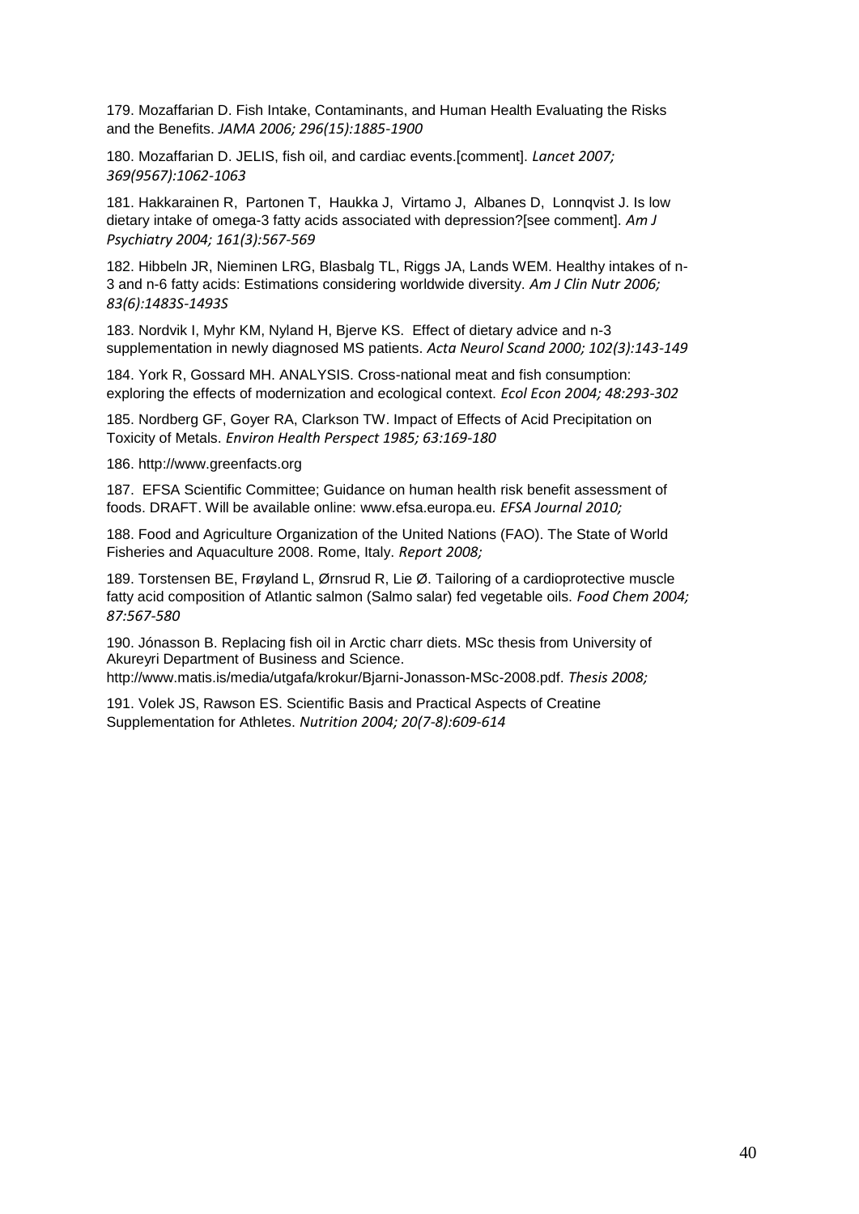179. Mozaffarian D. Fish Intake, Contaminants, and Human Health Evaluating the Risks and the Benefits. *JAMA 2006; 296(15):1885-1900*

180. Mozaffarian D. JELIS, fish oil, and cardiac events.[comment]. *Lancet 2007; 369(9567):1062-1063*

181. Hakkarainen R, Partonen T, Haukka J, Virtamo J, Albanes D, Lonnqvist J. Is low dietary intake of omega-3 fatty acids associated with depression?[see comment]. *Am J Psychiatry 2004; 161(3):567-569*

182. Hibbeln JR, Nieminen LRG, Blasbalg TL, Riggs JA, Lands WEM. Healthy intakes of n-3 and n-6 fatty acids: Estimations considering worldwide diversity. *Am J Clin Nutr 2006; 83(6):1483S-1493S*

183. Nordvik I, Myhr KM, Nyland H, Bjerve KS. Effect of dietary advice and n-3 supplementation in newly diagnosed MS patients. *Acta Neurol Scand 2000; 102(3):143-149*

184. York R, Gossard MH. ANALYSIS. Cross-national meat and fish consumption: exploring the effects of modernization and ecological context. *Ecol Econ 2004; 48:293-302*

185. Nordberg GF, Goyer RA, Clarkson TW. Impact of Effects of Acid Precipitation on Toxicity of Metals. *Environ Health Perspect 1985; 63:169-180*

186. http://www.greenfacts.org

187. EFSA Scientific Committee; Guidance on human health risk benefit assessment of foods. DRAFT. Will be available online: www.efsa.europa.eu. *EFSA Journal 2010;*

188. Food and Agriculture Organization of the United Nations (FAO). The State of World Fisheries and Aquaculture 2008. Rome, Italy. *Report 2008;*

189. Torstensen BE, Frøyland L, Ørnsrud R, Lie Ø. Tailoring of a cardioprotective muscle fatty acid composition of Atlantic salmon (Salmo salar) fed vegetable oils. *Food Chem 2004; 87:567-580*

190. Jónasson B. Replacing fish oil in Arctic charr diets. MSc thesis from University of Akureyri Department of Business and Science. http://www.matis.is/media/utgafa/krokur/Bjarni-Jonasson-MSc-2008.pdf. *Thesis 2008;*

191. Volek JS, Rawson ES. Scientific Basis and Practical Aspects of Creatine Supplementation for Athletes. *Nutrition 2004; 20(7-8):609-614*